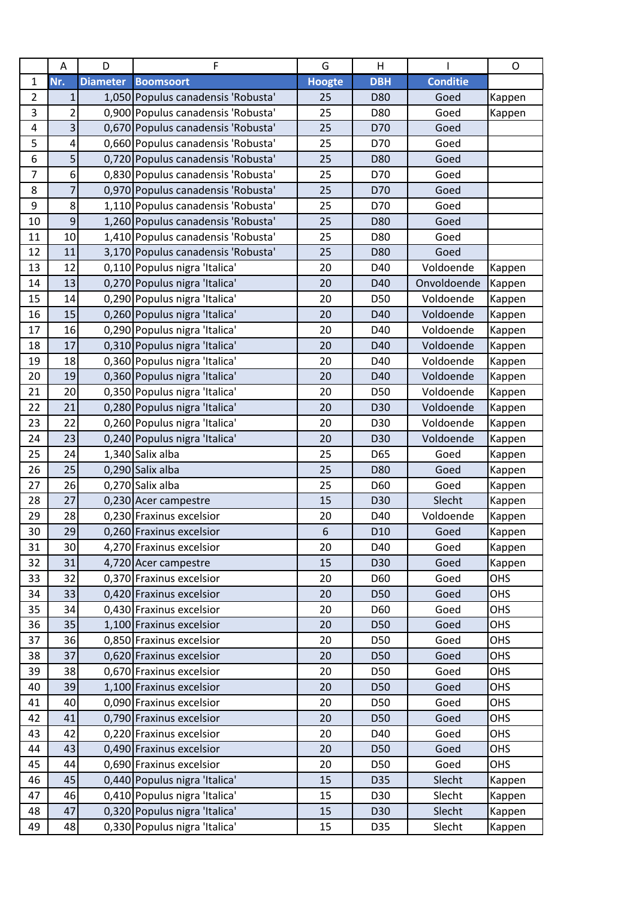| | A | D | F | G | H | I | O |
|---|---|---|---|---|---|---|---|
| 1 | Nr. | Diameter | Boomsoort | Hoogte | DBH | Conditie | |
| 2 | 1 | 1,050 | Populus canadensis 'Robusta' | 25 | D80 | Goed | Kappen |
| 3 | 2 | 0,900 | Populus canadensis 'Robusta' | 25 | D80 | Goed | Kappen |
| 4 | 3 | 0,670 | Populus canadensis 'Robusta' | 25 | D70 | Goed | |
| 5 | 4 | 0,660 | Populus canadensis 'Robusta' | 25 | D70 | Goed | |
| 6 | 5 | 0,720 | Populus canadensis 'Robusta' | 25 | D80 | Goed | |
| 7 | 6 | 0,830 | Populus canadensis 'Robusta' | 25 | D70 | Goed | |
| 8 | 7 | 0,970 | Populus canadensis 'Robusta' | 25 | D70 | Goed | |
| 9 | 8 | 1,110 | Populus canadensis 'Robusta' | 25 | D70 | Goed | |
| 10 | 9 | 1,260 | Populus canadensis 'Robusta' | 25 | D80 | Goed | |
| 11 | 10 | 1,410 | Populus canadensis 'Robusta' | 25 | D80 | Goed | |
| 12 | 11 | 3,170 | Populus canadensis 'Robusta' | 25 | D80 | Goed | |
| 13 | 12 | 0,110 | Populus nigra 'Italica' | 20 | D40 | Voldoende | Kappen |
| 14 | 13 | 0,270 | Populus nigra 'Italica' | 20 | D40 | Onvoldoende | Kappen |
| 15 | 14 | 0,290 | Populus nigra 'Italica' | 20 | D50 | Voldoende | Kappen |
| 16 | 15 | 0,260 | Populus nigra 'Italica' | 20 | D40 | Voldoende | Kappen |
| 17 | 16 | 0,290 | Populus nigra 'Italica' | 20 | D40 | Voldoende | Kappen |
| 18 | 17 | 0,310 | Populus nigra 'Italica' | 20 | D40 | Voldoende | Kappen |
| 19 | 18 | 0,360 | Populus nigra 'Italica' | 20 | D40 | Voldoende | Kappen |
| 20 | 19 | 0,360 | Populus nigra 'Italica' | 20 | D40 | Voldoende | Kappen |
| 21 | 20 | 0,350 | Populus nigra 'Italica' | 20 | D50 | Voldoende | Kappen |
| 22 | 21 | 0,280 | Populus nigra 'Italica' | 20 | D30 | Voldoende | Kappen |
| 23 | 22 | 0,260 | Populus nigra 'Italica' | 20 | D30 | Voldoende | Kappen |
| 24 | 23 | 0,240 | Populus nigra 'Italica' | 20 | D30 | Voldoende | Kappen |
| 25 | 24 | 1,340 | Salix alba | 25 | D65 | Goed | Kappen |
| 26 | 25 | 0,290 | Salix alba | 25 | D80 | Goed | Kappen |
| 27 | 26 | 0,270 | Salix alba | 25 | D60 | Goed | Kappen |
| 28 | 27 | 0,230 | Acer campestre | 15 | D30 | Slecht | Kappen |
| 29 | 28 | 0,230 | Fraxinus excelsior | 20 | D40 | Voldoende | Kappen |
| 30 | 29 | 0,260 | Fraxinus excelsior | 6 | D10 | Goed | Kappen |
| 31 | 30 | 4,270 | Fraxinus excelsior | 20 | D40 | Goed | Kappen |
| 32 | 31 | 4,720 | Acer campestre | 15 | D30 | Goed | Kappen |
| 33 | 32 | 0,370 | Fraxinus excelsior | 20 | D60 | Goed | OHS |
| 34 | 33 | 0,420 | Fraxinus excelsior | 20 | D50 | Goed | OHS |
| 35 | 34 | 0,430 | Fraxinus excelsior | 20 | D60 | Goed | OHS |
| 36 | 35 | 1,100 | Fraxinus excelsior | 20 | D50 | Goed | OHS |
| 37 | 36 | 0,850 | Fraxinus excelsior | 20 | D50 | Goed | OHS |
| 38 | 37 | 0,620 | Fraxinus excelsior | 20 | D50 | Goed | OHS |
| 39 | 38 | 0,670 | Fraxinus excelsior | 20 | D50 | Goed | OHS |
| 40 | 39 | 1,100 | Fraxinus excelsior | 20 | D50 | Goed | OHS |
| 41 | 40 | 0,090 | Fraxinus excelsior | 20 | D50 | Goed | OHS |
| 42 | 41 | 0,790 | Fraxinus excelsior | 20 | D50 | Goed | OHS |
| 43 | 42 | 0,220 | Fraxinus excelsior | 20 | D40 | Goed | OHS |
| 44 | 43 | 0,490 | Fraxinus excelsior | 20 | D50 | Goed | OHS |
| 45 | 44 | 0,690 | Fraxinus excelsior | 20 | D50 | Goed | OHS |
| 46 | 45 | 0,440 | Populus nigra 'Italica' | 15 | D35 | Slecht | Kappen |
| 47 | 46 | 0,410 | Populus nigra 'Italica' | 15 | D30 | Slecht | Kappen |
| 48 | 47 | 0,320 | Populus nigra 'Italica' | 15 | D30 | Slecht | Kappen |
| 49 | 48 | 0,330 | Populus nigra 'Italica' | 15 | D35 | Slecht | Kappen |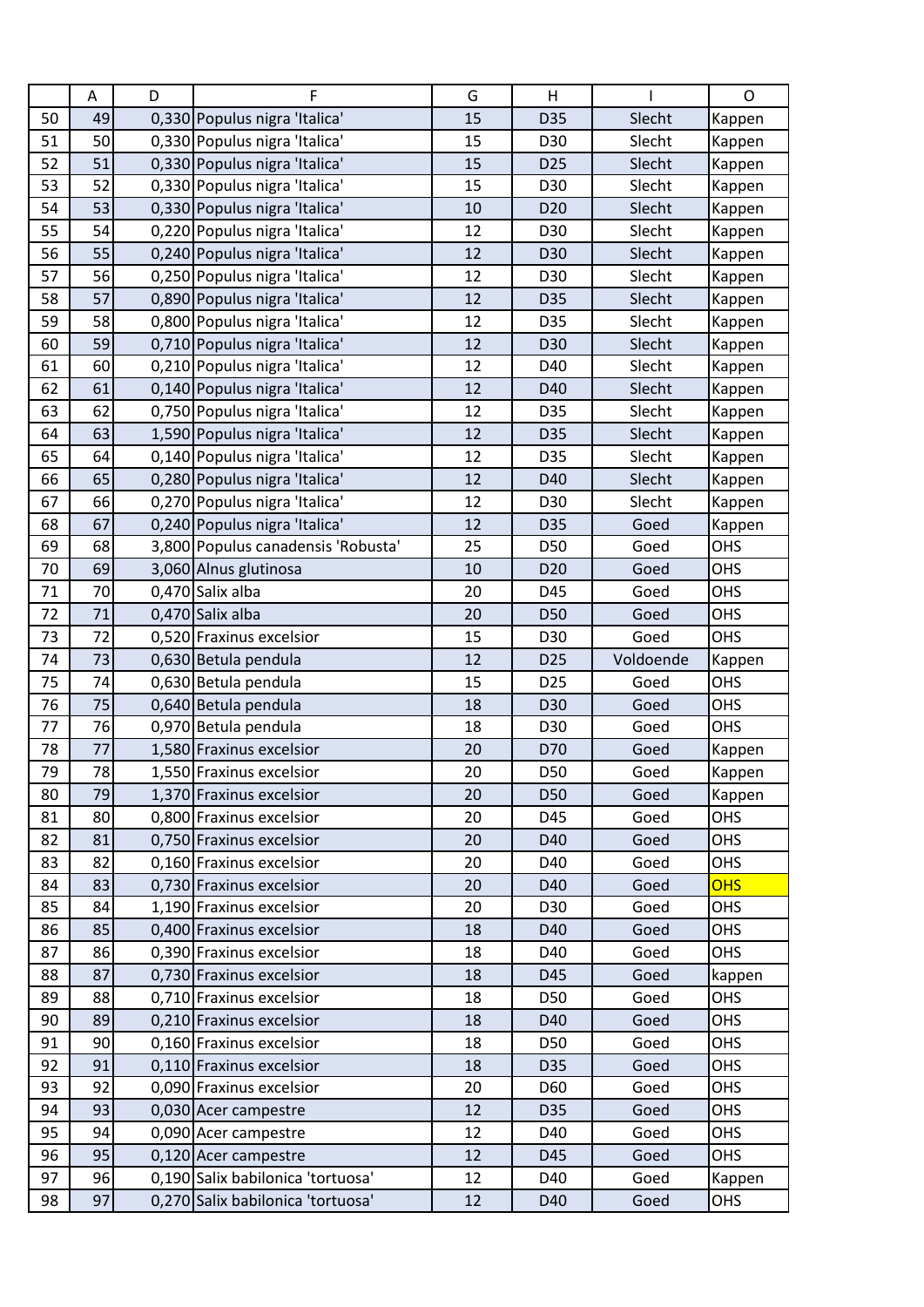| | A | D | F | G | H | I | O |
|---|---|---|---|---|---|---|---|
| 50 | 49 | 0,330 | Populus nigra 'Italica' | 15 | D35 | Slecht | Kappen |
| 51 | 50 | 0,330 | Populus nigra 'Italica' | 15 | D30 | Slecht | Kappen |
| 52 | 51 | 0,330 | Populus nigra 'Italica' | 15 | D25 | Slecht | Kappen |
| 53 | 52 | 0,330 | Populus nigra 'Italica' | 15 | D30 | Slecht | Kappen |
| 54 | 53 | 0,330 | Populus nigra 'Italica' | 10 | D20 | Slecht | Kappen |
| 55 | 54 | 0,220 | Populus nigra 'Italica' | 12 | D30 | Slecht | Kappen |
| 56 | 55 | 0,240 | Populus nigra 'Italica' | 12 | D30 | Slecht | Kappen |
| 57 | 56 | 0,250 | Populus nigra 'Italica' | 12 | D30 | Slecht | Kappen |
| 58 | 57 | 0,890 | Populus nigra 'Italica' | 12 | D35 | Slecht | Kappen |
| 59 | 58 | 0,800 | Populus nigra 'Italica' | 12 | D35 | Slecht | Kappen |
| 60 | 59 | 0,710 | Populus nigra 'Italica' | 12 | D30 | Slecht | Kappen |
| 61 | 60 | 0,210 | Populus nigra 'Italica' | 12 | D40 | Slecht | Kappen |
| 62 | 61 | 0,140 | Populus nigra 'Italica' | 12 | D40 | Slecht | Kappen |
| 63 | 62 | 0,750 | Populus nigra 'Italica' | 12 | D35 | Slecht | Kappen |
| 64 | 63 | 1,590 | Populus nigra 'Italica' | 12 | D35 | Slecht | Kappen |
| 65 | 64 | 0,140 | Populus nigra 'Italica' | 12 | D35 | Slecht | Kappen |
| 66 | 65 | 0,280 | Populus nigra 'Italica' | 12 | D40 | Slecht | Kappen |
| 67 | 66 | 0,270 | Populus nigra 'Italica' | 12 | D30 | Slecht | Kappen |
| 68 | 67 | 0,240 | Populus nigra 'Italica' | 12 | D35 | Goed | Kappen |
| 69 | 68 | 3,800 | Populus canadensis 'Robusta' | 25 | D50 | Goed | OHS |
| 70 | 69 | 3,060 | Alnus glutinosa | 10 | D20 | Goed | OHS |
| 71 | 70 | 0,470 | Salix alba | 20 | D45 | Goed | OHS |
| 72 | 71 | 0,470 | Salix alba | 20 | D50 | Goed | OHS |
| 73 | 72 | 0,520 | Fraxinus excelsior | 15 | D30 | Goed | OHS |
| 74 | 73 | 0,630 | Betula pendula | 12 | D25 | Voldoende | Kappen |
| 75 | 74 | 0,630 | Betula pendula | 15 | D25 | Goed | OHS |
| 76 | 75 | 0,640 | Betula pendula | 18 | D30 | Goed | OHS |
| 77 | 76 | 0,970 | Betula pendula | 18 | D30 | Goed | OHS |
| 78 | 77 | 1,580 | Fraxinus excelsior | 20 | D70 | Goed | Kappen |
| 79 | 78 | 1,550 | Fraxinus excelsior | 20 | D50 | Goed | Kappen |
| 80 | 79 | 1,370 | Fraxinus excelsior | 20 | D50 | Goed | Kappen |
| 81 | 80 | 0,800 | Fraxinus excelsior | 20 | D45 | Goed | OHS |
| 82 | 81 | 0,750 | Fraxinus excelsior | 20 | D40 | Goed | OHS |
| 83 | 82 | 0,160 | Fraxinus excelsior | 20 | D40 | Goed | OHS |
| 84 | 83 | 0,730 | Fraxinus excelsior | 20 | D40 | Goed | OHS |
| 85 | 84 | 1,190 | Fraxinus excelsior | 20 | D30 | Goed | OHS |
| 86 | 85 | 0,400 | Fraxinus excelsior | 18 | D40 | Goed | OHS |
| 87 | 86 | 0,390 | Fraxinus excelsior | 18 | D40 | Goed | OHS |
| 88 | 87 | 0,730 | Fraxinus excelsior | 18 | D45 | Goed | kappen |
| 89 | 88 | 0,710 | Fraxinus excelsior | 18 | D50 | Goed | OHS |
| 90 | 89 | 0,210 | Fraxinus excelsior | 18 | D40 | Goed | OHS |
| 91 | 90 | 0,160 | Fraxinus excelsior | 18 | D50 | Goed | OHS |
| 92 | 91 | 0,110 | Fraxinus excelsior | 18 | D35 | Goed | OHS |
| 93 | 92 | 0,090 | Fraxinus excelsior | 20 | D60 | Goed | OHS |
| 94 | 93 | 0,030 | Acer campestre | 12 | D35 | Goed | OHS |
| 95 | 94 | 0,090 | Acer campestre | 12 | D40 | Goed | OHS |
| 96 | 95 | 0,120 | Acer campestre | 12 | D45 | Goed | OHS |
| 97 | 96 | 0,190 | Salix babilonica 'tortuosa' | 12 | D40 | Goed | Kappen |
| 98 | 97 | 0,270 | Salix babilonica 'tortuosa' | 12 | D40 | Goed | OHS |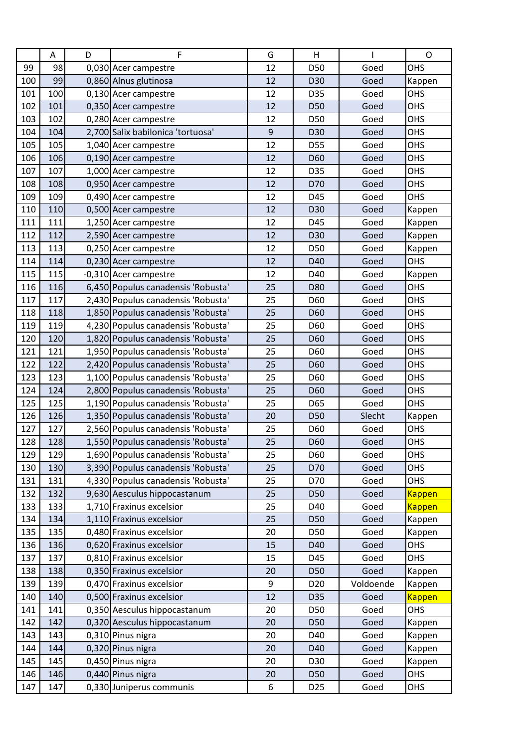| | A | D | F | G | H | I | O |
|---|---|---|---|---|---|---|---|
| 99 | 98 | 0,030 | Acer campestre | 12 | D50 | Goed | OHS |
| 100 | 99 | 0,860 | Alnus glutinosa | 12 | D30 | Goed | Kappen |
| 101 | 100 | 0,130 | Acer campestre | 12 | D35 | Goed | OHS |
| 102 | 101 | 0,350 | Acer campestre | 12 | D50 | Goed | OHS |
| 103 | 102 | 0,280 | Acer campestre | 12 | D50 | Goed | OHS |
| 104 | 104 | 2,700 | Salix babilonica 'tortuosa' | 9 | D30 | Goed | OHS |
| 105 | 105 | 1,040 | Acer campestre | 12 | D55 | Goed | OHS |
| 106 | 106 | 0,190 | Acer campestre | 12 | D60 | Goed | OHS |
| 107 | 107 | 1,000 | Acer campestre | 12 | D35 | Goed | OHS |
| 108 | 108 | 0,950 | Acer campestre | 12 | D70 | Goed | OHS |
| 109 | 109 | 0,490 | Acer campestre | 12 | D45 | Goed | OHS |
| 110 | 110 | 0,500 | Acer campestre | 12 | D30 | Goed | Kappen |
| 111 | 111 | 1,250 | Acer campestre | 12 | D45 | Goed | Kappen |
| 112 | 112 | 2,590 | Acer campestre | 12 | D30 | Goed | Kappen |
| 113 | 113 | 0,250 | Acer campestre | 12 | D50 | Goed | Kappen |
| 114 | 114 | 0,230 | Acer campestre | 12 | D40 | Goed | OHS |
| 115 | 115 | -0,310 | Acer campestre | 12 | D40 | Goed | Kappen |
| 116 | 116 | 6,450 | Populus canadensis 'Robusta' | 25 | D80 | Goed | OHS |
| 117 | 117 | 2,430 | Populus canadensis 'Robusta' | 25 | D60 | Goed | OHS |
| 118 | 118 | 1,850 | Populus canadensis 'Robusta' | 25 | D60 | Goed | OHS |
| 119 | 119 | 4,230 | Populus canadensis 'Robusta' | 25 | D60 | Goed | OHS |
| 120 | 120 | 1,820 | Populus canadensis 'Robusta' | 25 | D60 | Goed | OHS |
| 121 | 121 | 1,950 | Populus canadensis 'Robusta' | 25 | D60 | Goed | OHS |
| 122 | 122 | 2,420 | Populus canadensis 'Robusta' | 25 | D60 | Goed | OHS |
| 123 | 123 | 1,100 | Populus canadensis 'Robusta' | 25 | D60 | Goed | OHS |
| 124 | 124 | 2,800 | Populus canadensis 'Robusta' | 25 | D60 | Goed | OHS |
| 125 | 125 | 1,190 | Populus canadensis 'Robusta' | 25 | D65 | Goed | OHS |
| 126 | 126 | 1,350 | Populus canadensis 'Robusta' | 20 | D50 | Slecht | Kappen |
| 127 | 127 | 2,560 | Populus canadensis 'Robusta' | 25 | D60 | Goed | OHS |
| 128 | 128 | 1,550 | Populus canadensis 'Robusta' | 25 | D60 | Goed | OHS |
| 129 | 129 | 1,690 | Populus canadensis 'Robusta' | 25 | D60 | Goed | OHS |
| 130 | 130 | 3,390 | Populus canadensis 'Robusta' | 25 | D70 | Goed | OHS |
| 131 | 131 | 4,330 | Populus canadensis 'Robusta' | 25 | D70 | Goed | OHS |
| 132 | 132 | 9,630 | Aesculus hippocastanum | 25 | D50 | Goed | Kappen |
| 133 | 133 | 1,710 | Fraxinus excelsior | 25 | D40 | Goed | Kappen |
| 134 | 134 | 1,110 | Fraxinus excelsior | 25 | D50 | Goed | Kappen |
| 135 | 135 | 0,480 | Fraxinus excelsior | 20 | D50 | Goed | Kappen |
| 136 | 136 | 0,620 | Fraxinus excelsior | 15 | D40 | Goed | OHS |
| 137 | 137 | 0,810 | Fraxinus excelsior | 15 | D45 | Goed | OHS |
| 138 | 138 | 0,350 | Fraxinus excelsior | 20 | D50 | Goed | Kappen |
| 139 | 139 | 0,470 | Fraxinus excelsior | 9 | D20 | Voldoende | Kappen |
| 140 | 140 | 0,500 | Fraxinus excelsior | 12 | D35 | Goed | Kappen |
| 141 | 141 | 0,350 | Aesculus hippocastanum | 20 | D50 | Goed | OHS |
| 142 | 142 | 0,320 | Aesculus hippocastanum | 20 | D50 | Goed | Kappen |
| 143 | 143 | 0,310 | Pinus nigra | 20 | D40 | Goed | Kappen |
| 144 | 144 | 0,320 | Pinus nigra | 20 | D40 | Goed | Kappen |
| 145 | 145 | 0,450 | Pinus nigra | 20 | D30 | Goed | Kappen |
| 146 | 146 | 0,440 | Pinus nigra | 20 | D50 | Goed | OHS |
| 147 | 147 | 0,330 | Juniperus communis | 6 | D25 | Goed | OHS |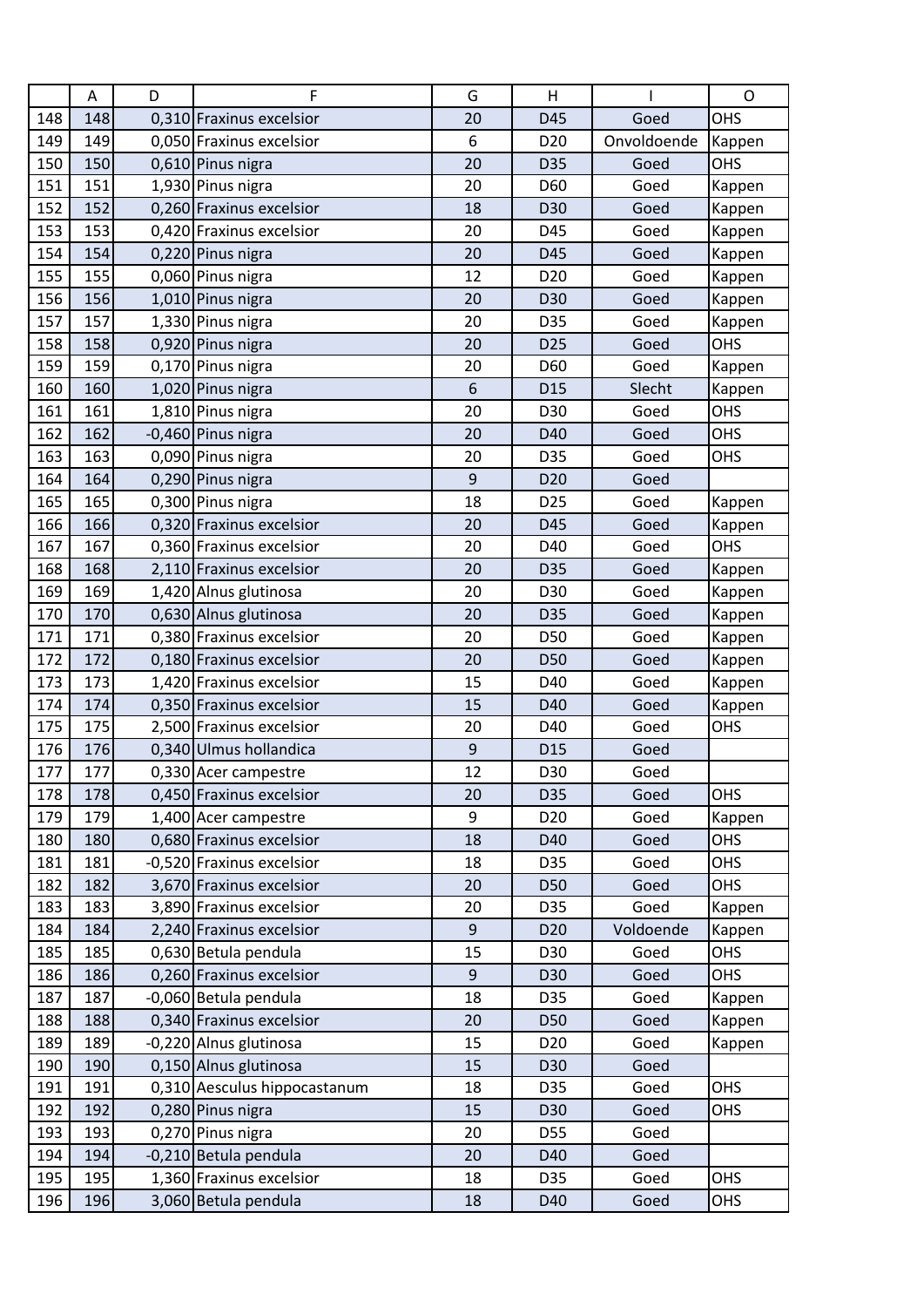| | A | D | F | G | H | I | O |
|---|---|---|---|---|---|---|---|
| 148 | 148 | 0,310 | Fraxinus excelsior | 20 | D45 | Goed | OHS |
| 149 | 149 | 0,050 | Fraxinus excelsior | 6 | D20 | Onvoldoende | Kappen |
| 150 | 150 | 0,610 | Pinus nigra | 20 | D35 | Goed | OHS |
| 151 | 151 | 1,930 | Pinus nigra | 20 | D60 | Goed | Kappen |
| 152 | 152 | 0,260 | Fraxinus excelsior | 18 | D30 | Goed | Kappen |
| 153 | 153 | 0,420 | Fraxinus excelsior | 20 | D45 | Goed | Kappen |
| 154 | 154 | 0,220 | Pinus nigra | 20 | D45 | Goed | Kappen |
| 155 | 155 | 0,060 | Pinus nigra | 12 | D20 | Goed | Kappen |
| 156 | 156 | 1,010 | Pinus nigra | 20 | D30 | Goed | Kappen |
| 157 | 157 | 1,330 | Pinus nigra | 20 | D35 | Goed | Kappen |
| 158 | 158 | 0,920 | Pinus nigra | 20 | D25 | Goed | OHS |
| 159 | 159 | 0,170 | Pinus nigra | 20 | D60 | Goed | Kappen |
| 160 | 160 | 1,020 | Pinus nigra | 6 | D15 | Slecht | Kappen |
| 161 | 161 | 1,810 | Pinus nigra | 20 | D30 | Goed | OHS |
| 162 | 162 | -0,460 | Pinus nigra | 20 | D40 | Goed | OHS |
| 163 | 163 | 0,090 | Pinus nigra | 20 | D35 | Goed | OHS |
| 164 | 164 | 0,290 | Pinus nigra | 9 | D20 | Goed | |
| 165 | 165 | 0,300 | Pinus nigra | 18 | D25 | Goed | Kappen |
| 166 | 166 | 0,320 | Fraxinus excelsior | 20 | D45 | Goed | Kappen |
| 167 | 167 | 0,360 | Fraxinus excelsior | 20 | D40 | Goed | OHS |
| 168 | 168 | 2,110 | Fraxinus excelsior | 20 | D35 | Goed | Kappen |
| 169 | 169 | 1,420 | Alnus glutinosa | 20 | D30 | Goed | Kappen |
| 170 | 170 | 0,630 | Alnus glutinosa | 20 | D35 | Goed | Kappen |
| 171 | 171 | 0,380 | Fraxinus excelsior | 20 | D50 | Goed | Kappen |
| 172 | 172 | 0,180 | Fraxinus excelsior | 20 | D50 | Goed | Kappen |
| 173 | 173 | 1,420 | Fraxinus excelsior | 15 | D40 | Goed | Kappen |
| 174 | 174 | 0,350 | Fraxinus excelsior | 15 | D40 | Goed | Kappen |
| 175 | 175 | 2,500 | Fraxinus excelsior | 20 | D40 | Goed | OHS |
| 176 | 176 | 0,340 | Ulmus hollandica | 9 | D15 | Goed | |
| 177 | 177 | 0,330 | Acer campestre | 12 | D30 | Goed | |
| 178 | 178 | 0,450 | Fraxinus excelsior | 20 | D35 | Goed | OHS |
| 179 | 179 | 1,400 | Acer campestre | 9 | D20 | Goed | Kappen |
| 180 | 180 | 0,680 | Fraxinus excelsior | 18 | D40 | Goed | OHS |
| 181 | 181 | -0,520 | Fraxinus excelsior | 18 | D35 | Goed | OHS |
| 182 | 182 | 3,670 | Fraxinus excelsior | 20 | D50 | Goed | OHS |
| 183 | 183 | 3,890 | Fraxinus excelsior | 20 | D35 | Goed | Kappen |
| 184 | 184 | 2,240 | Fraxinus excelsior | 9 | D20 | Voldoende | Kappen |
| 185 | 185 | 0,630 | Betula pendula | 15 | D30 | Goed | OHS |
| 186 | 186 | 0,260 | Fraxinus excelsior | 9 | D30 | Goed | OHS |
| 187 | 187 | -0,060 | Betula pendula | 18 | D35 | Goed | Kappen |
| 188 | 188 | 0,340 | Fraxinus excelsior | 20 | D50 | Goed | Kappen |
| 189 | 189 | -0,220 | Alnus glutinosa | 15 | D20 | Goed | Kappen |
| 190 | 190 | 0,150 | Alnus glutinosa | 15 | D30 | Goed | |
| 191 | 191 | 0,310 | Aesculus hippocastanum | 18 | D35 | Goed | OHS |
| 192 | 192 | 0,280 | Pinus nigra | 15 | D30 | Goed | OHS |
| 193 | 193 | 0,270 | Pinus nigra | 20 | D55 | Goed | |
| 194 | 194 | -0,210 | Betula pendula | 20 | D40 | Goed | |
| 195 | 195 | 1,360 | Fraxinus excelsior | 18 | D35 | Goed | OHS |
| 196 | 196 | 3,060 | Betula pendula | 18 | D40 | Goed | OHS |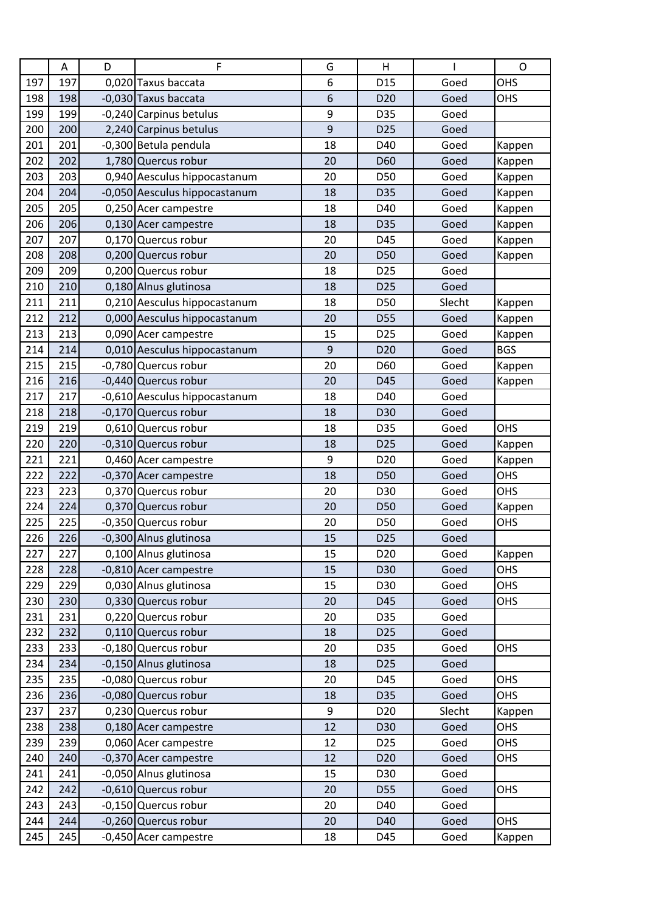| | A | D | F | G | H | I | O |
|---|---|---|---|---|---|---|---|
| 197 | 197 | 0,020 | Taxus baccata | 6 | D15 | Goed | OHS |
| 198 | 198 | -0,030 | Taxus baccata | 6 | D20 | Goed | OHS |
| 199 | 199 | -0,240 | Carpinus betulus | 9 | D35 | Goed | |
| 200 | 200 | 2,240 | Carpinus betulus | 9 | D25 | Goed | |
| 201 | 201 | -0,300 | Betula pendula | 18 | D40 | Goed | Kappen |
| 202 | 202 | 1,780 | Quercus robur | 20 | D60 | Goed | Kappen |
| 203 | 203 | 0,940 | Aesculus hippocastanum | 20 | D50 | Goed | Kappen |
| 204 | 204 | -0,050 | Aesculus hippocastanum | 18 | D35 | Goed | Kappen |
| 205 | 205 | 0,250 | Acer campestre | 18 | D40 | Goed | Kappen |
| 206 | 206 | 0,130 | Acer campestre | 18 | D35 | Goed | Kappen |
| 207 | 207 | 0,170 | Quercus robur | 20 | D45 | Goed | Kappen |
| 208 | 208 | 0,200 | Quercus robur | 20 | D50 | Goed | Kappen |
| 209 | 209 | 0,200 | Quercus robur | 18 | D25 | Goed | |
| 210 | 210 | 0,180 | Alnus glutinosa | 18 | D25 | Goed | |
| 211 | 211 | 0,210 | Aesculus hippocastanum | 18 | D50 | Slecht | Kappen |
| 212 | 212 | 0,000 | Aesculus hippocastanum | 20 | D55 | Goed | Kappen |
| 213 | 213 | 0,090 | Acer campestre | 15 | D25 | Goed | Kappen |
| 214 | 214 | 0,010 | Aesculus hippocastanum | 9 | D20 | Goed | BGS |
| 215 | 215 | -0,780 | Quercus robur | 20 | D60 | Goed | Kappen |
| 216 | 216 | -0,440 | Quercus robur | 20 | D45 | Goed | Kappen |
| 217 | 217 | -0,610 | Aesculus hippocastanum | 18 | D40 | Goed | |
| 218 | 218 | -0,170 | Quercus robur | 18 | D30 | Goed | |
| 219 | 219 | 0,610 | Quercus robur | 18 | D35 | Goed | OHS |
| 220 | 220 | -0,310 | Quercus robur | 18 | D25 | Goed | Kappen |
| 221 | 221 | 0,460 | Acer campestre | 9 | D20 | Goed | Kappen |
| 222 | 222 | -0,370 | Acer campestre | 18 | D50 | Goed | OHS |
| 223 | 223 | 0,370 | Quercus robur | 20 | D30 | Goed | OHS |
| 224 | 224 | 0,370 | Quercus robur | 20 | D50 | Goed | Kappen |
| 225 | 225 | -0,350 | Quercus robur | 20 | D50 | Goed | OHS |
| 226 | 226 | -0,300 | Alnus glutinosa | 15 | D25 | Goed | |
| 227 | 227 | 0,100 | Alnus glutinosa | 15 | D20 | Goed | Kappen |
| 228 | 228 | -0,810 | Acer campestre | 15 | D30 | Goed | OHS |
| 229 | 229 | 0,030 | Alnus glutinosa | 15 | D30 | Goed | OHS |
| 230 | 230 | 0,330 | Quercus robur | 20 | D45 | Goed | OHS |
| 231 | 231 | 0,220 | Quercus robur | 20 | D35 | Goed | |
| 232 | 232 | 0,110 | Quercus robur | 18 | D25 | Goed | |
| 233 | 233 | -0,180 | Quercus robur | 20 | D35 | Goed | OHS |
| 234 | 234 | -0,150 | Alnus glutinosa | 18 | D25 | Goed | |
| 235 | 235 | -0,080 | Quercus robur | 20 | D45 | Goed | OHS |
| 236 | 236 | -0,080 | Quercus robur | 18 | D35 | Goed | OHS |
| 237 | 237 | 0,230 | Quercus robur | 9 | D20 | Slecht | Kappen |
| 238 | 238 | 0,180 | Acer campestre | 12 | D30 | Goed | OHS |
| 239 | 239 | 0,060 | Acer campestre | 12 | D25 | Goed | OHS |
| 240 | 240 | -0,370 | Acer campestre | 12 | D20 | Goed | OHS |
| 241 | 241 | -0,050 | Alnus glutinosa | 15 | D30 | Goed | |
| 242 | 242 | -0,610 | Quercus robur | 20 | D55 | Goed | OHS |
| 243 | 243 | -0,150 | Quercus robur | 20 | D40 | Goed | |
| 244 | 244 | -0,260 | Quercus robur | 20 | D40 | Goed | OHS |
| 245 | 245 | -0,450 | Acer campestre | 18 | D45 | Goed | Kappen |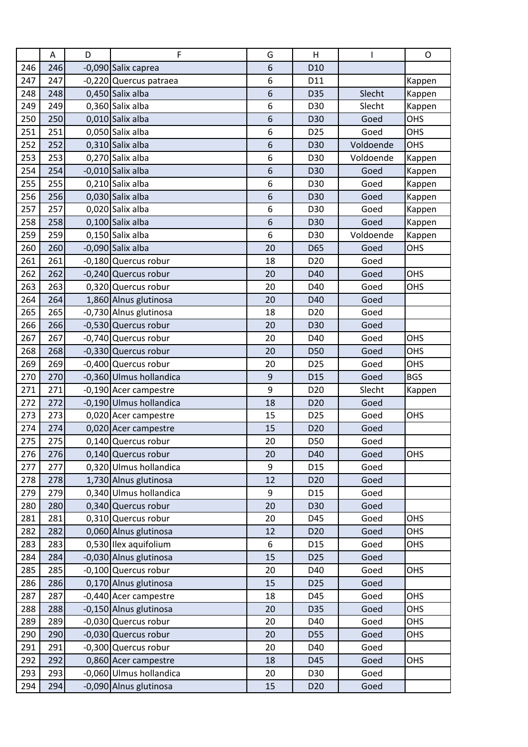|  | A | D | F | G | H | I | O |
|---|---|---|---|---|---|---|---|
| 246 | 246 | -0,090 | Salix caprea | 6 | D10 |  |  |
| 247 | 247 | -0,220 | Quercus patraea | 6 | D11 |  | Kappen |
| 248 | 248 | 0,450 | Salix alba | 6 | D35 | Slecht | Kappen |
| 249 | 249 | 0,360 | Salix alba | 6 | D30 | Slecht | Kappen |
| 250 | 250 | 0,010 | Salix alba | 6 | D30 | Goed | OHS |
| 251 | 251 | 0,050 | Salix alba | 6 | D25 | Goed | OHS |
| 252 | 252 | 0,310 | Salix alba | 6 | D30 | Voldoende | OHS |
| 253 | 253 | 0,270 | Salix alba | 6 | D30 | Voldoende | Kappen |
| 254 | 254 | -0,010 | Salix alba | 6 | D30 | Goed | Kappen |
| 255 | 255 | 0,210 | Salix alba | 6 | D30 | Goed | Kappen |
| 256 | 256 | 0,030 | Salix alba | 6 | D30 | Goed | Kappen |
| 257 | 257 | 0,020 | Salix alba | 6 | D30 | Goed | Kappen |
| 258 | 258 | 0,100 | Salix alba | 6 | D30 | Goed | Kappen |
| 259 | 259 | 0,150 | Salix alba | 6 | D30 | Voldoende | Kappen |
| 260 | 260 | -0,090 | Salix alba | 20 | D65 | Goed | OHS |
| 261 | 261 | -0,180 | Quercus robur | 18 | D20 | Goed |  |
| 262 | 262 | -0,240 | Quercus robur | 20 | D40 | Goed | OHS |
| 263 | 263 | 0,320 | Quercus robur | 20 | D40 | Goed | OHS |
| 264 | 264 | 1,860 | Alnus glutinosa | 20 | D40 | Goed |  |
| 265 | 265 | -0,730 | Alnus glutinosa | 18 | D20 | Goed |  |
| 266 | 266 | -0,530 | Quercus robur | 20 | D30 | Goed |  |
| 267 | 267 | -0,740 | Quercus robur | 20 | D40 | Goed | OHS |
| 268 | 268 | -0,330 | Quercus robur | 20 | D50 | Goed | OHS |
| 269 | 269 | -0,400 | Quercus robur | 20 | D25 | Goed | OHS |
| 270 | 270 | -0,360 | Ulmus hollandica | 9 | D15 | Goed | BGS |
| 271 | 271 | -0,190 | Acer campestre | 9 | D20 | Slecht | Kappen |
| 272 | 272 | -0,190 | Ulmus hollandica | 18 | D20 | Goed |  |
| 273 | 273 | 0,020 | Acer campestre | 15 | D25 | Goed | OHS |
| 274 | 274 | 0,020 | Acer campestre | 15 | D20 | Goed |  |
| 275 | 275 | 0,140 | Quercus robur | 20 | D50 | Goed |  |
| 276 | 276 | 0,140 | Quercus robur | 20 | D40 | Goed | OHS |
| 277 | 277 | 0,320 | Ulmus hollandica | 9 | D15 | Goed |  |
| 278 | 278 | 1,730 | Alnus glutinosa | 12 | D20 | Goed |  |
| 279 | 279 | 0,340 | Ulmus hollandica | 9 | D15 | Goed |  |
| 280 | 280 | 0,340 | Quercus robur | 20 | D30 | Goed |  |
| 281 | 281 | 0,310 | Quercus robur | 20 | D45 | Goed | OHS |
| 282 | 282 | 0,060 | Alnus glutinosa | 12 | D20 | Goed | OHS |
| 283 | 283 | 0,530 | Ilex aquifolium | 6 | D15 | Goed | OHS |
| 284 | 284 | -0,030 | Alnus glutinosa | 15 | D25 | Goed |  |
| 285 | 285 | -0,100 | Quercus robur | 20 | D40 | Goed | OHS |
| 286 | 286 | 0,170 | Alnus glutinosa | 15 | D25 | Goed |  |
| 287 | 287 | -0,440 | Acer campestre | 18 | D45 | Goed | OHS |
| 288 | 288 | -0,150 | Alnus glutinosa | 20 | D35 | Goed | OHS |
| 289 | 289 | -0,030 | Quercus robur | 20 | D40 | Goed | OHS |
| 290 | 290 | -0,030 | Quercus robur | 20 | D55 | Goed | OHS |
| 291 | 291 | -0,300 | Quercus robur | 20 | D40 | Goed |  |
| 292 | 292 | 0,860 | Acer campestre | 18 | D45 | Goed | OHS |
| 293 | 293 | -0,060 | Ulmus hollandica | 20 | D30 | Goed |  |
| 294 | 294 | -0,090 | Alnus glutinosa | 15 | D20 | Goed |  |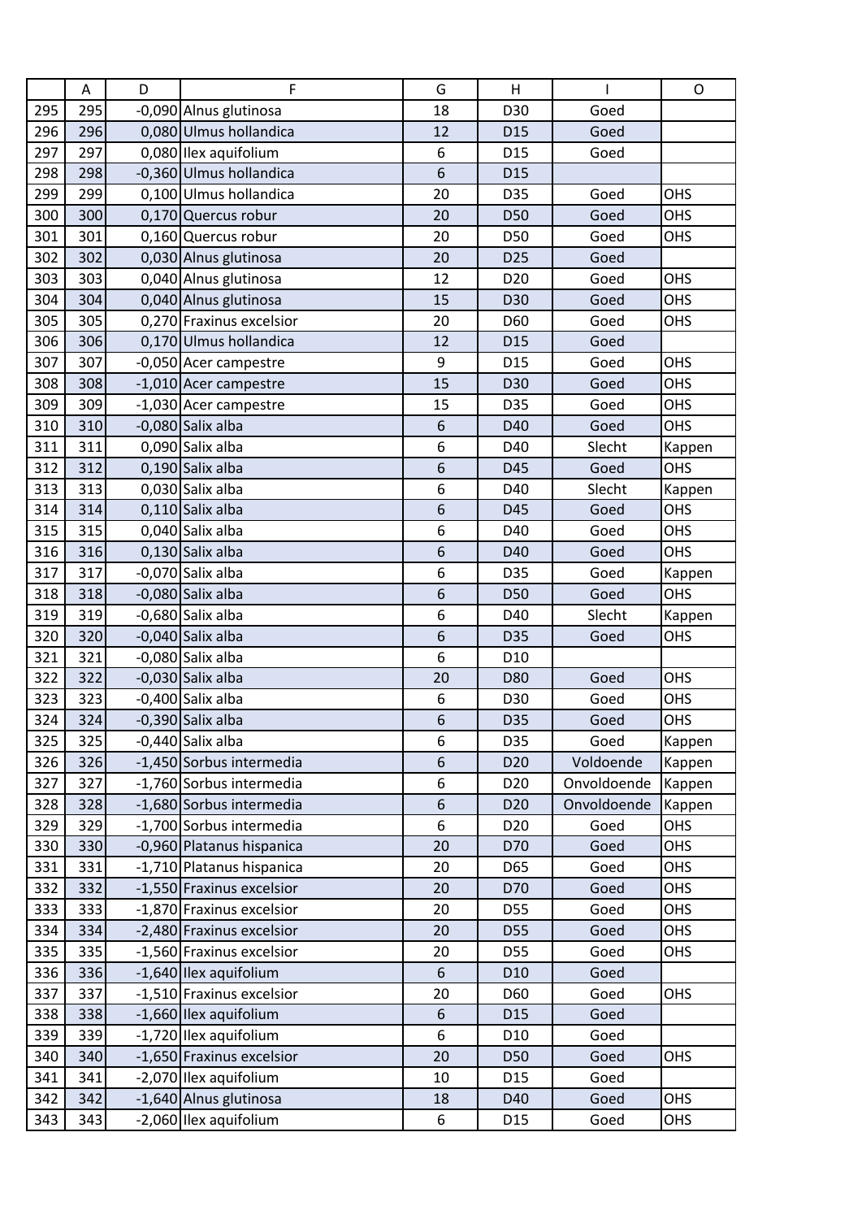| | A | D | F | G | H | I | O |
|---|---|---|---|---|---|---|---|
| 295 | 295 | -0,090 | Alnus glutinosa | 18 | D30 | Goed | |
| 296 | 296 | 0,080 | Ulmus hollandica | 12 | D15 | Goed | |
| 297 | 297 | 0,080 | Ilex aquifolium | 6 | D15 | Goed | |
| 298 | 298 | -0,360 | Ulmus hollandica | 6 | D15 | | |
| 299 | 299 | 0,100 | Ulmus hollandica | 20 | D35 | Goed | OHS |
| 300 | 300 | 0,170 | Quercus robur | 20 | D50 | Goed | OHS |
| 301 | 301 | 0,160 | Quercus robur | 20 | D50 | Goed | OHS |
| 302 | 302 | 0,030 | Alnus glutinosa | 20 | D25 | Goed | |
| 303 | 303 | 0,040 | Alnus glutinosa | 12 | D20 | Goed | OHS |
| 304 | 304 | 0,040 | Alnus glutinosa | 15 | D30 | Goed | OHS |
| 305 | 305 | 0,270 | Fraxinus excelsior | 20 | D60 | Goed | OHS |
| 306 | 306 | 0,170 | Ulmus hollandica | 12 | D15 | Goed | |
| 307 | 307 | -0,050 | Acer campestre | 9 | D15 | Goed | OHS |
| 308 | 308 | -1,010 | Acer campestre | 15 | D30 | Goed | OHS |
| 309 | 309 | -1,030 | Acer campestre | 15 | D35 | Goed | OHS |
| 310 | 310 | -0,080 | Salix alba | 6 | D40 | Goed | OHS |
| 311 | 311 | 0,090 | Salix alba | 6 | D40 | Slecht | Kappen |
| 312 | 312 | 0,190 | Salix alba | 6 | D45 | Goed | OHS |
| 313 | 313 | 0,030 | Salix alba | 6 | D40 | Slecht | Kappen |
| 314 | 314 | 0,110 | Salix alba | 6 | D45 | Goed | OHS |
| 315 | 315 | 0,040 | Salix alba | 6 | D40 | Goed | OHS |
| 316 | 316 | 0,130 | Salix alba | 6 | D40 | Goed | OHS |
| 317 | 317 | -0,070 | Salix alba | 6 | D35 | Goed | Kappen |
| 318 | 318 | -0,080 | Salix alba | 6 | D50 | Goed | OHS |
| 319 | 319 | -0,680 | Salix alba | 6 | D40 | Slecht | Kappen |
| 320 | 320 | -0,040 | Salix alba | 6 | D35 | Goed | OHS |
| 321 | 321 | -0,080 | Salix alba | 6 | D10 | | |
| 322 | 322 | -0,030 | Salix alba | 20 | D80 | Goed | OHS |
| 323 | 323 | -0,400 | Salix alba | 6 | D30 | Goed | OHS |
| 324 | 324 | -0,390 | Salix alba | 6 | D35 | Goed | OHS |
| 325 | 325 | -0,440 | Salix alba | 6 | D35 | Goed | Kappen |
| 326 | 326 | -1,450 | Sorbus intermedia | 6 | D20 | Voldoende | Kappen |
| 327 | 327 | -1,760 | Sorbus intermedia | 6 | D20 | Onvoldoende | Kappen |
| 328 | 328 | -1,680 | Sorbus intermedia | 6 | D20 | Onvoldoende | Kappen |
| 329 | 329 | -1,700 | Sorbus intermedia | 6 | D20 | Goed | OHS |
| 330 | 330 | -0,960 | Platanus hispanica | 20 | D70 | Goed | OHS |
| 331 | 331 | -1,710 | Platanus hispanica | 20 | D65 | Goed | OHS |
| 332 | 332 | -1,550 | Fraxinus excelsior | 20 | D70 | Goed | OHS |
| 333 | 333 | -1,870 | Fraxinus excelsior | 20 | D55 | Goed | OHS |
| 334 | 334 | -2,480 | Fraxinus excelsior | 20 | D55 | Goed | OHS |
| 335 | 335 | -1,560 | Fraxinus excelsior | 20 | D55 | Goed | OHS |
| 336 | 336 | -1,640 | Ilex aquifolium | 6 | D10 | Goed | |
| 337 | 337 | -1,510 | Fraxinus excelsior | 20 | D60 | Goed | OHS |
| 338 | 338 | -1,660 | Ilex aquifolium | 6 | D15 | Goed | |
| 339 | 339 | -1,720 | Ilex aquifolium | 6 | D10 | Goed | |
| 340 | 340 | -1,650 | Fraxinus excelsior | 20 | D50 | Goed | OHS |
| 341 | 341 | -2,070 | Ilex aquifolium | 10 | D15 | Goed | |
| 342 | 342 | -1,640 | Alnus glutinosa | 18 | D40 | Goed | OHS |
| 343 | 343 | -2,060 | Ilex aquifolium | 6 | D15 | Goed | OHS |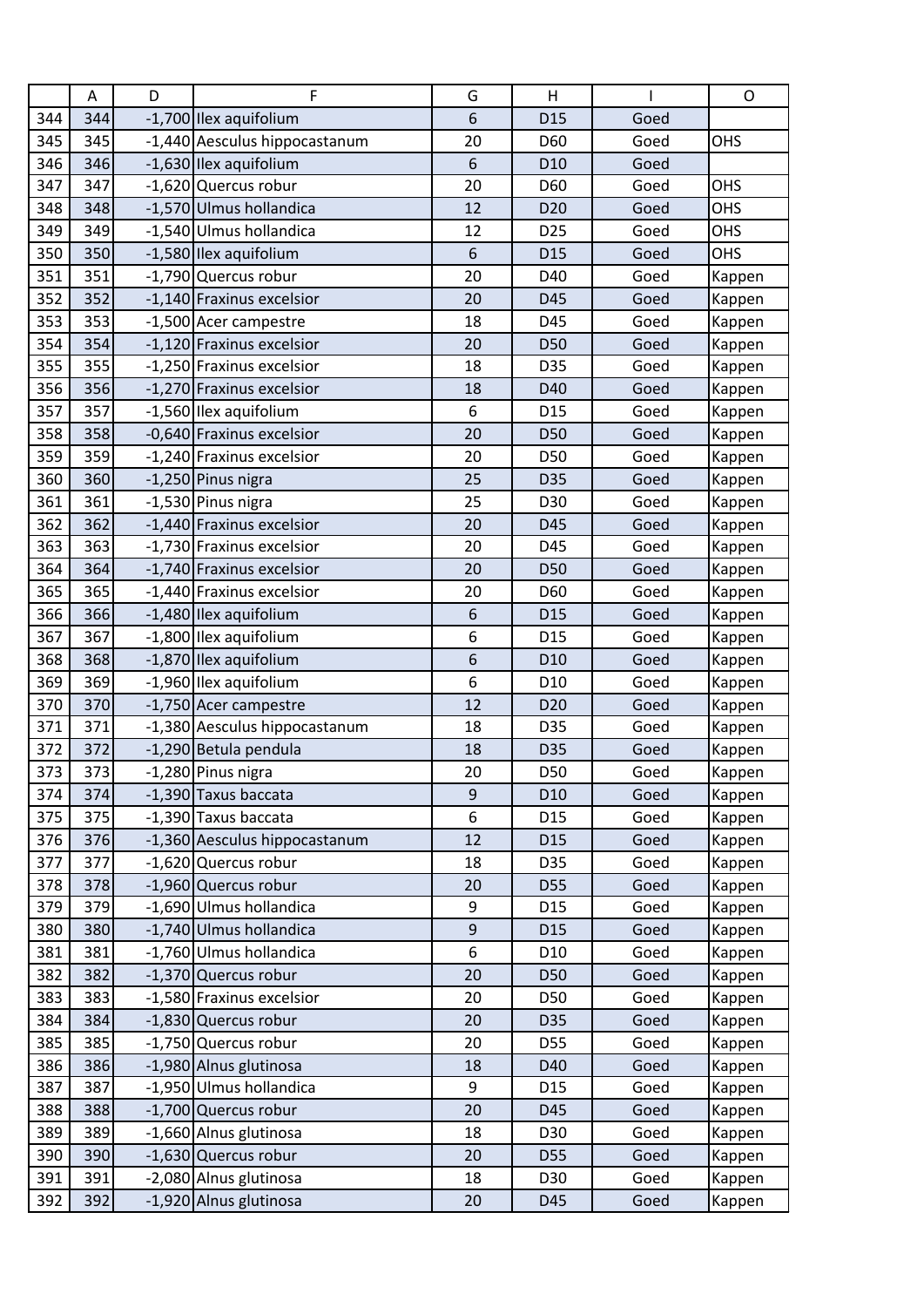|  | A | D | F | G | H | I | O |
|---|---|---|---|---|---|---|---|
| 344 | 344 | -1,700 | Ilex aquifolium | 6 | D15 | Goed |  |
| 345 | 345 | -1,440 | Aesculus hippocastanum | 20 | D60 | Goed | OHS |
| 346 | 346 | -1,630 | Ilex aquifolium | 6 | D10 | Goed |  |
| 347 | 347 | -1,620 | Quercus robur | 20 | D60 | Goed | OHS |
| 348 | 348 | -1,570 | Ulmus hollandica | 12 | D20 | Goed | OHS |
| 349 | 349 | -1,540 | Ulmus hollandica | 12 | D25 | Goed | OHS |
| 350 | 350 | -1,580 | Ilex aquifolium | 6 | D15 | Goed | OHS |
| 351 | 351 | -1,790 | Quercus robur | 20 | D40 | Goed | Kappen |
| 352 | 352 | -1,140 | Fraxinus excelsior | 20 | D45 | Goed | Kappen |
| 353 | 353 | -1,500 | Acer campestre | 18 | D45 | Goed | Kappen |
| 354 | 354 | -1,120 | Fraxinus excelsior | 20 | D50 | Goed | Kappen |
| 355 | 355 | -1,250 | Fraxinus excelsior | 18 | D35 | Goed | Kappen |
| 356 | 356 | -1,270 | Fraxinus excelsior | 18 | D40 | Goed | Kappen |
| 357 | 357 | -1,560 | Ilex aquifolium | 6 | D15 | Goed | Kappen |
| 358 | 358 | -0,640 | Fraxinus excelsior | 20 | D50 | Goed | Kappen |
| 359 | 359 | -1,240 | Fraxinus excelsior | 20 | D50 | Goed | Kappen |
| 360 | 360 | -1,250 | Pinus nigra | 25 | D35 | Goed | Kappen |
| 361 | 361 | -1,530 | Pinus nigra | 25 | D30 | Goed | Kappen |
| 362 | 362 | -1,440 | Fraxinus excelsior | 20 | D45 | Goed | Kappen |
| 363 | 363 | -1,730 | Fraxinus excelsior | 20 | D45 | Goed | Kappen |
| 364 | 364 | -1,740 | Fraxinus excelsior | 20 | D50 | Goed | Kappen |
| 365 | 365 | -1,440 | Fraxinus excelsior | 20 | D60 | Goed | Kappen |
| 366 | 366 | -1,480 | Ilex aquifolium | 6 | D15 | Goed | Kappen |
| 367 | 367 | -1,800 | Ilex aquifolium | 6 | D15 | Goed | Kappen |
| 368 | 368 | -1,870 | Ilex aquifolium | 6 | D10 | Goed | Kappen |
| 369 | 369 | -1,960 | Ilex aquifolium | 6 | D10 | Goed | Kappen |
| 370 | 370 | -1,750 | Acer campestre | 12 | D20 | Goed | Kappen |
| 371 | 371 | -1,380 | Aesculus hippocastanum | 18 | D35 | Goed | Kappen |
| 372 | 372 | -1,290 | Betula pendula | 18 | D35 | Goed | Kappen |
| 373 | 373 | -1,280 | Pinus nigra | 20 | D50 | Goed | Kappen |
| 374 | 374 | -1,390 | Taxus baccata | 9 | D10 | Goed | Kappen |
| 375 | 375 | -1,390 | Taxus baccata | 6 | D15 | Goed | Kappen |
| 376 | 376 | -1,360 | Aesculus hippocastanum | 12 | D15 | Goed | Kappen |
| 377 | 377 | -1,620 | Quercus robur | 18 | D35 | Goed | Kappen |
| 378 | 378 | -1,960 | Quercus robur | 20 | D55 | Goed | Kappen |
| 379 | 379 | -1,690 | Ulmus hollandica | 9 | D15 | Goed | Kappen |
| 380 | 380 | -1,740 | Ulmus hollandica | 9 | D15 | Goed | Kappen |
| 381 | 381 | -1,760 | Ulmus hollandica | 6 | D10 | Goed | Kappen |
| 382 | 382 | -1,370 | Quercus robur | 20 | D50 | Goed | Kappen |
| 383 | 383 | -1,580 | Fraxinus excelsior | 20 | D50 | Goed | Kappen |
| 384 | 384 | -1,830 | Quercus robur | 20 | D35 | Goed | Kappen |
| 385 | 385 | -1,750 | Quercus robur | 20 | D55 | Goed | Kappen |
| 386 | 386 | -1,980 | Alnus glutinosa | 18 | D40 | Goed | Kappen |
| 387 | 387 | -1,950 | Ulmus hollandica | 9 | D15 | Goed | Kappen |
| 388 | 388 | -1,700 | Quercus robur | 20 | D45 | Goed | Kappen |
| 389 | 389 | -1,660 | Alnus glutinosa | 18 | D30 | Goed | Kappen |
| 390 | 390 | -1,630 | Quercus robur | 20 | D55 | Goed | Kappen |
| 391 | 391 | -2,080 | Alnus glutinosa | 18 | D30 | Goed | Kappen |
| 392 | 392 | -1,920 | Alnus glutinosa | 20 | D45 | Goed | Kappen |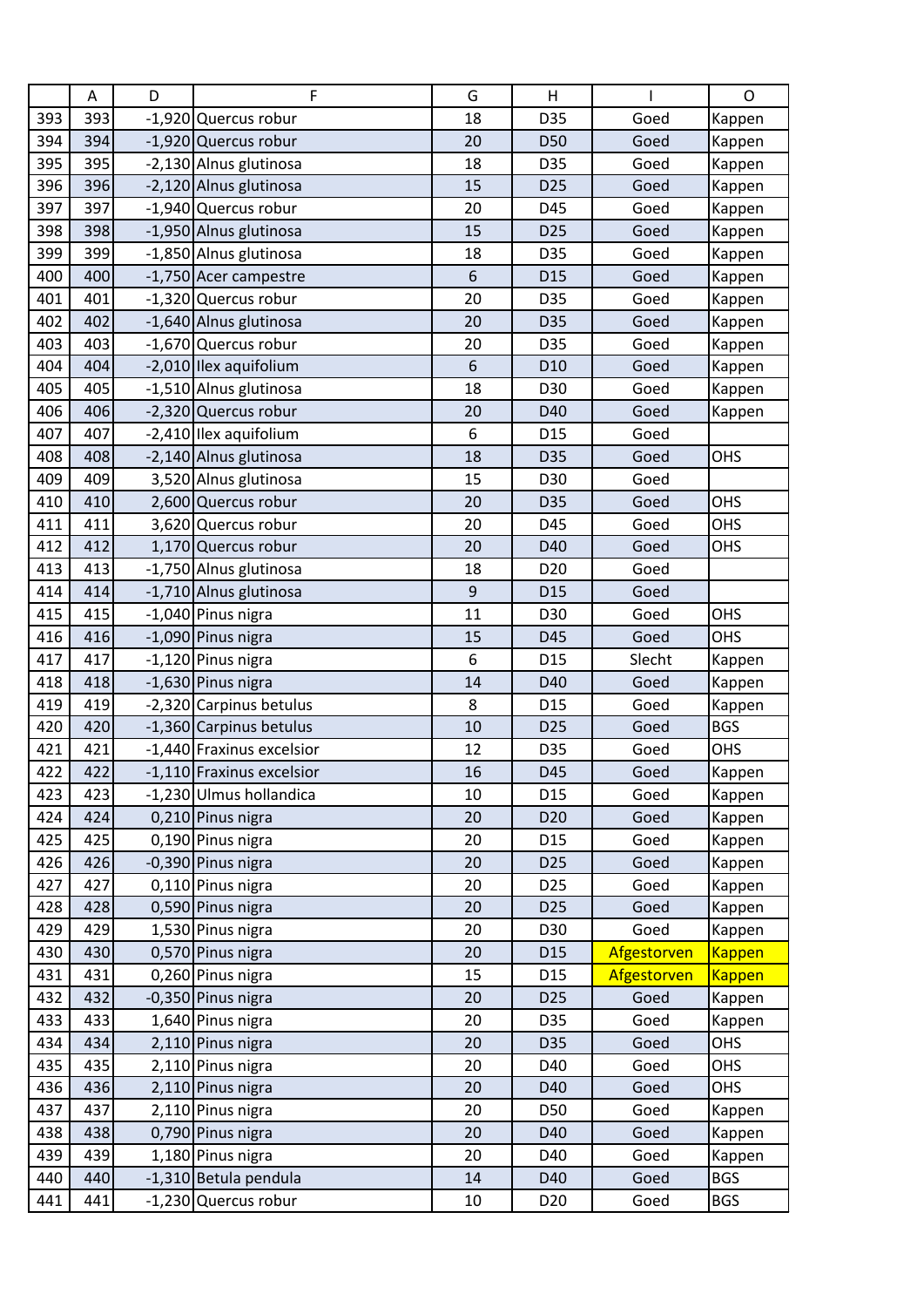| | A | D | F | G | H | I | O |
|---|---|---|---|---|---|---|---|
| 393 | 393 | -1,920 | Quercus robur | 18 | D35 | Goed | Kappen |
| 394 | 394 | -1,920 | Quercus robur | 20 | D50 | Goed | Kappen |
| 395 | 395 | -2,130 | Alnus glutinosa | 18 | D35 | Goed | Kappen |
| 396 | 396 | -2,120 | Alnus glutinosa | 15 | D25 | Goed | Kappen |
| 397 | 397 | -1,940 | Quercus robur | 20 | D45 | Goed | Kappen |
| 398 | 398 | -1,950 | Alnus glutinosa | 15 | D25 | Goed | Kappen |
| 399 | 399 | -1,850 | Alnus glutinosa | 18 | D35 | Goed | Kappen |
| 400 | 400 | -1,750 | Acer campestre | 6 | D15 | Goed | Kappen |
| 401 | 401 | -1,320 | Quercus robur | 20 | D35 | Goed | Kappen |
| 402 | 402 | -1,640 | Alnus glutinosa | 20 | D35 | Goed | Kappen |
| 403 | 403 | -1,670 | Quercus robur | 20 | D35 | Goed | Kappen |
| 404 | 404 | -2,010 | Ilex aquifolium | 6 | D10 | Goed | Kappen |
| 405 | 405 | -1,510 | Alnus glutinosa | 18 | D30 | Goed | Kappen |
| 406 | 406 | -2,320 | Quercus robur | 20 | D40 | Goed | Kappen |
| 407 | 407 | -2,410 | Ilex aquifolium | 6 | D15 | Goed | |
| 408 | 408 | -2,140 | Alnus glutinosa | 18 | D35 | Goed | OHS |
| 409 | 409 | 3,520 | Alnus glutinosa | 15 | D30 | Goed | |
| 410 | 410 | 2,600 | Quercus robur | 20 | D35 | Goed | OHS |
| 411 | 411 | 3,620 | Quercus robur | 20 | D45 | Goed | OHS |
| 412 | 412 | 1,170 | Quercus robur | 20 | D40 | Goed | OHS |
| 413 | 413 | -1,750 | Alnus glutinosa | 18 | D20 | Goed | |
| 414 | 414 | -1,710 | Alnus glutinosa | 9 | D15 | Goed | |
| 415 | 415 | -1,040 | Pinus nigra | 11 | D30 | Goed | OHS |
| 416 | 416 | -1,090 | Pinus nigra | 15 | D45 | Goed | OHS |
| 417 | 417 | -1,120 | Pinus nigra | 6 | D15 | Slecht | Kappen |
| 418 | 418 | -1,630 | Pinus nigra | 14 | D40 | Goed | Kappen |
| 419 | 419 | -2,320 | Carpinus betulus | 8 | D15 | Goed | Kappen |
| 420 | 420 | -1,360 | Carpinus betulus | 10 | D25 | Goed | BGS |
| 421 | 421 | -1,440 | Fraxinus excelsior | 12 | D35 | Goed | OHS |
| 422 | 422 | -1,110 | Fraxinus excelsior | 16 | D45 | Goed | Kappen |
| 423 | 423 | -1,230 | Ulmus hollandica | 10 | D15 | Goed | Kappen |
| 424 | 424 | 0,210 | Pinus nigra | 20 | D20 | Goed | Kappen |
| 425 | 425 | 0,190 | Pinus nigra | 20 | D15 | Goed | Kappen |
| 426 | 426 | -0,390 | Pinus nigra | 20 | D25 | Goed | Kappen |
| 427 | 427 | 0,110 | Pinus nigra | 20 | D25 | Goed | Kappen |
| 428 | 428 | 0,590 | Pinus nigra | 20 | D25 | Goed | Kappen |
| 429 | 429 | 1,530 | Pinus nigra | 20 | D30 | Goed | Kappen |
| 430 | 430 | 0,570 | Pinus nigra | 20 | D15 | Afgestorven | Kappen |
| 431 | 431 | 0,260 | Pinus nigra | 15 | D15 | Afgestorven | Kappen |
| 432 | 432 | -0,350 | Pinus nigra | 20 | D25 | Goed | Kappen |
| 433 | 433 | 1,640 | Pinus nigra | 20 | D35 | Goed | Kappen |
| 434 | 434 | 2,110 | Pinus nigra | 20 | D35 | Goed | OHS |
| 435 | 435 | 2,110 | Pinus nigra | 20 | D40 | Goed | OHS |
| 436 | 436 | 2,110 | Pinus nigra | 20 | D40 | Goed | OHS |
| 437 | 437 | 2,110 | Pinus nigra | 20 | D50 | Goed | Kappen |
| 438 | 438 | 0,790 | Pinus nigra | 20 | D40 | Goed | Kappen |
| 439 | 439 | 1,180 | Pinus nigra | 20 | D40 | Goed | Kappen |
| 440 | 440 | -1,310 | Betula pendula | 14 | D40 | Goed | BGS |
| 441 | 441 | -1,230 | Quercus robur | 10 | D20 | Goed | BGS |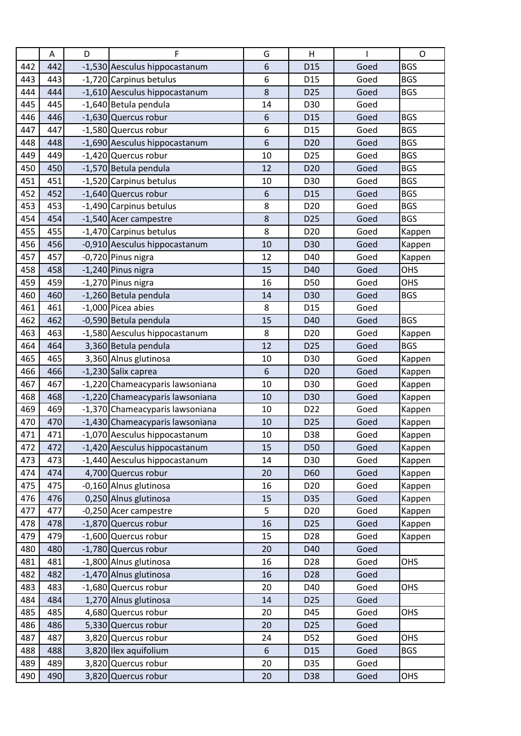| | A | D | F | G | H | I | O |
|---|---|---|---|---|---|---|---|
| 442 | 442 | -1,530 | Aesculus hippocastanum | 6 | D15 | Goed | BGS |
| 443 | 443 | -1,720 | Carpinus betulus | 6 | D15 | Goed | BGS |
| 444 | 444 | -1,610 | Aesculus hippocastanum | 8 | D25 | Goed | BGS |
| 445 | 445 | -1,640 | Betula pendula | 14 | D30 | Goed | |
| 446 | 446 | -1,630 | Quercus robur | 6 | D15 | Goed | BGS |
| 447 | 447 | -1,580 | Quercus robur | 6 | D15 | Goed | BGS |
| 448 | 448 | -1,690 | Aesculus hippocastanum | 6 | D20 | Goed | BGS |
| 449 | 449 | -1,420 | Quercus robur | 10 | D25 | Goed | BGS |
| 450 | 450 | -1,570 | Betula pendula | 12 | D20 | Goed | BGS |
| 451 | 451 | -1,520 | Carpinus betulus | 10 | D30 | Goed | BGS |
| 452 | 452 | -1,640 | Quercus robur | 6 | D15 | Goed | BGS |
| 453 | 453 | -1,490 | Carpinus betulus | 8 | D20 | Goed | BGS |
| 454 | 454 | -1,540 | Acer campestre | 8 | D25 | Goed | BGS |
| 455 | 455 | -1,470 | Carpinus betulus | 8 | D20 | Goed | Kappen |
| 456 | 456 | -0,910 | Aesculus hippocastanum | 10 | D30 | Goed | Kappen |
| 457 | 457 | -0,720 | Pinus nigra | 12 | D40 | Goed | Kappen |
| 458 | 458 | -1,240 | Pinus nigra | 15 | D40 | Goed | OHS |
| 459 | 459 | -1,270 | Pinus nigra | 16 | D50 | Goed | OHS |
| 460 | 460 | -1,260 | Betula pendula | 14 | D30 | Goed | BGS |
| 461 | 461 | -1,000 | Picea abies | 8 | D15 | Goed | |
| 462 | 462 | -0,590 | Betula pendula | 15 | D40 | Goed | BGS |
| 463 | 463 | -1,580 | Aesculus hippocastanum | 8 | D20 | Goed | Kappen |
| 464 | 464 | 3,360 | Betula pendula | 12 | D25 | Goed | BGS |
| 465 | 465 | 3,360 | Alnus glutinosa | 10 | D30 | Goed | Kappen |
| 466 | 466 | -1,230 | Salix caprea | 6 | D20 | Goed | Kappen |
| 467 | 467 | -1,220 | Chameacyparis lawsoniana | 10 | D30 | Goed | Kappen |
| 468 | 468 | -1,220 | Chameacyparis lawsoniana | 10 | D30 | Goed | Kappen |
| 469 | 469 | -1,370 | Chameacyparis lawsoniana | 10 | D22 | Goed | Kappen |
| 470 | 470 | -1,430 | Chameacyparis lawsoniana | 10 | D25 | Goed | Kappen |
| 471 | 471 | -1,070 | Aesculus hippocastanum | 10 | D38 | Goed | Kappen |
| 472 | 472 | -1,420 | Aesculus hippocastanum | 15 | D50 | Goed | Kappen |
| 473 | 473 | -1,440 | Aesculus hippocastanum | 14 | D30 | Goed | Kappen |
| 474 | 474 | 4,700 | Quercus robur | 20 | D60 | Goed | Kappen |
| 475 | 475 | -0,160 | Alnus glutinosa | 16 | D20 | Goed | Kappen |
| 476 | 476 | 0,250 | Alnus glutinosa | 15 | D35 | Goed | Kappen |
| 477 | 477 | -0,250 | Acer campestre | 5 | D20 | Goed | Kappen |
| 478 | 478 | -1,870 | Quercus robur | 16 | D25 | Goed | Kappen |
| 479 | 479 | -1,600 | Quercus robur | 15 | D28 | Goed | Kappen |
| 480 | 480 | -1,780 | Quercus robur | 20 | D40 | Goed | |
| 481 | 481 | -1,800 | Alnus glutinosa | 16 | D28 | Goed | OHS |
| 482 | 482 | -1,470 | Alnus glutinosa | 16 | D28 | Goed | |
| 483 | 483 | -1,680 | Quercus robur | 20 | D40 | Goed | OHS |
| 484 | 484 | 1,270 | Alnus glutinosa | 14 | D25 | Goed | |
| 485 | 485 | 4,680 | Quercus robur | 20 | D45 | Goed | OHS |
| 486 | 486 | 5,330 | Quercus robur | 20 | D25 | Goed | |
| 487 | 487 | 3,820 | Quercus robur | 24 | D52 | Goed | OHS |
| 488 | 488 | 3,820 | Ilex aquifolium | 6 | D15 | Goed | BGS |
| 489 | 489 | 3,820 | Quercus robur | 20 | D35 | Goed | |
| 490 | 490 | 3,820 | Quercus robur | 20 | D38 | Goed | OHS |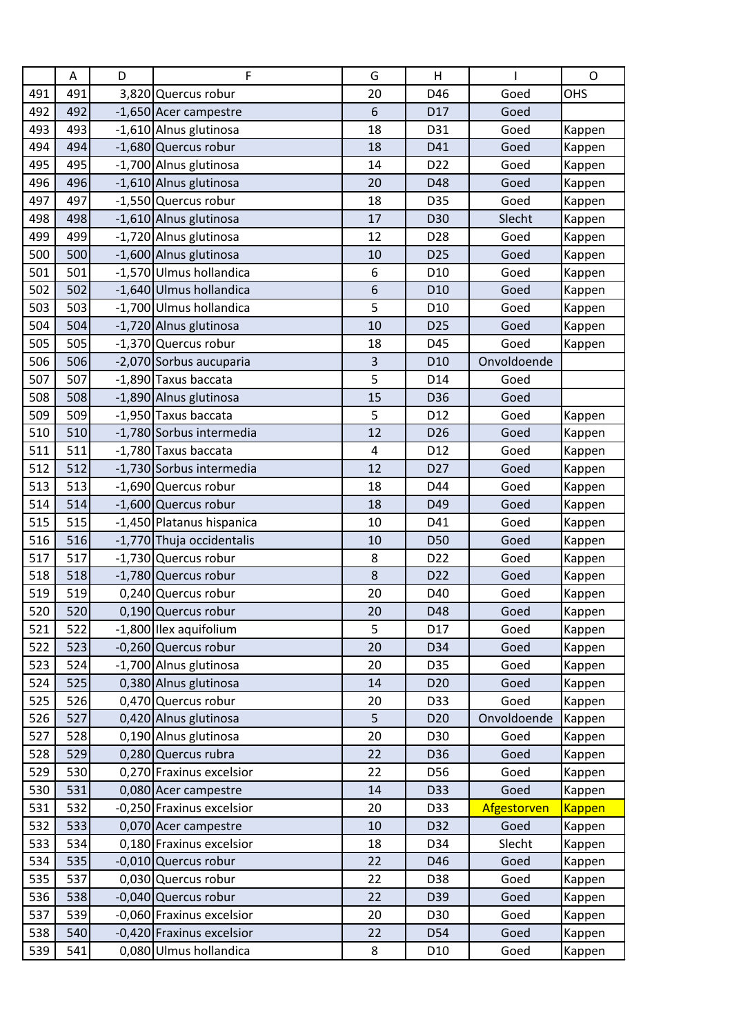| | A | D | F | G | H | I | O |
|---|---|---|---|---|---|---|---|
| 491 | 491 | 3,820 | Quercus robur | 20 | D46 | Goed | OHS |
| 492 | 492 | -1,650 | Acer campestre | 6 | D17 | Goed | |
| 493 | 493 | -1,610 | Alnus glutinosa | 18 | D31 | Goed | Kappen |
| 494 | 494 | -1,680 | Quercus robur | 18 | D41 | Goed | Kappen |
| 495 | 495 | -1,700 | Alnus glutinosa | 14 | D22 | Goed | Kappen |
| 496 | 496 | -1,610 | Alnus glutinosa | 20 | D48 | Goed | Kappen |
| 497 | 497 | -1,550 | Quercus robur | 18 | D35 | Goed | Kappen |
| 498 | 498 | -1,610 | Alnus glutinosa | 17 | D30 | Slecht | Kappen |
| 499 | 499 | -1,720 | Alnus glutinosa | 12 | D28 | Goed | Kappen |
| 500 | 500 | -1,600 | Alnus glutinosa | 10 | D25 | Goed | Kappen |
| 501 | 501 | -1,570 | Ulmus hollandica | 6 | D10 | Goed | Kappen |
| 502 | 502 | -1,640 | Ulmus hollandica | 6 | D10 | Goed | Kappen |
| 503 | 503 | -1,700 | Ulmus hollandica | 5 | D10 | Goed | Kappen |
| 504 | 504 | -1,720 | Alnus glutinosa | 10 | D25 | Goed | Kappen |
| 505 | 505 | -1,370 | Quercus robur | 18 | D45 | Goed | Kappen |
| 506 | 506 | -2,070 | Sorbus aucuparia | 3 | D10 | Onvoldoende | |
| 507 | 507 | -1,890 | Taxus baccata | 5 | D14 | Goed | |
| 508 | 508 | -1,890 | Alnus glutinosa | 15 | D36 | Goed | |
| 509 | 509 | -1,950 | Taxus baccata | 5 | D12 | Goed | Kappen |
| 510 | 510 | -1,780 | Sorbus intermedia | 12 | D26 | Goed | Kappen |
| 511 | 511 | -1,780 | Taxus baccata | 4 | D12 | Goed | Kappen |
| 512 | 512 | -1,730 | Sorbus intermedia | 12 | D27 | Goed | Kappen |
| 513 | 513 | -1,690 | Quercus robur | 18 | D44 | Goed | Kappen |
| 514 | 514 | -1,600 | Quercus robur | 18 | D49 | Goed | Kappen |
| 515 | 515 | -1,450 | Platanus hispanica | 10 | D41 | Goed | Kappen |
| 516 | 516 | -1,770 | Thuja occidentalis | 10 | D50 | Goed | Kappen |
| 517 | 517 | -1,730 | Quercus robur | 8 | D22 | Goed | Kappen |
| 518 | 518 | -1,780 | Quercus robur | 8 | D22 | Goed | Kappen |
| 519 | 519 | 0,240 | Quercus robur | 20 | D40 | Goed | Kappen |
| 520 | 520 | 0,190 | Quercus robur | 20 | D48 | Goed | Kappen |
| 521 | 522 | -1,800 | Ilex aquifolium | 5 | D17 | Goed | Kappen |
| 522 | 523 | -0,260 | Quercus robur | 20 | D34 | Goed | Kappen |
| 523 | 524 | -1,700 | Alnus glutinosa | 20 | D35 | Goed | Kappen |
| 524 | 525 | 0,380 | Alnus glutinosa | 14 | D20 | Goed | Kappen |
| 525 | 526 | 0,470 | Quercus robur | 20 | D33 | Goed | Kappen |
| 526 | 527 | 0,420 | Alnus glutinosa | 5 | D20 | Onvoldoende | Kappen |
| 527 | 528 | 0,190 | Alnus glutinosa | 20 | D30 | Goed | Kappen |
| 528 | 529 | 0,280 | Quercus rubra | 22 | D36 | Goed | Kappen |
| 529 | 530 | 0,270 | Fraxinus excelsior | 22 | D56 | Goed | Kappen |
| 530 | 531 | 0,080 | Acer campestre | 14 | D33 | Goed | Kappen |
| 531 | 532 | -0,250 | Fraxinus excelsior | 20 | D33 | Afgestorven | Kappen |
| 532 | 533 | 0,070 | Acer campestre | 10 | D32 | Goed | Kappen |
| 533 | 534 | 0,180 | Fraxinus excelsior | 18 | D34 | Slecht | Kappen |
| 534 | 535 | -0,010 | Quercus robur | 22 | D46 | Goed | Kappen |
| 535 | 537 | 0,030 | Quercus robur | 22 | D38 | Goed | Kappen |
| 536 | 538 | -0,040 | Quercus robur | 22 | D39 | Goed | Kappen |
| 537 | 539 | -0,060 | Fraxinus excelsior | 20 | D30 | Goed | Kappen |
| 538 | 540 | -0,420 | Fraxinus excelsior | 22 | D54 | Goed | Kappen |
| 539 | 541 | 0,080 | Ulmus hollandica | 8 | D10 | Goed | Kappen |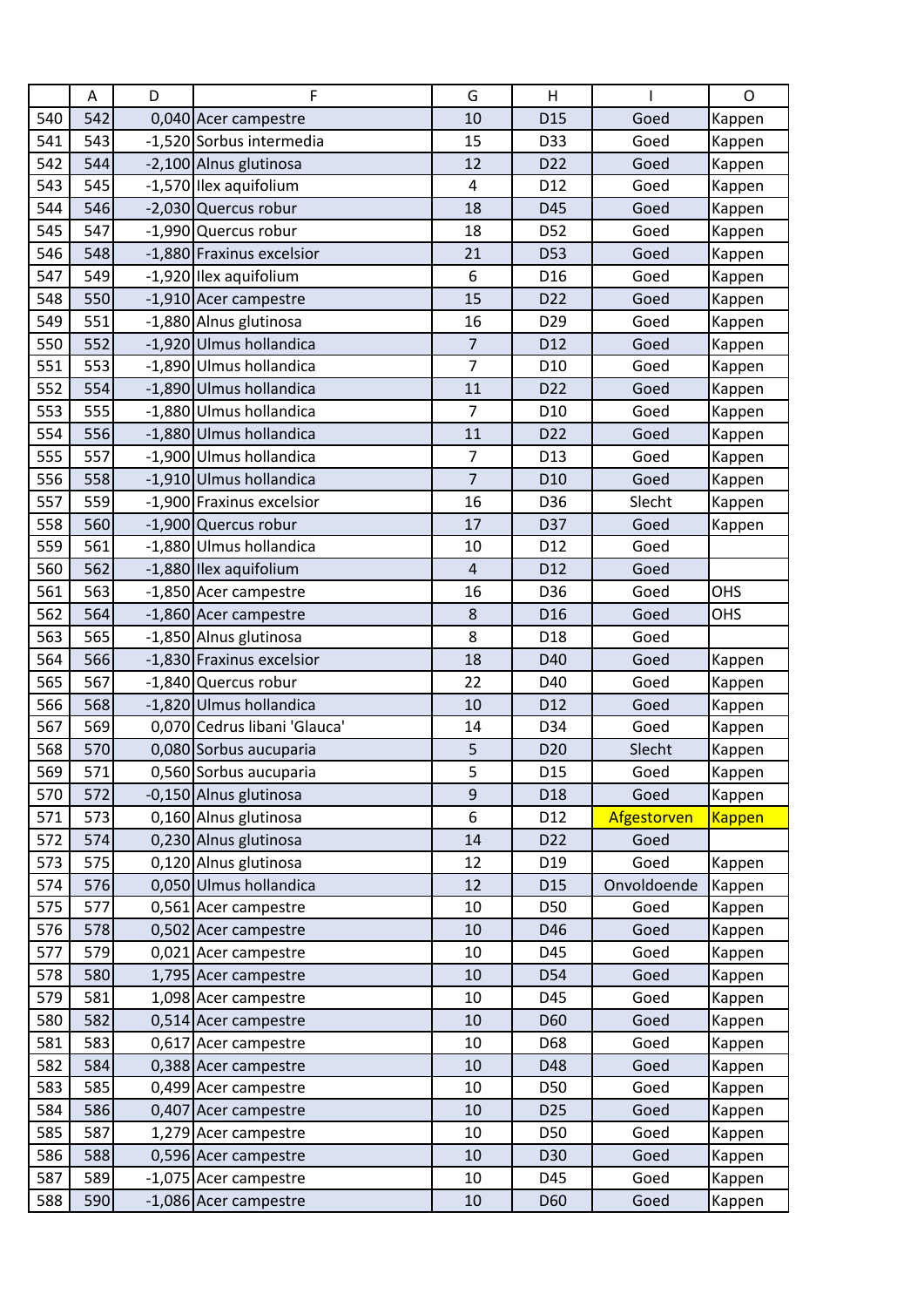|  | A | D | F | G | H | I | O |
|---|---|---|---|---|---|---|---|
| 540 | 542 | 0,040 | Acer campestre | 10 | D15 | Goed | Kappen |
| 541 | 543 | -1,520 | Sorbus intermedia | 15 | D33 | Goed | Kappen |
| 542 | 544 | -2,100 | Alnus glutinosa | 12 | D22 | Goed | Kappen |
| 543 | 545 | -1,570 | Ilex aquifolium | 4 | D12 | Goed | Kappen |
| 544 | 546 | -2,030 | Quercus robur | 18 | D45 | Goed | Kappen |
| 545 | 547 | -1,990 | Quercus robur | 18 | D52 | Goed | Kappen |
| 546 | 548 | -1,880 | Fraxinus excelsior | 21 | D53 | Goed | Kappen |
| 547 | 549 | -1,920 | Ilex aquifolium | 6 | D16 | Goed | Kappen |
| 548 | 550 | -1,910 | Acer campestre | 15 | D22 | Goed | Kappen |
| 549 | 551 | -1,880 | Alnus glutinosa | 16 | D29 | Goed | Kappen |
| 550 | 552 | -1,920 | Ulmus hollandica | 7 | D12 | Goed | Kappen |
| 551 | 553 | -1,890 | Ulmus hollandica | 7 | D10 | Goed | Kappen |
| 552 | 554 | -1,890 | Ulmus hollandica | 11 | D22 | Goed | Kappen |
| 553 | 555 | -1,880 | Ulmus hollandica | 7 | D10 | Goed | Kappen |
| 554 | 556 | -1,880 | Ulmus hollandica | 11 | D22 | Goed | Kappen |
| 555 | 557 | -1,900 | Ulmus hollandica | 7 | D13 | Goed | Kappen |
| 556 | 558 | -1,910 | Ulmus hollandica | 7 | D10 | Goed | Kappen |
| 557 | 559 | -1,900 | Fraxinus excelsior | 16 | D36 | Slecht | Kappen |
| 558 | 560 | -1,900 | Quercus robur | 17 | D37 | Goed | Kappen |
| 559 | 561 | -1,880 | Ulmus hollandica | 10 | D12 | Goed |  |
| 560 | 562 | -1,880 | Ilex aquifolium | 4 | D12 | Goed |  |
| 561 | 563 | -1,850 | Acer campestre | 16 | D36 | Goed | OHS |
| 562 | 564 | -1,860 | Acer campestre | 8 | D16 | Goed | OHS |
| 563 | 565 | -1,850 | Alnus glutinosa | 8 | D18 | Goed |  |
| 564 | 566 | -1,830 | Fraxinus excelsior | 18 | D40 | Goed | Kappen |
| 565 | 567 | -1,840 | Quercus robur | 22 | D40 | Goed | Kappen |
| 566 | 568 | -1,820 | Ulmus hollandica | 10 | D12 | Goed | Kappen |
| 567 | 569 | 0,070 | Cedrus libani 'Glauca' | 14 | D34 | Goed | Kappen |
| 568 | 570 | 0,080 | Sorbus aucuparia | 5 | D20 | Slecht | Kappen |
| 569 | 571 | 0,560 | Sorbus aucuparia | 5 | D15 | Goed | Kappen |
| 570 | 572 | -0,150 | Alnus glutinosa | 9 | D18 | Goed | Kappen |
| 571 | 573 | 0,160 | Alnus glutinosa | 6 | D12 | Afgestorven | Kappen |
| 572 | 574 | 0,230 | Alnus glutinosa | 14 | D22 | Goed |  |
| 573 | 575 | 0,120 | Alnus glutinosa | 12 | D19 | Goed | Kappen |
| 574 | 576 | 0,050 | Ulmus hollandica | 12 | D15 | Onvoldoende | Kappen |
| 575 | 577 | 0,561 | Acer campestre | 10 | D50 | Goed | Kappen |
| 576 | 578 | 0,502 | Acer campestre | 10 | D46 | Goed | Kappen |
| 577 | 579 | 0,021 | Acer campestre | 10 | D45 | Goed | Kappen |
| 578 | 580 | 1,795 | Acer campestre | 10 | D54 | Goed | Kappen |
| 579 | 581 | 1,098 | Acer campestre | 10 | D45 | Goed | Kappen |
| 580 | 582 | 0,514 | Acer campestre | 10 | D60 | Goed | Kappen |
| 581 | 583 | 0,617 | Acer campestre | 10 | D68 | Goed | Kappen |
| 582 | 584 | 0,388 | Acer campestre | 10 | D48 | Goed | Kappen |
| 583 | 585 | 0,499 | Acer campestre | 10 | D50 | Goed | Kappen |
| 584 | 586 | 0,407 | Acer campestre | 10 | D25 | Goed | Kappen |
| 585 | 587 | 1,279 | Acer campestre | 10 | D50 | Goed | Kappen |
| 586 | 588 | 0,596 | Acer campestre | 10 | D30 | Goed | Kappen |
| 587 | 589 | -1,075 | Acer campestre | 10 | D45 | Goed | Kappen |
| 588 | 590 | -1,086 | Acer campestre | 10 | D60 | Goed | Kappen |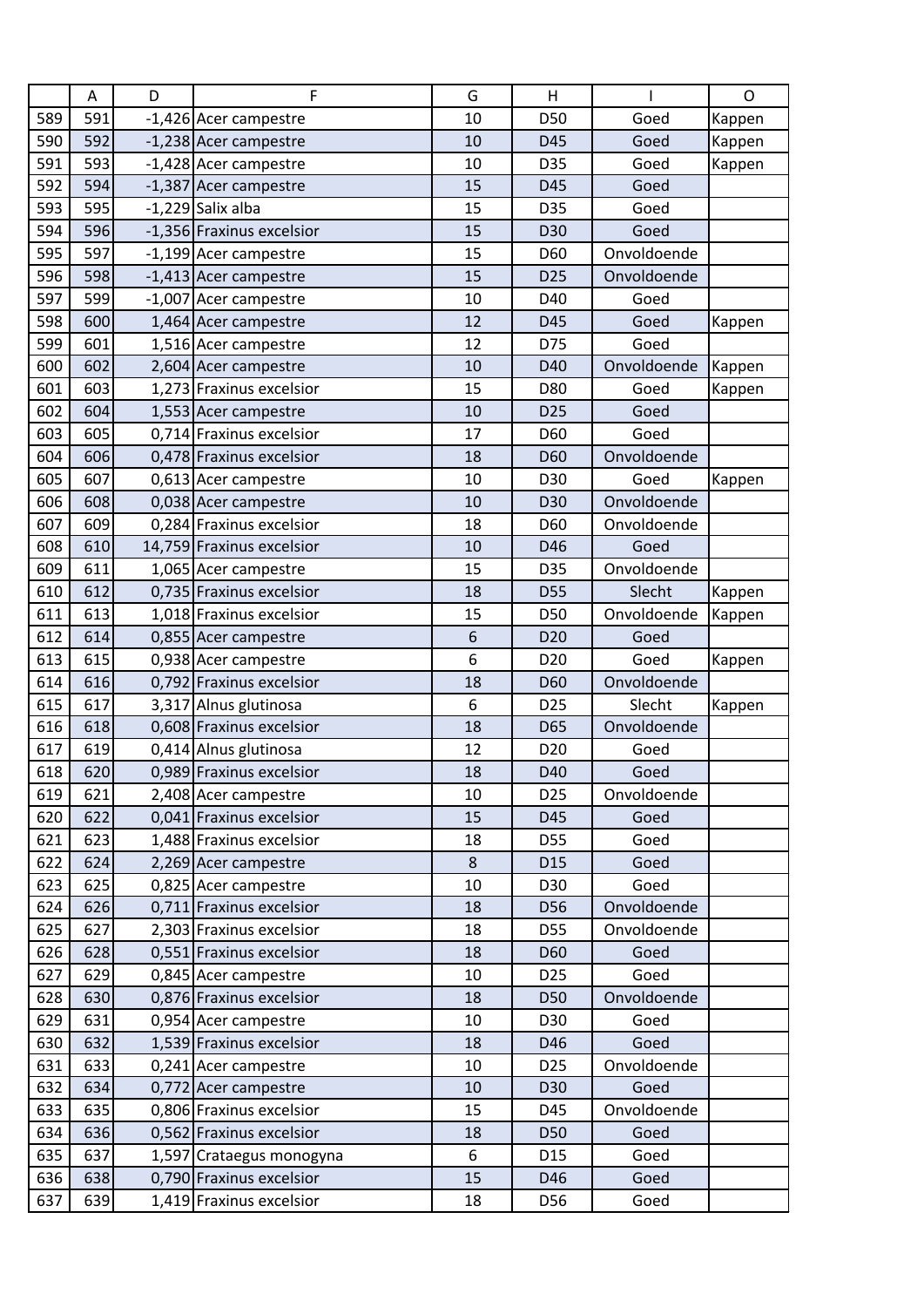|  | A | D | F | G | H | I | O |
|---|---|---|---|---|---|---|---|
| 589 | 591 | -1,426 | Acer campestre | 10 | D50 | Goed | Kappen |
| 590 | 592 | -1,238 | Acer campestre | 10 | D45 | Goed | Kappen |
| 591 | 593 | -1,428 | Acer campestre | 10 | D35 | Goed | Kappen |
| 592 | 594 | -1,387 | Acer campestre | 15 | D45 | Goed |  |
| 593 | 595 | -1,229 | Salix alba | 15 | D35 | Goed |  |
| 594 | 596 | -1,356 | Fraxinus excelsior | 15 | D30 | Goed |  |
| 595 | 597 | -1,199 | Acer campestre | 15 | D60 | Onvoldoende |  |
| 596 | 598 | -1,413 | Acer campestre | 15 | D25 | Onvoldoende |  |
| 597 | 599 | -1,007 | Acer campestre | 10 | D40 | Goed |  |
| 598 | 600 | 1,464 | Acer campestre | 12 | D45 | Goed | Kappen |
| 599 | 601 | 1,516 | Acer campestre | 12 | D75 | Goed |  |
| 600 | 602 | 2,604 | Acer campestre | 10 | D40 | Onvoldoende | Kappen |
| 601 | 603 | 1,273 | Fraxinus excelsior | 15 | D80 | Goed | Kappen |
| 602 | 604 | 1,553 | Acer campestre | 10 | D25 | Goed |  |
| 603 | 605 | 0,714 | Fraxinus excelsior | 17 | D60 | Goed |  |
| 604 | 606 | 0,478 | Fraxinus excelsior | 18 | D60 | Onvoldoende |  |
| 605 | 607 | 0,613 | Acer campestre | 10 | D30 | Goed | Kappen |
| 606 | 608 | 0,038 | Acer campestre | 10 | D30 | Onvoldoende |  |
| 607 | 609 | 0,284 | Fraxinus excelsior | 18 | D60 | Onvoldoende |  |
| 608 | 610 | 14,759 | Fraxinus excelsior | 10 | D46 | Goed |  |
| 609 | 611 | 1,065 | Acer campestre | 15 | D35 | Onvoldoende |  |
| 610 | 612 | 0,735 | Fraxinus excelsior | 18 | D55 | Slecht | Kappen |
| 611 | 613 | 1,018 | Fraxinus excelsior | 15 | D50 | Onvoldoende | Kappen |
| 612 | 614 | 0,855 | Acer campestre | 6 | D20 | Goed |  |
| 613 | 615 | 0,938 | Acer campestre | 6 | D20 | Goed | Kappen |
| 614 | 616 | 0,792 | Fraxinus excelsior | 18 | D60 | Onvoldoende |  |
| 615 | 617 | 3,317 | Alnus glutinosa | 6 | D25 | Slecht | Kappen |
| 616 | 618 | 0,608 | Fraxinus excelsior | 18 | D65 | Onvoldoende |  |
| 617 | 619 | 0,414 | Alnus glutinosa | 12 | D20 | Goed |  |
| 618 | 620 | 0,989 | Fraxinus excelsior | 18 | D40 | Goed |  |
| 619 | 621 | 2,408 | Acer campestre | 10 | D25 | Onvoldoende |  |
| 620 | 622 | 0,041 | Fraxinus excelsior | 15 | D45 | Goed |  |
| 621 | 623 | 1,488 | Fraxinus excelsior | 18 | D55 | Goed |  |
| 622 | 624 | 2,269 | Acer campestre | 8 | D15 | Goed |  |
| 623 | 625 | 0,825 | Acer campestre | 10 | D30 | Goed |  |
| 624 | 626 | 0,711 | Fraxinus excelsior | 18 | D56 | Onvoldoende |  |
| 625 | 627 | 2,303 | Fraxinus excelsior | 18 | D55 | Onvoldoende |  |
| 626 | 628 | 0,551 | Fraxinus excelsior | 18 | D60 | Goed |  |
| 627 | 629 | 0,845 | Acer campestre | 10 | D25 | Goed |  |
| 628 | 630 | 0,876 | Fraxinus excelsior | 18 | D50 | Onvoldoende |  |
| 629 | 631 | 0,954 | Acer campestre | 10 | D30 | Goed |  |
| 630 | 632 | 1,539 | Fraxinus excelsior | 18 | D46 | Goed |  |
| 631 | 633 | 0,241 | Acer campestre | 10 | D25 | Onvoldoende |  |
| 632 | 634 | 0,772 | Acer campestre | 10 | D30 | Goed |  |
| 633 | 635 | 0,806 | Fraxinus excelsior | 15 | D45 | Onvoldoende |  |
| 634 | 636 | 0,562 | Fraxinus excelsior | 18 | D50 | Goed |  |
| 635 | 637 | 1,597 | Crataegus monogyna | 6 | D15 | Goed |  |
| 636 | 638 | 0,790 | Fraxinus excelsior | 15 | D46 | Goed |  |
| 637 | 639 | 1,419 | Fraxinus excelsior | 18 | D56 | Goed |  |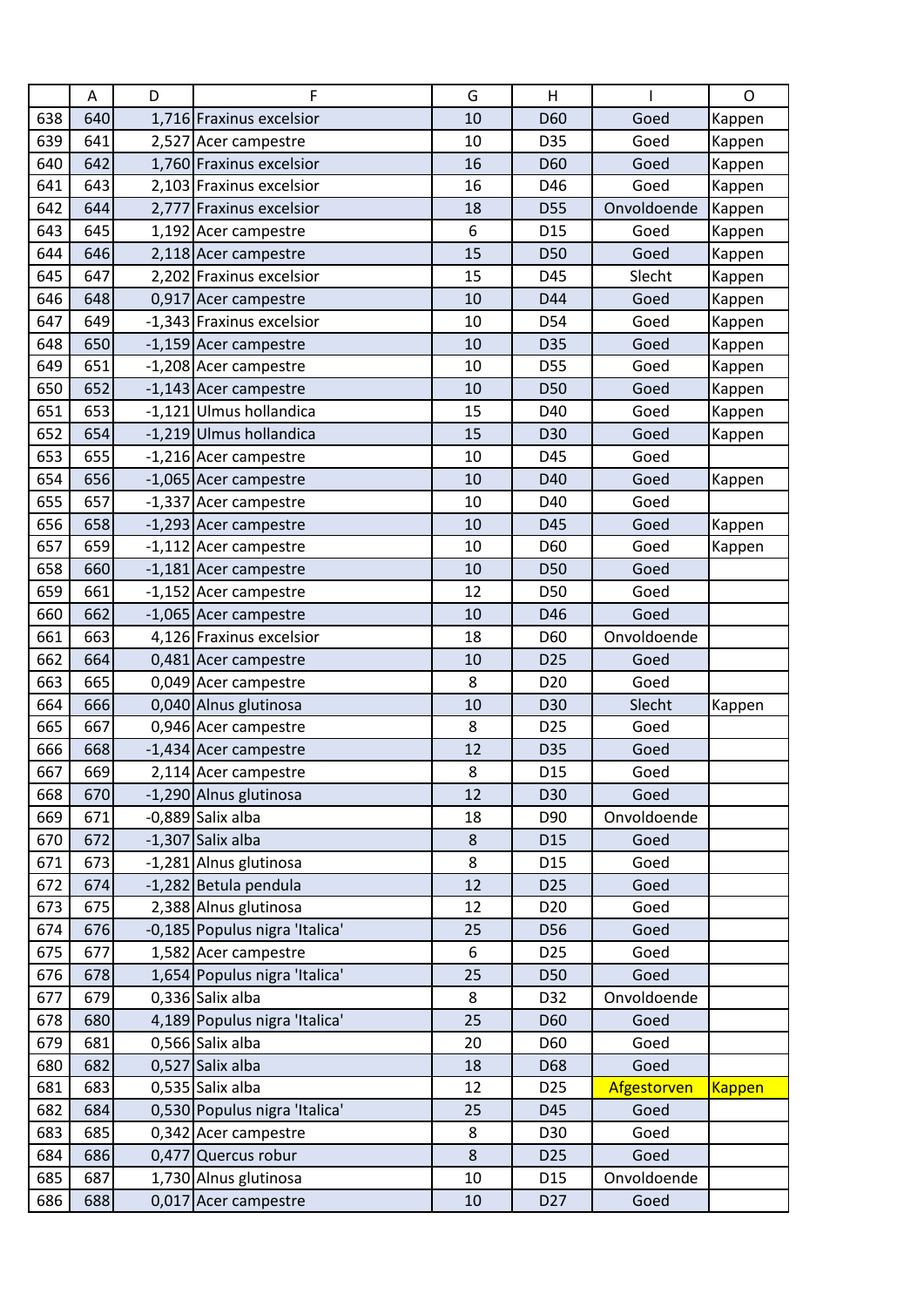|  | A | D | F | G | H | I | O |
|---|---|---|---|---|---|---|---|
| 638 | 640 | 1,716 | Fraxinus excelsior | 10 | D60 | Goed | Kappen |
| 639 | 641 | 2,527 | Acer campestre | 10 | D35 | Goed | Kappen |
| 640 | 642 | 1,760 | Fraxinus excelsior | 16 | D60 | Goed | Kappen |
| 641 | 643 | 2,103 | Fraxinus excelsior | 16 | D46 | Goed | Kappen |
| 642 | 644 | 2,777 | Fraxinus excelsior | 18 | D55 | Onvoldoende | Kappen |
| 643 | 645 | 1,192 | Acer campestre | 6 | D15 | Goed | Kappen |
| 644 | 646 | 2,118 | Acer campestre | 15 | D50 | Goed | Kappen |
| 645 | 647 | 2,202 | Fraxinus excelsior | 15 | D45 | Slecht | Kappen |
| 646 | 648 | 0,917 | Acer campestre | 10 | D44 | Goed | Kappen |
| 647 | 649 | -1,343 | Fraxinus excelsior | 10 | D54 | Goed | Kappen |
| 648 | 650 | -1,159 | Acer campestre | 10 | D35 | Goed | Kappen |
| 649 | 651 | -1,208 | Acer campestre | 10 | D55 | Goed | Kappen |
| 650 | 652 | -1,143 | Acer campestre | 10 | D50 | Goed | Kappen |
| 651 | 653 | -1,121 | Ulmus hollandica | 15 | D40 | Goed | Kappen |
| 652 | 654 | -1,219 | Ulmus hollandica | 15 | D30 | Goed | Kappen |
| 653 | 655 | -1,216 | Acer campestre | 10 | D45 | Goed |  |
| 654 | 656 | -1,065 | Acer campestre | 10 | D40 | Goed | Kappen |
| 655 | 657 | -1,337 | Acer campestre | 10 | D40 | Goed |  |
| 656 | 658 | -1,293 | Acer campestre | 10 | D45 | Goed | Kappen |
| 657 | 659 | -1,112 | Acer campestre | 10 | D60 | Goed | Kappen |
| 658 | 660 | -1,181 | Acer campestre | 10 | D50 | Goed |  |
| 659 | 661 | -1,152 | Acer campestre | 12 | D50 | Goed |  |
| 660 | 662 | -1,065 | Acer campestre | 10 | D46 | Goed |  |
| 661 | 663 | 4,126 | Fraxinus excelsior | 18 | D60 | Onvoldoende |  |
| 662 | 664 | 0,481 | Acer campestre | 10 | D25 | Goed |  |
| 663 | 665 | 0,049 | Acer campestre | 8 | D20 | Goed |  |
| 664 | 666 | 0,040 | Alnus glutinosa | 10 | D30 | Slecht | Kappen |
| 665 | 667 | 0,946 | Acer campestre | 8 | D25 | Goed |  |
| 666 | 668 | -1,434 | Acer campestre | 12 | D35 | Goed |  |
| 667 | 669 | 2,114 | Acer campestre | 8 | D15 | Goed |  |
| 668 | 670 | -1,290 | Alnus glutinosa | 12 | D30 | Goed |  |
| 669 | 671 | -0,889 | Salix alba | 18 | D90 | Onvoldoende |  |
| 670 | 672 | -1,307 | Salix alba | 8 | D15 | Goed |  |
| 671 | 673 | -1,281 | Alnus glutinosa | 8 | D15 | Goed |  |
| 672 | 674 | -1,282 | Betula pendula | 12 | D25 | Goed |  |
| 673 | 675 | 2,388 | Alnus glutinosa | 12 | D20 | Goed |  |
| 674 | 676 | -0,185 | Populus nigra 'Italica' | 25 | D56 | Goed |  |
| 675 | 677 | 1,582 | Acer campestre | 6 | D25 | Goed |  |
| 676 | 678 | 1,654 | Populus nigra 'Italica' | 25 | D50 | Goed |  |
| 677 | 679 | 0,336 | Salix alba | 8 | D32 | Onvoldoende |  |
| 678 | 680 | 4,189 | Populus nigra 'Italica' | 25 | D60 | Goed |  |
| 679 | 681 | 0,566 | Salix alba | 20 | D60 | Goed |  |
| 680 | 682 | 0,527 | Salix alba | 18 | D68 | Goed |  |
| 681 | 683 | 0,535 | Salix alba | 12 | D25 | Afgestorven | Kappen |
| 682 | 684 | 0,530 | Populus nigra 'Italica' | 25 | D45 | Goed |  |
| 683 | 685 | 0,342 | Acer campestre | 8 | D30 | Goed |  |
| 684 | 686 | 0,477 | Quercus robur | 8 | D25 | Goed |  |
| 685 | 687 | 1,730 | Alnus glutinosa | 10 | D15 | Onvoldoende |  |
| 686 | 688 | 0,017 | Acer campestre | 10 | D27 | Goed |  |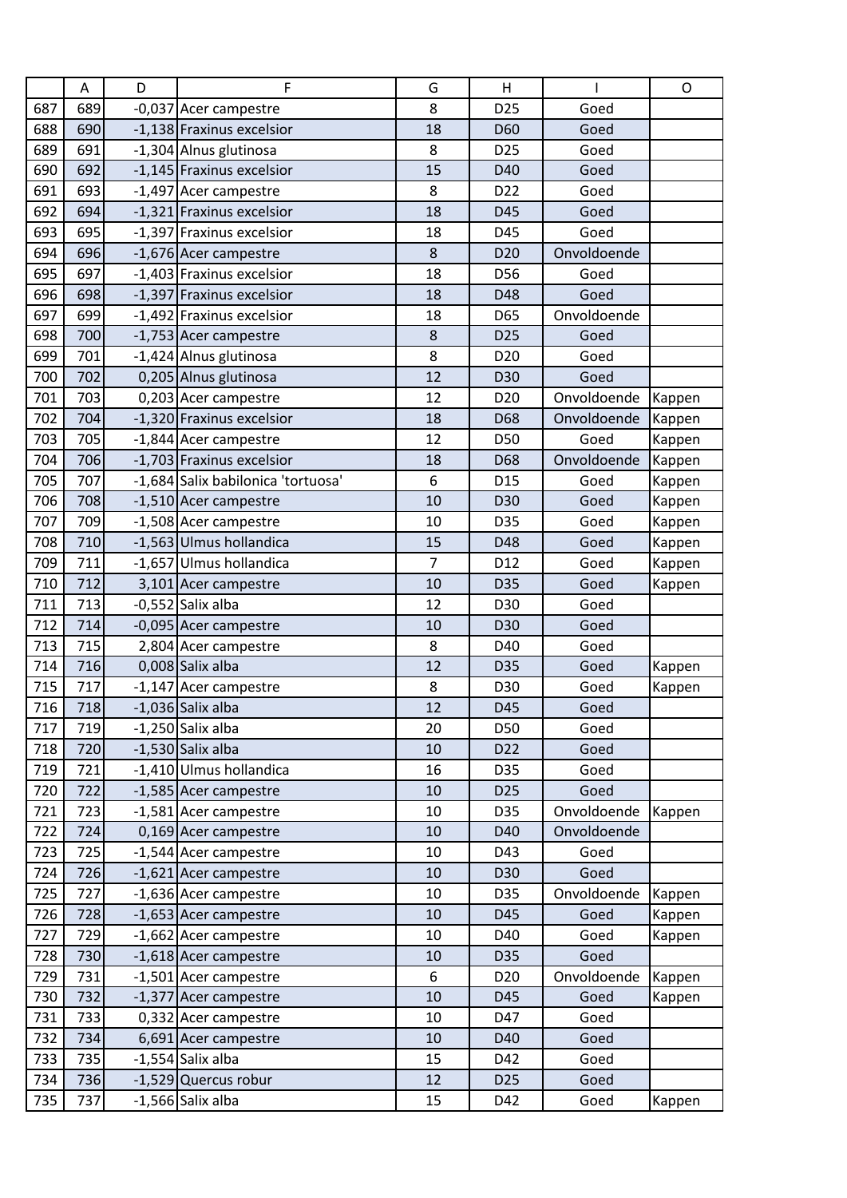|  | A | D | F | G | H | I | O |
|---|---|---|---|---|---|---|---|
| 687 | 689 | -0,037 | Acer campestre | 8 | D25 | Goed |  |
| 688 | 690 | -1,138 | Fraxinus excelsior | 18 | D60 | Goed |  |
| 689 | 691 | -1,304 | Alnus glutinosa | 8 | D25 | Goed |  |
| 690 | 692 | -1,145 | Fraxinus excelsior | 15 | D40 | Goed |  |
| 691 | 693 | -1,497 | Acer campestre | 8 | D22 | Goed |  |
| 692 | 694 | -1,321 | Fraxinus excelsior | 18 | D45 | Goed |  |
| 693 | 695 | -1,397 | Fraxinus excelsior | 18 | D45 | Goed |  |
| 694 | 696 | -1,676 | Acer campestre | 8 | D20 | Onvoldoende |  |
| 695 | 697 | -1,403 | Fraxinus excelsior | 18 | D56 | Goed |  |
| 696 | 698 | -1,397 | Fraxinus excelsior | 18 | D48 | Goed |  |
| 697 | 699 | -1,492 | Fraxinus excelsior | 18 | D65 | Onvoldoende |  |
| 698 | 700 | -1,753 | Acer campestre | 8 | D25 | Goed |  |
| 699 | 701 | -1,424 | Alnus glutinosa | 8 | D20 | Goed |  |
| 700 | 702 | 0,205 | Alnus glutinosa | 12 | D30 | Goed |  |
| 701 | 703 | 0,203 | Acer campestre | 12 | D20 | Onvoldoende | Kappen |
| 702 | 704 | -1,320 | Fraxinus excelsior | 18 | D68 | Onvoldoende | Kappen |
| 703 | 705 | -1,844 | Acer campestre | 12 | D50 | Goed | Kappen |
| 704 | 706 | -1,703 | Fraxinus excelsior | 18 | D68 | Onvoldoende | Kappen |
| 705 | 707 | -1,684 | Salix babilonica 'tortuosa' | 6 | D15 | Goed | Kappen |
| 706 | 708 | -1,510 | Acer campestre | 10 | D30 | Goed | Kappen |
| 707 | 709 | -1,508 | Acer campestre | 10 | D35 | Goed | Kappen |
| 708 | 710 | -1,563 | Ulmus hollandica | 15 | D48 | Goed | Kappen |
| 709 | 711 | -1,657 | Ulmus hollandica | 7 | D12 | Goed | Kappen |
| 710 | 712 | 3,101 | Acer campestre | 10 | D35 | Goed | Kappen |
| 711 | 713 | -0,552 | Salix alba | 12 | D30 | Goed |  |
| 712 | 714 | -0,095 | Acer campestre | 10 | D30 | Goed |  |
| 713 | 715 | 2,804 | Acer campestre | 8 | D40 | Goed |  |
| 714 | 716 | 0,008 | Salix alba | 12 | D35 | Goed | Kappen |
| 715 | 717 | -1,147 | Acer campestre | 8 | D30 | Goed | Kappen |
| 716 | 718 | -1,036 | Salix alba | 12 | D45 | Goed |  |
| 717 | 719 | -1,250 | Salix alba | 20 | D50 | Goed |  |
| 718 | 720 | -1,530 | Salix alba | 10 | D22 | Goed |  |
| 719 | 721 | -1,410 | Ulmus hollandica | 16 | D35 | Goed |  |
| 720 | 722 | -1,585 | Acer campestre | 10 | D25 | Goed |  |
| 721 | 723 | -1,581 | Acer campestre | 10 | D35 | Onvoldoende | Kappen |
| 722 | 724 | 0,169 | Acer campestre | 10 | D40 | Onvoldoende |  |
| 723 | 725 | -1,544 | Acer campestre | 10 | D43 | Goed |  |
| 724 | 726 | -1,621 | Acer campestre | 10 | D30 | Goed |  |
| 725 | 727 | -1,636 | Acer campestre | 10 | D35 | Onvoldoende | Kappen |
| 726 | 728 | -1,653 | Acer campestre | 10 | D45 | Goed | Kappen |
| 727 | 729 | -1,662 | Acer campestre | 10 | D40 | Goed | Kappen |
| 728 | 730 | -1,618 | Acer campestre | 10 | D35 | Goed |  |
| 729 | 731 | -1,501 | Acer campestre | 6 | D20 | Onvoldoende | Kappen |
| 730 | 732 | -1,377 | Acer campestre | 10 | D45 | Goed | Kappen |
| 731 | 733 | 0,332 | Acer campestre | 10 | D47 | Goed |  |
| 732 | 734 | 6,691 | Acer campestre | 10 | D40 | Goed |  |
| 733 | 735 | -1,554 | Salix alba | 15 | D42 | Goed |  |
| 734 | 736 | -1,529 | Quercus robur | 12 | D25 | Goed |  |
| 735 | 737 | -1,566 | Salix alba | 15 | D42 | Goed | Kappen |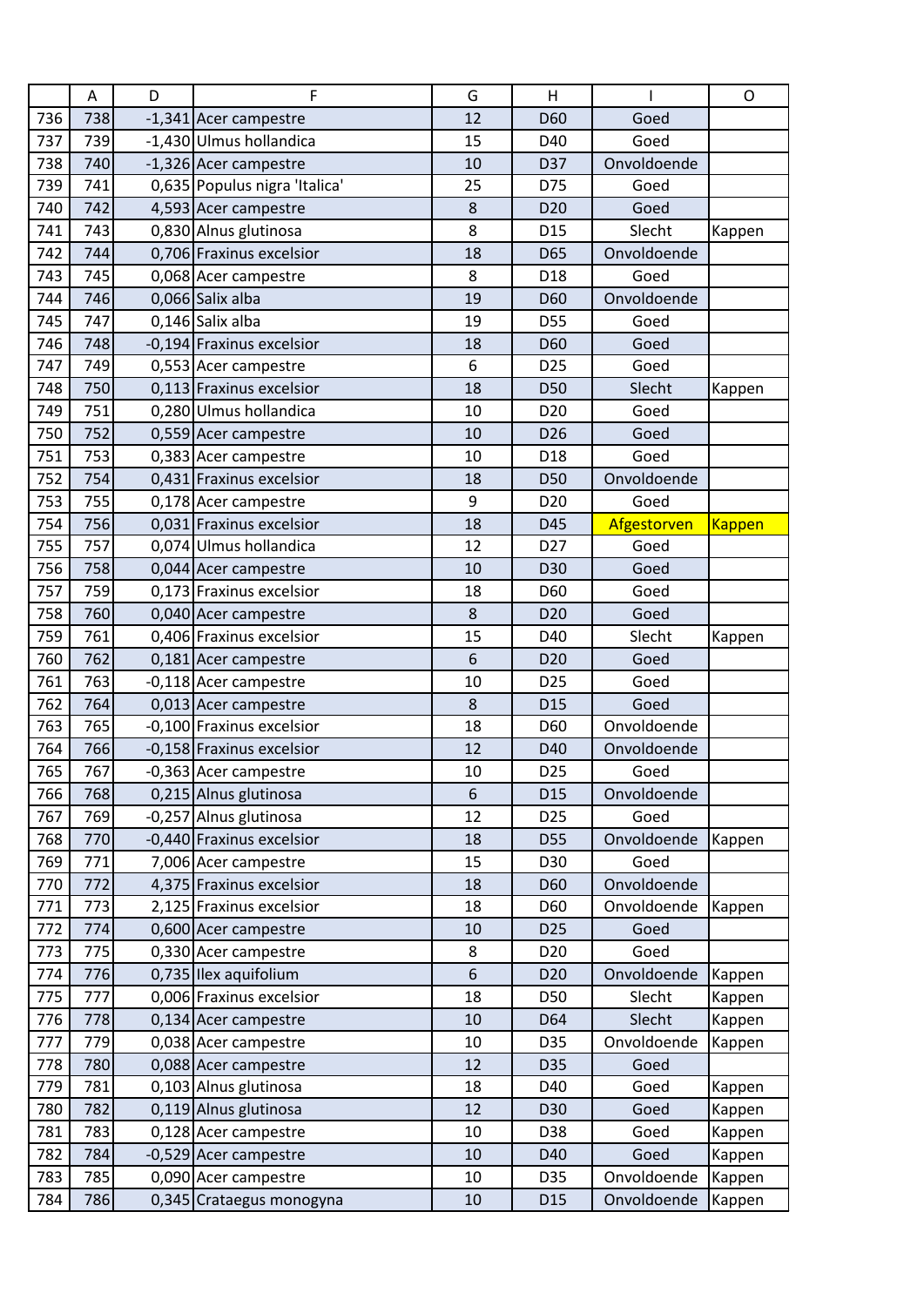| | A | D | F | G | H | I | O |
|---|---|---|---|---|---|---|---|
| 736 | 738 | -1,341 | Acer campestre | 12 | D60 | Goed | |
| 737 | 739 | -1,430 | Ulmus hollandica | 15 | D40 | Goed | |
| 738 | 740 | -1,326 | Acer campestre | 10 | D37 | Onvoldoende | |
| 739 | 741 | 0,635 | Populus nigra 'Italica' | 25 | D75 | Goed | |
| 740 | 742 | 4,593 | Acer campestre | 8 | D20 | Goed | |
| 741 | 743 | 0,830 | Alnus glutinosa | 8 | D15 | Slecht | Kappen |
| 742 | 744 | 0,706 | Fraxinus excelsior | 18 | D65 | Onvoldoende | |
| 743 | 745 | 0,068 | Acer campestre | 8 | D18 | Goed | |
| 744 | 746 | 0,066 | Salix alba | 19 | D60 | Onvoldoende | |
| 745 | 747 | 0,146 | Salix alba | 19 | D55 | Goed | |
| 746 | 748 | -0,194 | Fraxinus excelsior | 18 | D60 | Goed | |
| 747 | 749 | 0,553 | Acer campestre | 6 | D25 | Goed | |
| 748 | 750 | 0,113 | Fraxinus excelsior | 18 | D50 | Slecht | Kappen |
| 749 | 751 | 0,280 | Ulmus hollandica | 10 | D20 | Goed | |
| 750 | 752 | 0,559 | Acer campestre | 10 | D26 | Goed | |
| 751 | 753 | 0,383 | Acer campestre | 10 | D18 | Goed | |
| 752 | 754 | 0,431 | Fraxinus excelsior | 18 | D50 | Onvoldoende | |
| 753 | 755 | 0,178 | Acer campestre | 9 | D20 | Goed | |
| 754 | 756 | 0,031 | Fraxinus excelsior | 18 | D45 | Afgestorven | Kappen |
| 755 | 757 | 0,074 | Ulmus hollandica | 12 | D27 | Goed | |
| 756 | 758 | 0,044 | Acer campestre | 10 | D30 | Goed | |
| 757 | 759 | 0,173 | Fraxinus excelsior | 18 | D60 | Goed | |
| 758 | 760 | 0,040 | Acer campestre | 8 | D20 | Goed | |
| 759 | 761 | 0,406 | Fraxinus excelsior | 15 | D40 | Slecht | Kappen |
| 760 | 762 | 0,181 | Acer campestre | 6 | D20 | Goed | |
| 761 | 763 | -0,118 | Acer campestre | 10 | D25 | Goed | |
| 762 | 764 | 0,013 | Acer campestre | 8 | D15 | Goed | |
| 763 | 765 | -0,100 | Fraxinus excelsior | 18 | D60 | Onvoldoende | |
| 764 | 766 | -0,158 | Fraxinus excelsior | 12 | D40 | Onvoldoende | |
| 765 | 767 | -0,363 | Acer campestre | 10 | D25 | Goed | |
| 766 | 768 | 0,215 | Alnus glutinosa | 6 | D15 | Onvoldoende | |
| 767 | 769 | -0,257 | Alnus glutinosa | 12 | D25 | Goed | |
| 768 | 770 | -0,440 | Fraxinus excelsior | 18 | D55 | Onvoldoende | Kappen |
| 769 | 771 | 7,006 | Acer campestre | 15 | D30 | Goed | |
| 770 | 772 | 4,375 | Fraxinus excelsior | 18 | D60 | Onvoldoende | |
| 771 | 773 | 2,125 | Fraxinus excelsior | 18 | D60 | Onvoldoende | Kappen |
| 772 | 774 | 0,600 | Acer campestre | 10 | D25 | Goed | |
| 773 | 775 | 0,330 | Acer campestre | 8 | D20 | Goed | |
| 774 | 776 | 0,735 | Ilex aquifolium | 6 | D20 | Onvoldoende | Kappen |
| 775 | 777 | 0,006 | Fraxinus excelsior | 18 | D50 | Slecht | Kappen |
| 776 | 778 | 0,134 | Acer campestre | 10 | D64 | Slecht | Kappen |
| 777 | 779 | 0,038 | Acer campestre | 10 | D35 | Onvoldoende | Kappen |
| 778 | 780 | 0,088 | Acer campestre | 12 | D35 | Goed | |
| 779 | 781 | 0,103 | Alnus glutinosa | 18 | D40 | Goed | Kappen |
| 780 | 782 | 0,119 | Alnus glutinosa | 12 | D30 | Goed | Kappen |
| 781 | 783 | 0,128 | Acer campestre | 10 | D38 | Goed | Kappen |
| 782 | 784 | -0,529 | Acer campestre | 10 | D40 | Goed | Kappen |
| 783 | 785 | 0,090 | Acer campestre | 10 | D35 | Onvoldoende | Kappen |
| 784 | 786 | 0,345 | Crataegus monogyna | 10 | D15 | Onvoldoende | Kappen |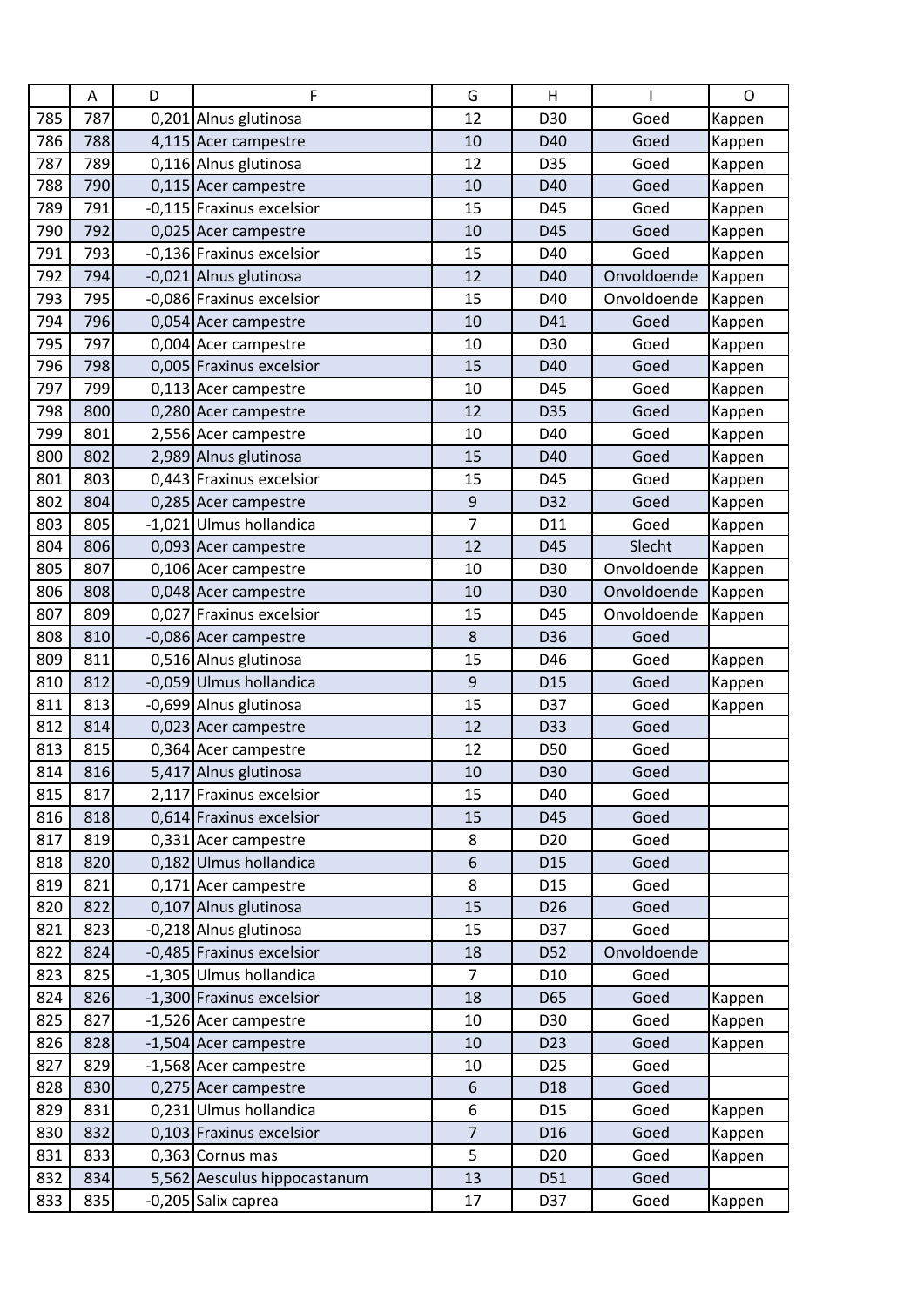| | A | D | F | G | H | I | O |
|---|---|---|---|---|---|---|---|
| 785 | 787 | 0,201 | Alnus glutinosa | 12 | D30 | Goed | Kappen |
| 786 | 788 | 4,115 | Acer campestre | 10 | D40 | Goed | Kappen |
| 787 | 789 | 0,116 | Alnus glutinosa | 12 | D35 | Goed | Kappen |
| 788 | 790 | 0,115 | Acer campestre | 10 | D40 | Goed | Kappen |
| 789 | 791 | -0,115 | Fraxinus excelsior | 15 | D45 | Goed | Kappen |
| 790 | 792 | 0,025 | Acer campestre | 10 | D45 | Goed | Kappen |
| 791 | 793 | -0,136 | Fraxinus excelsior | 15 | D40 | Goed | Kappen |
| 792 | 794 | -0,021 | Alnus glutinosa | 12 | D40 | Onvoldoende | Kappen |
| 793 | 795 | -0,086 | Fraxinus excelsior | 15 | D40 | Onvoldoende | Kappen |
| 794 | 796 | 0,054 | Acer campestre | 10 | D41 | Goed | Kappen |
| 795 | 797 | 0,004 | Acer campestre | 10 | D30 | Goed | Kappen |
| 796 | 798 | 0,005 | Fraxinus excelsior | 15 | D40 | Goed | Kappen |
| 797 | 799 | 0,113 | Acer campestre | 10 | D45 | Goed | Kappen |
| 798 | 800 | 0,280 | Acer campestre | 12 | D35 | Goed | Kappen |
| 799 | 801 | 2,556 | Acer campestre | 10 | D40 | Goed | Kappen |
| 800 | 802 | 2,989 | Alnus glutinosa | 15 | D40 | Goed | Kappen |
| 801 | 803 | 0,443 | Fraxinus excelsior | 15 | D45 | Goed | Kappen |
| 802 | 804 | 0,285 | Acer campestre | 9 | D32 | Goed | Kappen |
| 803 | 805 | -1,021 | Ulmus hollandica | 7 | D11 | Goed | Kappen |
| 804 | 806 | 0,093 | Acer campestre | 12 | D45 | Slecht | Kappen |
| 805 | 807 | 0,106 | Acer campestre | 10 | D30 | Onvoldoende | Kappen |
| 806 | 808 | 0,048 | Acer campestre | 10 | D30 | Onvoldoende | Kappen |
| 807 | 809 | 0,027 | Fraxinus excelsior | 15 | D45 | Onvoldoende | Kappen |
| 808 | 810 | -0,086 | Acer campestre | 8 | D36 | Goed | |
| 809 | 811 | 0,516 | Alnus glutinosa | 15 | D46 | Goed | Kappen |
| 810 | 812 | -0,059 | Ulmus hollandica | 9 | D15 | Goed | Kappen |
| 811 | 813 | -0,699 | Alnus glutinosa | 15 | D37 | Goed | Kappen |
| 812 | 814 | 0,023 | Acer campestre | 12 | D33 | Goed | |
| 813 | 815 | 0,364 | Acer campestre | 12 | D50 | Goed | |
| 814 | 816 | 5,417 | Alnus glutinosa | 10 | D30 | Goed | |
| 815 | 817 | 2,117 | Fraxinus excelsior | 15 | D40 | Goed | |
| 816 | 818 | 0,614 | Fraxinus excelsior | 15 | D45 | Goed | |
| 817 | 819 | 0,331 | Acer campestre | 8 | D20 | Goed | |
| 818 | 820 | 0,182 | Ulmus hollandica | 6 | D15 | Goed | |
| 819 | 821 | 0,171 | Acer campestre | 8 | D15 | Goed | |
| 820 | 822 | 0,107 | Alnus glutinosa | 15 | D26 | Goed | |
| 821 | 823 | -0,218 | Alnus glutinosa | 15 | D37 | Goed | |
| 822 | 824 | -0,485 | Fraxinus excelsior | 18 | D52 | Onvoldoende | |
| 823 | 825 | -1,305 | Ulmus hollandica | 7 | D10 | Goed | |
| 824 | 826 | -1,300 | Fraxinus excelsior | 18 | D65 | Goed | Kappen |
| 825 | 827 | -1,526 | Acer campestre | 10 | D30 | Goed | Kappen |
| 826 | 828 | -1,504 | Acer campestre | 10 | D23 | Goed | Kappen |
| 827 | 829 | -1,568 | Acer campestre | 10 | D25 | Goed | |
| 828 | 830 | 0,275 | Acer campestre | 6 | D18 | Goed | |
| 829 | 831 | 0,231 | Ulmus hollandica | 6 | D15 | Goed | Kappen |
| 830 | 832 | 0,103 | Fraxinus excelsior | 7 | D16 | Goed | Kappen |
| 831 | 833 | 0,363 | Cornus mas | 5 | D20 | Goed | Kappen |
| 832 | 834 | 5,562 | Aesculus hippocastanum | 13 | D51 | Goed | |
| 833 | 835 | -0,205 | Salix caprea | 17 | D37 | Goed | Kappen |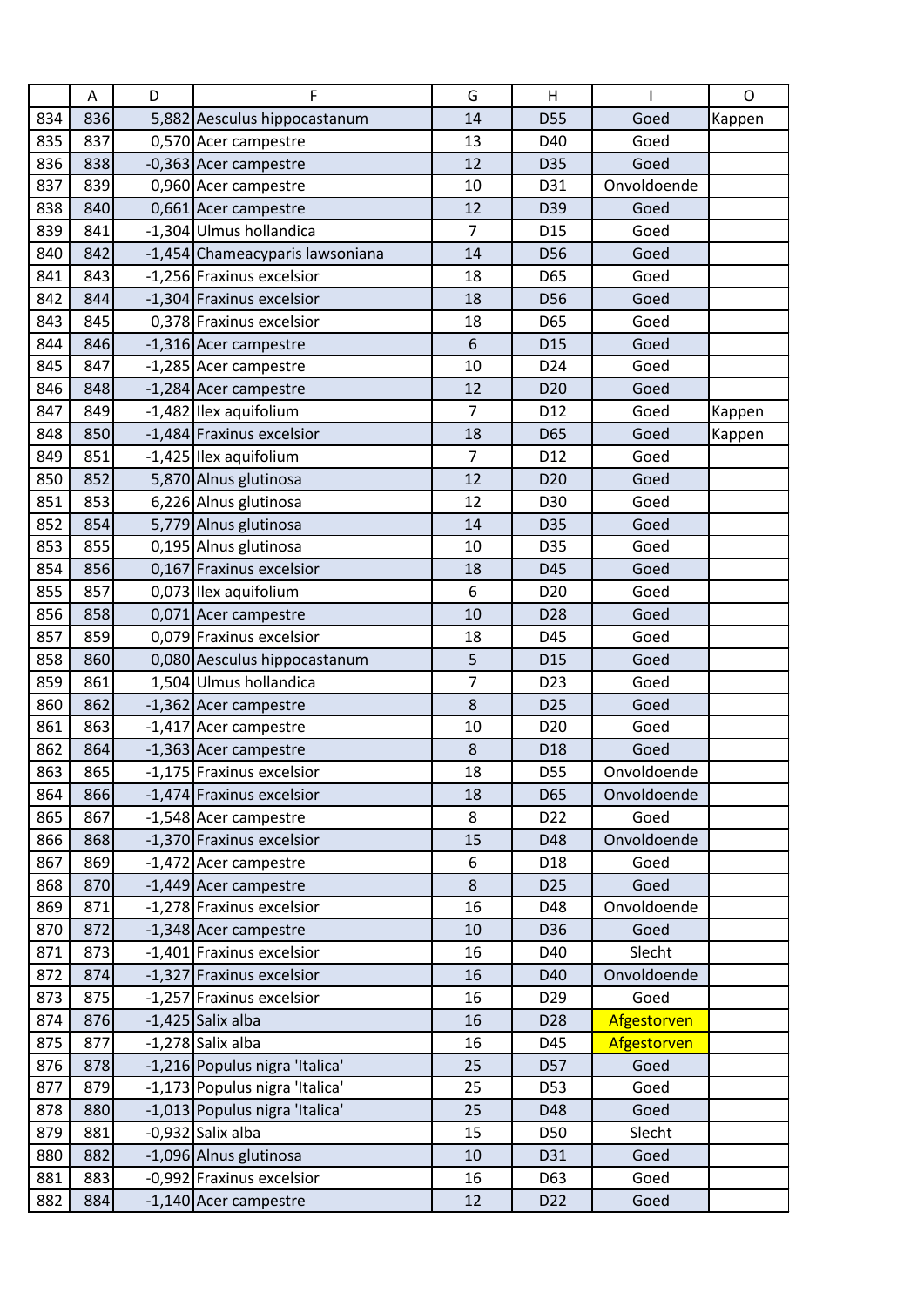| | A | D | F | G | H | I | O |
|---|---|---|---|---|---|---|---|
| 834 | 836 | 5,882 | Aesculus hippocastanum | 14 | D55 | Goed | Kappen |
| 835 | 837 | 0,570 | Acer campestre | 13 | D40 | Goed | |
| 836 | 838 | -0,363 | Acer campestre | 12 | D35 | Goed | |
| 837 | 839 | 0,960 | Acer campestre | 10 | D31 | Onvoldoende | |
| 838 | 840 | 0,661 | Acer campestre | 12 | D39 | Goed | |
| 839 | 841 | -1,304 | Ulmus hollandica | 7 | D15 | Goed | |
| 840 | 842 | -1,454 | Chameacyparis lawsoniana | 14 | D56 | Goed | |
| 841 | 843 | -1,256 | Fraxinus excelsior | 18 | D65 | Goed | |
| 842 | 844 | -1,304 | Fraxinus excelsior | 18 | D56 | Goed | |
| 843 | 845 | 0,378 | Fraxinus excelsior | 18 | D65 | Goed | |
| 844 | 846 | -1,316 | Acer campestre | 6 | D15 | Goed | |
| 845 | 847 | -1,285 | Acer campestre | 10 | D24 | Goed | |
| 846 | 848 | -1,284 | Acer campestre | 12 | D20 | Goed | |
| 847 | 849 | -1,482 | Ilex aquifolium | 7 | D12 | Goed | Kappen |
| 848 | 850 | -1,484 | Fraxinus excelsior | 18 | D65 | Goed | Kappen |
| 849 | 851 | -1,425 | Ilex aquifolium | 7 | D12 | Goed | |
| 850 | 852 | 5,870 | Alnus glutinosa | 12 | D20 | Goed | |
| 851 | 853 | 6,226 | Alnus glutinosa | 12 | D30 | Goed | |
| 852 | 854 | 5,779 | Alnus glutinosa | 14 | D35 | Goed | |
| 853 | 855 | 0,195 | Alnus glutinosa | 10 | D35 | Goed | |
| 854 | 856 | 0,167 | Fraxinus excelsior | 18 | D45 | Goed | |
| 855 | 857 | 0,073 | Ilex aquifolium | 6 | D20 | Goed | |
| 856 | 858 | 0,071 | Acer campestre | 10 | D28 | Goed | |
| 857 | 859 | 0,079 | Fraxinus excelsior | 18 | D45 | Goed | |
| 858 | 860 | 0,080 | Aesculus hippocastanum | 5 | D15 | Goed | |
| 859 | 861 | 1,504 | Ulmus hollandica | 7 | D23 | Goed | |
| 860 | 862 | -1,362 | Acer campestre | 8 | D25 | Goed | |
| 861 | 863 | -1,417 | Acer campestre | 10 | D20 | Goed | |
| 862 | 864 | -1,363 | Acer campestre | 8 | D18 | Goed | |
| 863 | 865 | -1,175 | Fraxinus excelsior | 18 | D55 | Onvoldoende | |
| 864 | 866 | -1,474 | Fraxinus excelsior | 18 | D65 | Onvoldoende | |
| 865 | 867 | -1,548 | Acer campestre | 8 | D22 | Goed | |
| 866 | 868 | -1,370 | Fraxinus excelsior | 15 | D48 | Onvoldoende | |
| 867 | 869 | -1,472 | Acer campestre | 6 | D18 | Goed | |
| 868 | 870 | -1,449 | Acer campestre | 8 | D25 | Goed | |
| 869 | 871 | -1,278 | Fraxinus excelsior | 16 | D48 | Onvoldoende | |
| 870 | 872 | -1,348 | Acer campestre | 10 | D36 | Goed | |
| 871 | 873 | -1,401 | Fraxinus excelsior | 16 | D40 | Slecht | |
| 872 | 874 | -1,327 | Fraxinus excelsior | 16 | D40 | Onvoldoende | |
| 873 | 875 | -1,257 | Fraxinus excelsior | 16 | D29 | Goed | |
| 874 | 876 | -1,425 | Salix alba | 16 | D28 | Afgestorven | |
| 875 | 877 | -1,278 | Salix alba | 16 | D45 | Afgestorven | |
| 876 | 878 | -1,216 | Populus nigra 'Italica' | 25 | D57 | Goed | |
| 877 | 879 | -1,173 | Populus nigra 'Italica' | 25 | D53 | Goed | |
| 878 | 880 | -1,013 | Populus nigra 'Italica' | 25 | D48 | Goed | |
| 879 | 881 | -0,932 | Salix alba | 15 | D50 | Slecht | |
| 880 | 882 | -1,096 | Alnus glutinosa | 10 | D31 | Goed | |
| 881 | 883 | -0,992 | Fraxinus excelsior | 16 | D63 | Goed | |
| 882 | 884 | -1,140 | Acer campestre | 12 | D22 | Goed | |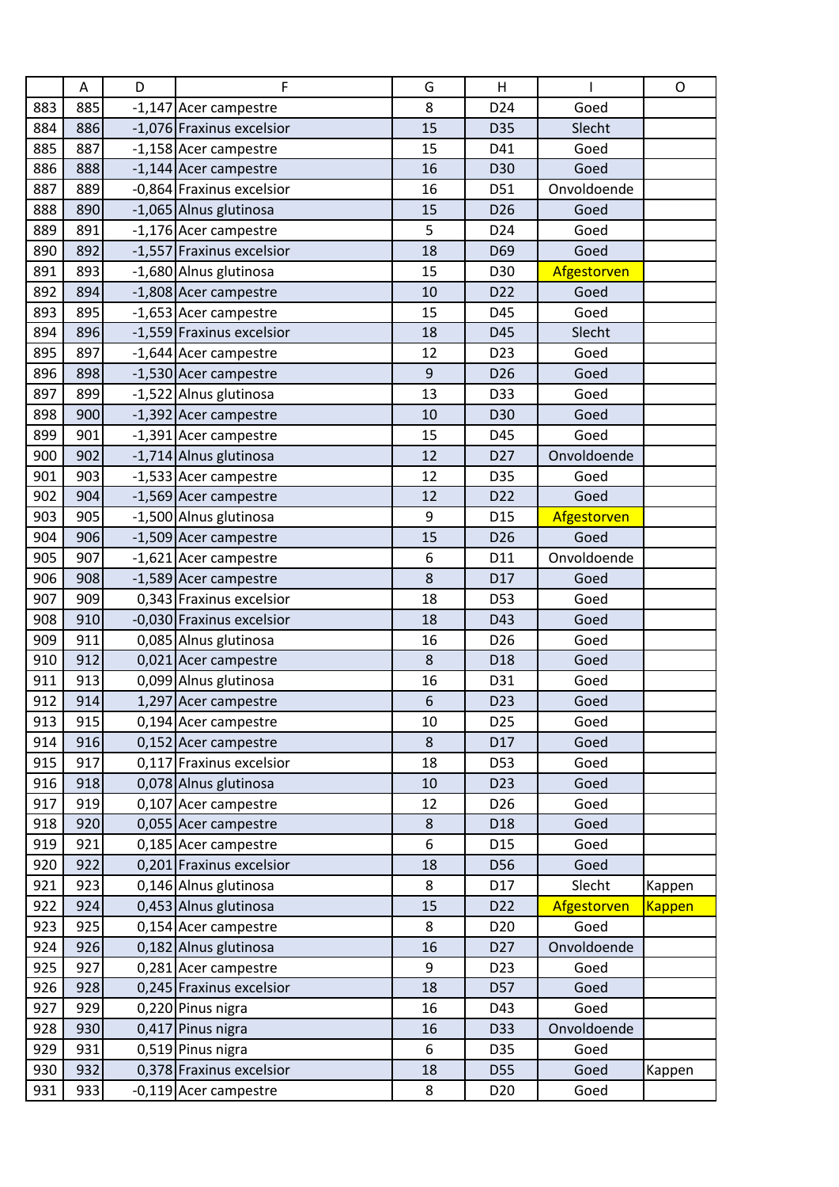| | A | D | F | G | H | I | O |
|---|---|---|---|---|---|---|---|
| 883 | 885 | -1,147 | Acer campestre | 8 | D24 | Goed | |
| 884 | 886 | -1,076 | Fraxinus excelsior | 15 | D35 | Slecht | |
| 885 | 887 | -1,158 | Acer campestre | 15 | D41 | Goed | |
| 886 | 888 | -1,144 | Acer campestre | 16 | D30 | Goed | |
| 887 | 889 | -0,864 | Fraxinus excelsior | 16 | D51 | Onvoldoende | |
| 888 | 890 | -1,065 | Alnus glutinosa | 15 | D26 | Goed | |
| 889 | 891 | -1,176 | Acer campestre | 5 | D24 | Goed | |
| 890 | 892 | -1,557 | Fraxinus excelsior | 18 | D69 | Goed | |
| 891 | 893 | -1,680 | Alnus glutinosa | 15 | D30 | Afgestorven | |
| 892 | 894 | -1,808 | Acer campestre | 10 | D22 | Goed | |
| 893 | 895 | -1,653 | Acer campestre | 15 | D45 | Goed | |
| 894 | 896 | -1,559 | Fraxinus excelsior | 18 | D45 | Slecht | |
| 895 | 897 | -1,644 | Acer campestre | 12 | D23 | Goed | |
| 896 | 898 | -1,530 | Acer campestre | 9 | D26 | Goed | |
| 897 | 899 | -1,522 | Alnus glutinosa | 13 | D33 | Goed | |
| 898 | 900 | -1,392 | Acer campestre | 10 | D30 | Goed | |
| 899 | 901 | -1,391 | Acer campestre | 15 | D45 | Goed | |
| 900 | 902 | -1,714 | Alnus glutinosa | 12 | D27 | Onvoldoende | |
| 901 | 903 | -1,533 | Acer campestre | 12 | D35 | Goed | |
| 902 | 904 | -1,569 | Acer campestre | 12 | D22 | Goed | |
| 903 | 905 | -1,500 | Alnus glutinosa | 9 | D15 | Afgestorven | |
| 904 | 906 | -1,509 | Acer campestre | 15 | D26 | Goed | |
| 905 | 907 | -1,621 | Acer campestre | 6 | D11 | Onvoldoende | |
| 906 | 908 | -1,589 | Acer campestre | 8 | D17 | Goed | |
| 907 | 909 | 0,343 | Fraxinus excelsior | 18 | D53 | Goed | |
| 908 | 910 | -0,030 | Fraxinus excelsior | 18 | D43 | Goed | |
| 909 | 911 | 0,085 | Alnus glutinosa | 16 | D26 | Goed | |
| 910 | 912 | 0,021 | Acer campestre | 8 | D18 | Goed | |
| 911 | 913 | 0,099 | Alnus glutinosa | 16 | D31 | Goed | |
| 912 | 914 | 1,297 | Acer campestre | 6 | D23 | Goed | |
| 913 | 915 | 0,194 | Acer campestre | 10 | D25 | Goed | |
| 914 | 916 | 0,152 | Acer campestre | 8 | D17 | Goed | |
| 915 | 917 | 0,117 | Fraxinus excelsior | 18 | D53 | Goed | |
| 916 | 918 | 0,078 | Alnus glutinosa | 10 | D23 | Goed | |
| 917 | 919 | 0,107 | Acer campestre | 12 | D26 | Goed | |
| 918 | 920 | 0,055 | Acer campestre | 8 | D18 | Goed | |
| 919 | 921 | 0,185 | Acer campestre | 6 | D15 | Goed | |
| 920 | 922 | 0,201 | Fraxinus excelsior | 18 | D56 | Goed | |
| 921 | 923 | 0,146 | Alnus glutinosa | 8 | D17 | Slecht | Kappen |
| 922 | 924 | 0,453 | Alnus glutinosa | 15 | D22 | Afgestorven | Kappen |
| 923 | 925 | 0,154 | Acer campestre | 8 | D20 | Goed | |
| 924 | 926 | 0,182 | Alnus glutinosa | 16 | D27 | Onvoldoende | |
| 925 | 927 | 0,281 | Acer campestre | 9 | D23 | Goed | |
| 926 | 928 | 0,245 | Fraxinus excelsior | 18 | D57 | Goed | |
| 927 | 929 | 0,220 | Pinus nigra | 16 | D43 | Goed | |
| 928 | 930 | 0,417 | Pinus nigra | 16 | D33 | Onvoldoende | |
| 929 | 931 | 0,519 | Pinus nigra | 6 | D35 | Goed | |
| 930 | 932 | 0,378 | Fraxinus excelsior | 18 | D55 | Goed | Kappen |
| 931 | 933 | -0,119 | Acer campestre | 8 | D20 | Goed | |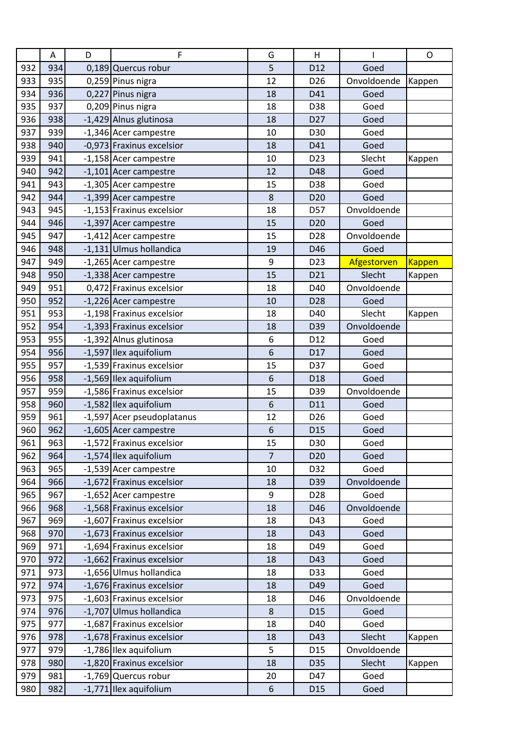| | A | D | F | G | H | I | O |
|---|---|---|---|---|---|---|---|
| 932 | 934 | 0,189 | Quercus robur | 5 | D12 | Goed | |
| 933 | 935 | 0,259 | Pinus nigra | 12 | D26 | Onvoldoende | Kappen |
| 934 | 936 | 0,227 | Pinus nigra | 18 | D41 | Goed | |
| 935 | 937 | 0,209 | Pinus nigra | 18 | D38 | Goed | |
| 936 | 938 | -1,429 | Alnus glutinosa | 18 | D27 | Goed | |
| 937 | 939 | -1,346 | Acer campestre | 10 | D30 | Goed | |
| 938 | 940 | -0,973 | Fraxinus excelsior | 18 | D41 | Goed | |
| 939 | 941 | -1,158 | Acer campestre | 10 | D23 | Slecht | Kappen |
| 940 | 942 | -1,101 | Acer campestre | 12 | D48 | Goed | |
| 941 | 943 | -1,305 | Acer campestre | 15 | D38 | Goed | |
| 942 | 944 | -1,399 | Acer campestre | 8 | D20 | Goed | |
| 943 | 945 | -1,153 | Fraxinus excelsior | 18 | D57 | Onvoldoende | |
| 944 | 946 | -1,397 | Acer campestre | 15 | D20 | Goed | |
| 945 | 947 | -1,412 | Acer campestre | 15 | D28 | Onvoldoende | |
| 946 | 948 | -1,131 | Ulmus hollandica | 19 | D46 | Goed | |
| 947 | 949 | -1,265 | Acer campestre | 9 | D23 | Afgestorven | Kappen |
| 948 | 950 | -1,338 | Acer campestre | 15 | D21 | Slecht | Kappen |
| 949 | 951 | 0,472 | Fraxinus excelsior | 18 | D40 | Onvoldoende | |
| 950 | 952 | -1,226 | Acer campestre | 10 | D28 | Goed | |
| 951 | 953 | -1,198 | Fraxinus excelsior | 18 | D40 | Slecht | Kappen |
| 952 | 954 | -1,393 | Fraxinus excelsior | 18 | D39 | Onvoldoende | |
| 953 | 955 | -1,392 | Alnus glutinosa | 6 | D12 | Goed | |
| 954 | 956 | -1,597 | Ilex aquifolium | 6 | D17 | Goed | |
| 955 | 957 | -1,539 | Fraxinus excelsior | 15 | D37 | Goed | |
| 956 | 958 | -1,569 | Ilex aquifolium | 6 | D18 | Goed | |
| 957 | 959 | -1,586 | Fraxinus excelsior | 15 | D39 | Onvoldoende | |
| 958 | 960 | -1,582 | Ilex aquifolium | 6 | D11 | Goed | |
| 959 | 961 | -1,597 | Acer pseudoplatanus | 12 | D26 | Goed | |
| 960 | 962 | -1,605 | Acer campestre | 6 | D15 | Goed | |
| 961 | 963 | -1,572 | Fraxinus excelsior | 15 | D30 | Goed | |
| 962 | 964 | -1,574 | Ilex aquifolium | 7 | D20 | Goed | |
| 963 | 965 | -1,539 | Acer campestre | 10 | D32 | Goed | |
| 964 | 966 | -1,672 | Fraxinus excelsior | 18 | D39 | Onvoldoende | |
| 965 | 967 | -1,652 | Acer campestre | 9 | D28 | Goed | |
| 966 | 968 | -1,568 | Fraxinus excelsior | 18 | D46 | Onvoldoende | |
| 967 | 969 | -1,607 | Fraxinus excelsior | 18 | D43 | Goed | |
| 968 | 970 | -1,673 | Fraxinus excelsior | 18 | D43 | Goed | |
| 969 | 971 | -1,694 | Fraxinus excelsior | 18 | D49 | Goed | |
| 970 | 972 | -1,662 | Fraxinus excelsior | 18 | D43 | Goed | |
| 971 | 973 | -1,656 | Ulmus hollandica | 18 | D33 | Goed | |
| 972 | 974 | -1,676 | Fraxinus excelsior | 18 | D49 | Goed | |
| 973 | 975 | -1,603 | Fraxinus excelsior | 18 | D46 | Onvoldoende | |
| 974 | 976 | -1,707 | Ulmus hollandica | 8 | D15 | Goed | |
| 975 | 977 | -1,687 | Fraxinus excelsior | 18 | D40 | Goed | |
| 976 | 978 | -1,678 | Fraxinus excelsior | 18 | D43 | Slecht | Kappen |
| 977 | 979 | -1,786 | Ilex aquifolium | 5 | D15 | Onvoldoende | |
| 978 | 980 | -1,820 | Fraxinus excelsior | 18 | D35 | Slecht | Kappen |
| 979 | 981 | -1,769 | Quercus robur | 20 | D47 | Goed | |
| 980 | 982 | -1,771 | Ilex aquifolium | 6 | D15 | Goed | |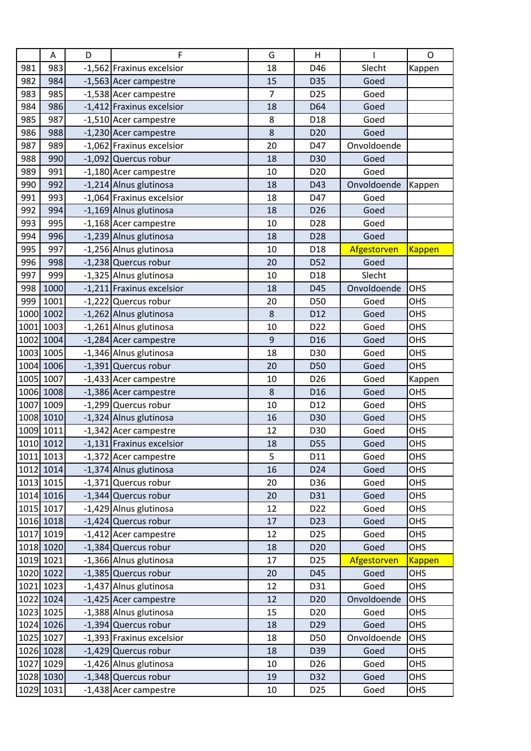| | A | D | F | G | H | I | O |
|---|---|---|---|---|---|---|---|
| 981 | 983 | -1,562 | Fraxinus excelsior | 18 | D46 | Slecht | Kappen |
| 982 | 984 | -1,563 | Acer campestre | 15 | D35 | Goed | |
| 983 | 985 | -1,538 | Acer campestre | 7 | D25 | Goed | |
| 984 | 986 | -1,412 | Fraxinus excelsior | 18 | D64 | Goed | |
| 985 | 987 | -1,510 | Acer campestre | 8 | D18 | Goed | |
| 986 | 988 | -1,230 | Acer campestre | 8 | D20 | Goed | |
| 987 | 989 | -1,062 | Fraxinus excelsior | 20 | D47 | Onvoldoende | |
| 988 | 990 | -1,092 | Quercus robur | 18 | D30 | Goed | |
| 989 | 991 | -1,180 | Acer campestre | 10 | D20 | Goed | |
| 990 | 992 | -1,214 | Alnus glutinosa | 18 | D43 | Onvoldoende | Kappen |
| 991 | 993 | -1,064 | Fraxinus excelsior | 18 | D47 | Goed | |
| 992 | 994 | -1,169 | Alnus glutinosa | 18 | D26 | Goed | |
| 993 | 995 | -1,168 | Acer campestre | 10 | D28 | Goed | |
| 994 | 996 | -1,239 | Alnus glutinosa | 18 | D28 | Goed | |
| 995 | 997 | -1,256 | Alnus glutinosa | 10 | D18 | Afgestorven | Kappen |
| 996 | 998 | -1,238 | Quercus robur | 20 | D52 | Goed | |
| 997 | 999 | -1,325 | Alnus glutinosa | 10 | D18 | Slecht | |
| 998 | 1000 | -1,211 | Fraxinus excelsior | 18 | D45 | Onvoldoende | OHS |
| 999 | 1001 | -1,222 | Quercus robur | 20 | D50 | Goed | OHS |
| 1000 | 1002 | -1,262 | Alnus glutinosa | 8 | D12 | Goed | OHS |
| 1001 | 1003 | -1,261 | Alnus glutinosa | 10 | D22 | Goed | OHS |
| 1002 | 1004 | -1,284 | Acer campestre | 9 | D16 | Goed | OHS |
| 1003 | 1005 | -1,346 | Alnus glutinosa | 18 | D30 | Goed | OHS |
| 1004 | 1006 | -1,391 | Quercus robur | 20 | D50 | Goed | OHS |
| 1005 | 1007 | -1,433 | Acer campestre | 10 | D26 | Goed | Kappen |
| 1006 | 1008 | -1,386 | Acer campestre | 8 | D16 | Goed | OHS |
| 1007 | 1009 | -1,299 | Quercus robur | 10 | D12 | Goed | OHS |
| 1008 | 1010 | -1,324 | Alnus glutinosa | 16 | D30 | Goed | OHS |
| 1009 | 1011 | -1,342 | Acer campestre | 12 | D30 | Goed | OHS |
| 1010 | 1012 | -1,131 | Fraxinus excelsior | 18 | D55 | Goed | OHS |
| 1011 | 1013 | -1,372 | Acer campestre | 5 | D11 | Goed | OHS |
| 1012 | 1014 | -1,374 | Alnus glutinosa | 16 | D24 | Goed | OHS |
| 1013 | 1015 | -1,371 | Quercus robur | 20 | D36 | Goed | OHS |
| 1014 | 1016 | -1,344 | Quercus robur | 20 | D31 | Goed | OHS |
| 1015 | 1017 | -1,429 | Alnus glutinosa | 12 | D22 | Goed | OHS |
| 1016 | 1018 | -1,424 | Quercus robur | 17 | D23 | Goed | OHS |
| 1017 | 1019 | -1,412 | Acer campestre | 12 | D25 | Goed | OHS |
| 1018 | 1020 | -1,384 | Quercus robur | 18 | D20 | Goed | OHS |
| 1019 | 1021 | -1,366 | Alnus glutinosa | 17 | D25 | Afgestorven | Kappen |
| 1020 | 1022 | -1,385 | Quercus robur | 20 | D45 | Goed | OHS |
| 1021 | 1023 | -1,437 | Alnus glutinosa | 12 | D31 | Goed | OHS |
| 1022 | 1024 | -1,425 | Acer campestre | 12 | D20 | Onvoldoende | OHS |
| 1023 | 1025 | -1,388 | Alnus glutinosa | 15 | D20 | Goed | OHS |
| 1024 | 1026 | -1,394 | Quercus robur | 18 | D29 | Goed | OHS |
| 1025 | 1027 | -1,393 | Fraxinus excelsior | 18 | D50 | Onvoldoende | OHS |
| 1026 | 1028 | -1,429 | Quercus robur | 18 | D39 | Goed | OHS |
| 1027 | 1029 | -1,426 | Alnus glutinosa | 10 | D26 | Goed | OHS |
| 1028 | 1030 | -1,348 | Quercus robur | 19 | D32 | Goed | OHS |
| 1029 | 1031 | -1,438 | Acer campestre | 10 | D25 | Goed | OHS |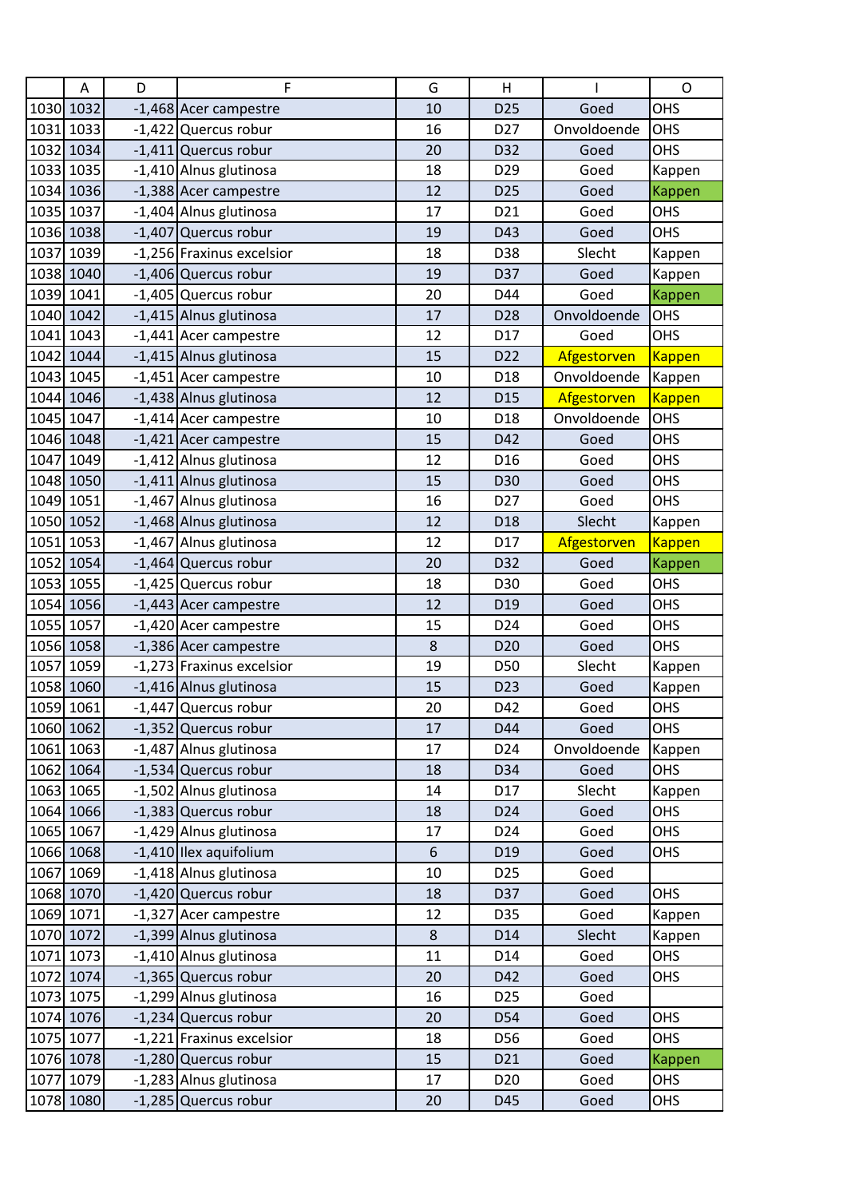| | A | D | F | G | H | I | O |
|---|---|---|---|---|---|---|---|
| 1030 | 1032 | -1,468 | Acer campestre | 10 | D25 | Goed | OHS |
| 1031 | 1033 | -1,422 | Quercus robur | 16 | D27 | Onvoldoende | OHS |
| 1032 | 1034 | -1,411 | Quercus robur | 20 | D32 | Goed | OHS |
| 1033 | 1035 | -1,410 | Alnus glutinosa | 18 | D29 | Goed | Kappen |
| 1034 | 1036 | -1,388 | Acer campestre | 12 | D25 | Goed | Kappen |
| 1035 | 1037 | -1,404 | Alnus glutinosa | 17 | D21 | Goed | OHS |
| 1036 | 1038 | -1,407 | Quercus robur | 19 | D43 | Goed | OHS |
| 1037 | 1039 | -1,256 | Fraxinus excelsior | 18 | D38 | Slecht | Kappen |
| 1038 | 1040 | -1,406 | Quercus robur | 19 | D37 | Goed | Kappen |
| 1039 | 1041 | -1,405 | Quercus robur | 20 | D44 | Goed | Kappen |
| 1040 | 1042 | -1,415 | Alnus glutinosa | 17 | D28 | Onvoldoende | OHS |
| 1041 | 1043 | -1,441 | Acer campestre | 12 | D17 | Goed | OHS |
| 1042 | 1044 | -1,415 | Alnus glutinosa | 15 | D22 | Afgestorven | Kappen |
| 1043 | 1045 | -1,451 | Acer campestre | 10 | D18 | Onvoldoende | Kappen |
| 1044 | 1046 | -1,438 | Alnus glutinosa | 12 | D15 | Afgestorven | Kappen |
| 1045 | 1047 | -1,414 | Acer campestre | 10 | D18 | Onvoldoende | OHS |
| 1046 | 1048 | -1,421 | Acer campestre | 15 | D42 | Goed | OHS |
| 1047 | 1049 | -1,412 | Alnus glutinosa | 12 | D16 | Goed | OHS |
| 1048 | 1050 | -1,411 | Alnus glutinosa | 15 | D30 | Goed | OHS |
| 1049 | 1051 | -1,467 | Alnus glutinosa | 16 | D27 | Goed | OHS |
| 1050 | 1052 | -1,468 | Alnus glutinosa | 12 | D18 | Slecht | Kappen |
| 1051 | 1053 | -1,467 | Alnus glutinosa | 12 | D17 | Afgestorven | Kappen |
| 1052 | 1054 | -1,464 | Quercus robur | 20 | D32 | Goed | Kappen |
| 1053 | 1055 | -1,425 | Quercus robur | 18 | D30 | Goed | OHS |
| 1054 | 1056 | -1,443 | Acer campestre | 12 | D19 | Goed | OHS |
| 1055 | 1057 | -1,420 | Acer campestre | 15 | D24 | Goed | OHS |
| 1056 | 1058 | -1,386 | Acer campestre | 8 | D20 | Goed | OHS |
| 1057 | 1059 | -1,273 | Fraxinus excelsior | 19 | D50 | Slecht | Kappen |
| 1058 | 1060 | -1,416 | Alnus glutinosa | 15 | D23 | Goed | Kappen |
| 1059 | 1061 | -1,447 | Quercus robur | 20 | D42 | Goed | OHS |
| 1060 | 1062 | -1,352 | Quercus robur | 17 | D44 | Goed | OHS |
| 1061 | 1063 | -1,487 | Alnus glutinosa | 17 | D24 | Onvoldoende | Kappen |
| 1062 | 1064 | -1,534 | Quercus robur | 18 | D34 | Goed | OHS |
| 1063 | 1065 | -1,502 | Alnus glutinosa | 14 | D17 | Slecht | Kappen |
| 1064 | 1066 | -1,383 | Quercus robur | 18 | D24 | Goed | OHS |
| 1065 | 1067 | -1,429 | Alnus glutinosa | 17 | D24 | Goed | OHS |
| 1066 | 1068 | -1,410 | Ilex aquifolium | 6 | D19 | Goed | OHS |
| 1067 | 1069 | -1,418 | Alnus glutinosa | 10 | D25 | Goed | |
| 1068 | 1070 | -1,420 | Quercus robur | 18 | D37 | Goed | OHS |
| 1069 | 1071 | -1,327 | Acer campestre | 12 | D35 | Goed | Kappen |
| 1070 | 1072 | -1,399 | Alnus glutinosa | 8 | D14 | Slecht | Kappen |
| 1071 | 1073 | -1,410 | Alnus glutinosa | 11 | D14 | Goed | OHS |
| 1072 | 1074 | -1,365 | Quercus robur | 20 | D42 | Goed | OHS |
| 1073 | 1075 | -1,299 | Alnus glutinosa | 16 | D25 | Goed | |
| 1074 | 1076 | -1,234 | Quercus robur | 20 | D54 | Goed | OHS |
| 1075 | 1077 | -1,221 | Fraxinus excelsior | 18 | D56 | Goed | OHS |
| 1076 | 1078 | -1,280 | Quercus robur | 15 | D21 | Goed | Kappen |
| 1077 | 1079 | -1,283 | Alnus glutinosa | 17 | D20 | Goed | OHS |
| 1078 | 1080 | -1,285 | Quercus robur | 20 | D45 | Goed | OHS |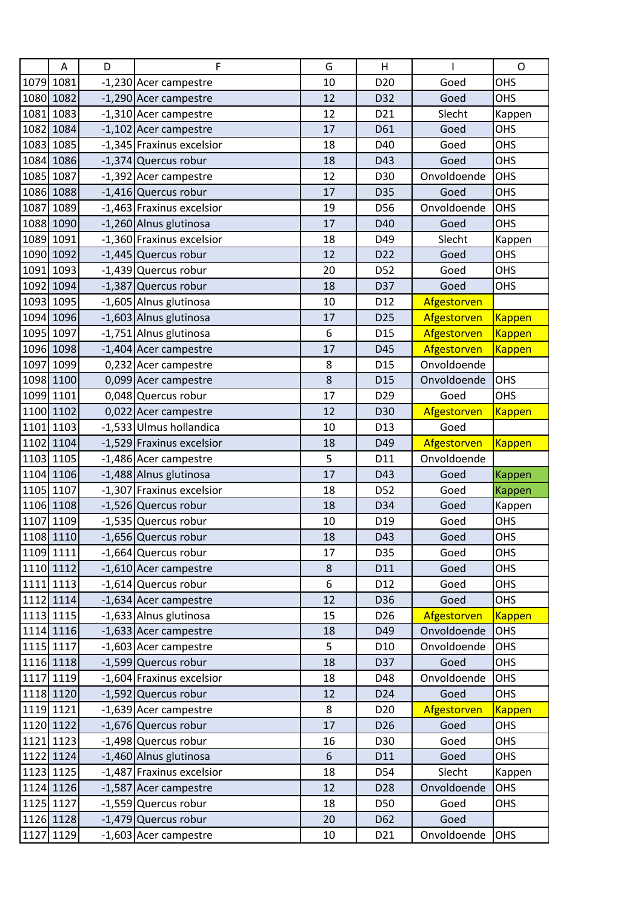| | A | D | F | G | H | I | O |
|---|---|---|---|---|---|---|---|
| 1079 | 1081 | -1,230 | Acer campestre | 10 | D20 | Goed | OHS |
| 1080 | 1082 | -1,290 | Acer campestre | 12 | D32 | Goed | OHS |
| 1081 | 1083 | -1,310 | Acer campestre | 12 | D21 | Slecht | Kappen |
| 1082 | 1084 | -1,102 | Acer campestre | 17 | D61 | Goed | OHS |
| 1083 | 1085 | -1,345 | Fraxinus excelsior | 18 | D40 | Goed | OHS |
| 1084 | 1086 | -1,374 | Quercus robur | 18 | D43 | Goed | OHS |
| 1085 | 1087 | -1,392 | Acer campestre | 12 | D30 | Onvoldoende | OHS |
| 1086 | 1088 | -1,416 | Quercus robur | 17 | D35 | Goed | OHS |
| 1087 | 1089 | -1,463 | Fraxinus excelsior | 19 | D56 | Onvoldoende | OHS |
| 1088 | 1090 | -1,260 | Alnus glutinosa | 17 | D40 | Goed | OHS |
| 1089 | 1091 | -1,360 | Fraxinus excelsior | 18 | D49 | Slecht | Kappen |
| 1090 | 1092 | -1,445 | Quercus robur | 12 | D22 | Goed | OHS |
| 1091 | 1093 | -1,439 | Quercus robur | 20 | D52 | Goed | OHS |
| 1092 | 1094 | -1,387 | Quercus robur | 18 | D37 | Goed | OHS |
| 1093 | 1095 | -1,605 | Alnus glutinosa | 10 | D12 | Afgestorven | |
| 1094 | 1096 | -1,603 | Alnus glutinosa | 17 | D25 | Afgestorven | Kappen |
| 1095 | 1097 | -1,751 | Alnus glutinosa | 6 | D15 | Afgestorven | Kappen |
| 1096 | 1098 | -1,404 | Acer campestre | 17 | D45 | Afgestorven | Kappen |
| 1097 | 1099 | 0,232 | Acer campestre | 8 | D15 | Onvoldoende | |
| 1098 | 1100 | 0,099 | Acer campestre | 8 | D15 | Onvoldoende | OHS |
| 1099 | 1101 | 0,048 | Quercus robur | 17 | D29 | Goed | OHS |
| 1100 | 1102 | 0,022 | Acer campestre | 12 | D30 | Afgestorven | Kappen |
| 1101 | 1103 | -1,533 | Ulmus hollandica | 10 | D13 | Goed | |
| 1102 | 1104 | -1,529 | Fraxinus excelsior | 18 | D49 | Afgestorven | Kappen |
| 1103 | 1105 | -1,486 | Acer campestre | 5 | D11 | Onvoldoende | |
| 1104 | 1106 | -1,488 | Alnus glutinosa | 17 | D43 | Goed | Kappen |
| 1105 | 1107 | -1,307 | Fraxinus excelsior | 18 | D52 | Goed | Kappen |
| 1106 | 1108 | -1,526 | Quercus robur | 18 | D34 | Goed | Kappen |
| 1107 | 1109 | -1,535 | Quercus robur | 10 | D19 | Goed | OHS |
| 1108 | 1110 | -1,656 | Quercus robur | 18 | D43 | Goed | OHS |
| 1109 | 1111 | -1,664 | Quercus robur | 17 | D35 | Goed | OHS |
| 1110 | 1112 | -1,610 | Acer campestre | 8 | D11 | Goed | OHS |
| 1111 | 1113 | -1,614 | Quercus robur | 6 | D12 | Goed | OHS |
| 1112 | 1114 | -1,634 | Acer campestre | 12 | D36 | Goed | OHS |
| 1113 | 1115 | -1,633 | Alnus glutinosa | 15 | D26 | Afgestorven | Kappen |
| 1114 | 1116 | -1,633 | Acer campestre | 18 | D49 | Onvoldoende | OHS |
| 1115 | 1117 | -1,603 | Acer campestre | 5 | D10 | Onvoldoende | OHS |
| 1116 | 1118 | -1,599 | Quercus robur | 18 | D37 | Goed | OHS |
| 1117 | 1119 | -1,604 | Fraxinus excelsior | 18 | D48 | Onvoldoende | OHS |
| 1118 | 1120 | -1,592 | Quercus robur | 12 | D24 | Goed | OHS |
| 1119 | 1121 | -1,639 | Acer campestre | 8 | D20 | Afgestorven | Kappen |
| 1120 | 1122 | -1,676 | Quercus robur | 17 | D26 | Goed | OHS |
| 1121 | 1123 | -1,498 | Quercus robur | 16 | D30 | Goed | OHS |
| 1122 | 1124 | -1,460 | Alnus glutinosa | 6 | D11 | Goed | OHS |
| 1123 | 1125 | -1,487 | Fraxinus excelsior | 18 | D54 | Slecht | Kappen |
| 1124 | 1126 | -1,587 | Acer campestre | 12 | D28 | Onvoldoende | OHS |
| 1125 | 1127 | -1,559 | Quercus robur | 18 | D50 | Goed | OHS |
| 1126 | 1128 | -1,479 | Quercus robur | 20 | D62 | Goed | |
| 1127 | 1129 | -1,603 | Acer campestre | 10 | D21 | Onvoldoende | OHS |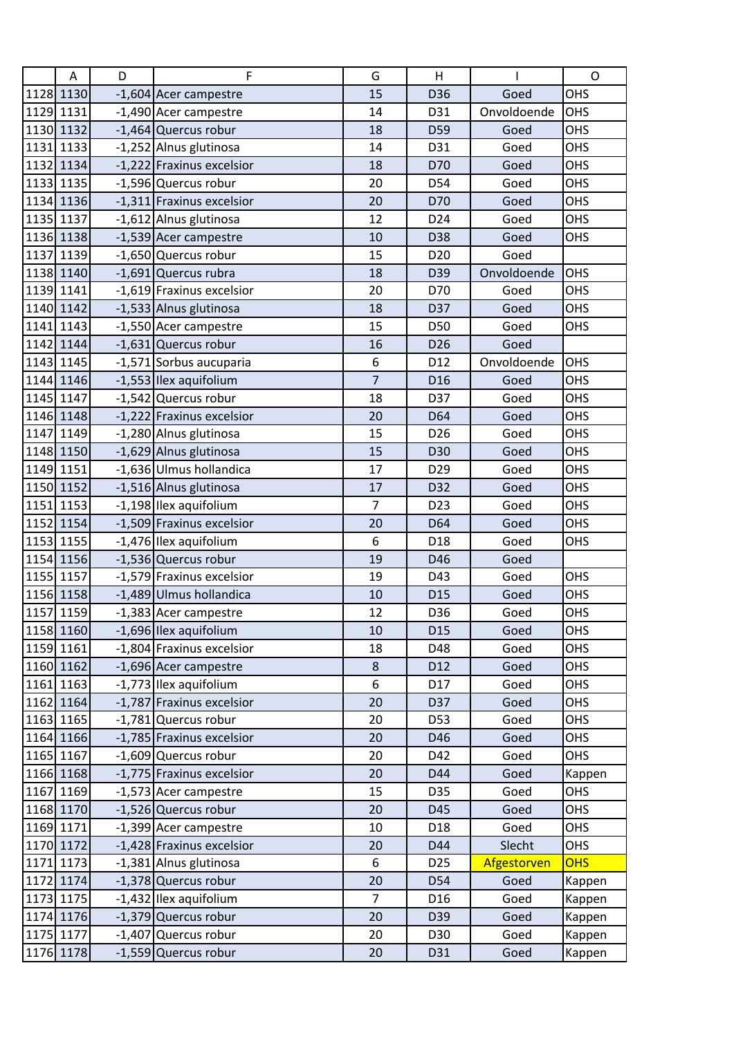|  | A | D | F | G | H | I | O |
|---|---|---|---|---|---|---|---|
| 1128 | 1130 | -1,604 | Acer campestre | 15 | D36 | Goed | OHS |
| 1129 | 1131 | -1,490 | Acer campestre | 14 | D31 | Onvoldoende | OHS |
| 1130 | 1132 | -1,464 | Quercus robur | 18 | D59 | Goed | OHS |
| 1131 | 1133 | -1,252 | Alnus glutinosa | 14 | D31 | Goed | OHS |
| 1132 | 1134 | -1,222 | Fraxinus excelsior | 18 | D70 | Goed | OHS |
| 1133 | 1135 | -1,596 | Quercus robur | 20 | D54 | Goed | OHS |
| 1134 | 1136 | -1,311 | Fraxinus excelsior | 20 | D70 | Goed | OHS |
| 1135 | 1137 | -1,612 | Alnus glutinosa | 12 | D24 | Goed | OHS |
| 1136 | 1138 | -1,539 | Acer campestre | 10 | D38 | Goed | OHS |
| 1137 | 1139 | -1,650 | Quercus robur | 15 | D20 | Goed |  |
| 1138 | 1140 | -1,691 | Quercus rubra | 18 | D39 | Onvoldoende | OHS |
| 1139 | 1141 | -1,619 | Fraxinus excelsior | 20 | D70 | Goed | OHS |
| 1140 | 1142 | -1,533 | Alnus glutinosa | 18 | D37 | Goed | OHS |
| 1141 | 1143 | -1,550 | Acer campestre | 15 | D50 | Goed | OHS |
| 1142 | 1144 | -1,631 | Quercus robur | 16 | D26 | Goed |  |
| 1143 | 1145 | -1,571 | Sorbus aucuparia | 6 | D12 | Onvoldoende | OHS |
| 1144 | 1146 | -1,553 | Ilex aquifolium | 7 | D16 | Goed | OHS |
| 1145 | 1147 | -1,542 | Quercus robur | 18 | D37 | Goed | OHS |
| 1146 | 1148 | -1,222 | Fraxinus excelsior | 20 | D64 | Goed | OHS |
| 1147 | 1149 | -1,280 | Alnus glutinosa | 15 | D26 | Goed | OHS |
| 1148 | 1150 | -1,629 | Alnus glutinosa | 15 | D30 | Goed | OHS |
| 1149 | 1151 | -1,636 | Ulmus hollandica | 17 | D29 | Goed | OHS |
| 1150 | 1152 | -1,516 | Alnus glutinosa | 17 | D32 | Goed | OHS |
| 1151 | 1153 | -1,198 | Ilex aquifolium | 7 | D23 | Goed | OHS |
| 1152 | 1154 | -1,509 | Fraxinus excelsior | 20 | D64 | Goed | OHS |
| 1153 | 1155 | -1,476 | Ilex aquifolium | 6 | D18 | Goed | OHS |
| 1154 | 1156 | -1,536 | Quercus robur | 19 | D46 | Goed |  |
| 1155 | 1157 | -1,579 | Fraxinus excelsior | 19 | D43 | Goed | OHS |
| 1156 | 1158 | -1,489 | Ulmus hollandica | 10 | D15 | Goed | OHS |
| 1157 | 1159 | -1,383 | Acer campestre | 12 | D36 | Goed | OHS |
| 1158 | 1160 | -1,696 | Ilex aquifolium | 10 | D15 | Goed | OHS |
| 1159 | 1161 | -1,804 | Fraxinus excelsior | 18 | D48 | Goed | OHS |
| 1160 | 1162 | -1,696 | Acer campestre | 8 | D12 | Goed | OHS |
| 1161 | 1163 | -1,773 | Ilex aquifolium | 6 | D17 | Goed | OHS |
| 1162 | 1164 | -1,787 | Fraxinus excelsior | 20 | D37 | Goed | OHS |
| 1163 | 1165 | -1,781 | Quercus robur | 20 | D53 | Goed | OHS |
| 1164 | 1166 | -1,785 | Fraxinus excelsior | 20 | D46 | Goed | OHS |
| 1165 | 1167 | -1,609 | Quercus robur | 20 | D42 | Goed | OHS |
| 1166 | 1168 | -1,775 | Fraxinus excelsior | 20 | D44 | Goed | Kappen |
| 1167 | 1169 | -1,573 | Acer campestre | 15 | D35 | Goed | OHS |
| 1168 | 1170 | -1,526 | Quercus robur | 20 | D45 | Goed | OHS |
| 1169 | 1171 | -1,399 | Acer campestre | 10 | D18 | Goed | OHS |
| 1170 | 1172 | -1,428 | Fraxinus excelsior | 20 | D44 | Slecht | OHS |
| 1171 | 1173 | -1,381 | Alnus glutinosa | 6 | D25 | Afgestorven | OHS |
| 1172 | 1174 | -1,378 | Quercus robur | 20 | D54 | Goed | Kappen |
| 1173 | 1175 | -1,432 | Ilex aquifolium | 7 | D16 | Goed | Kappen |
| 1174 | 1176 | -1,379 | Quercus robur | 20 | D39 | Goed | Kappen |
| 1175 | 1177 | -1,407 | Quercus robur | 20 | D30 | Goed | Kappen |
| 1176 | 1178 | -1,559 | Quercus robur | 20 | D31 | Goed | Kappen |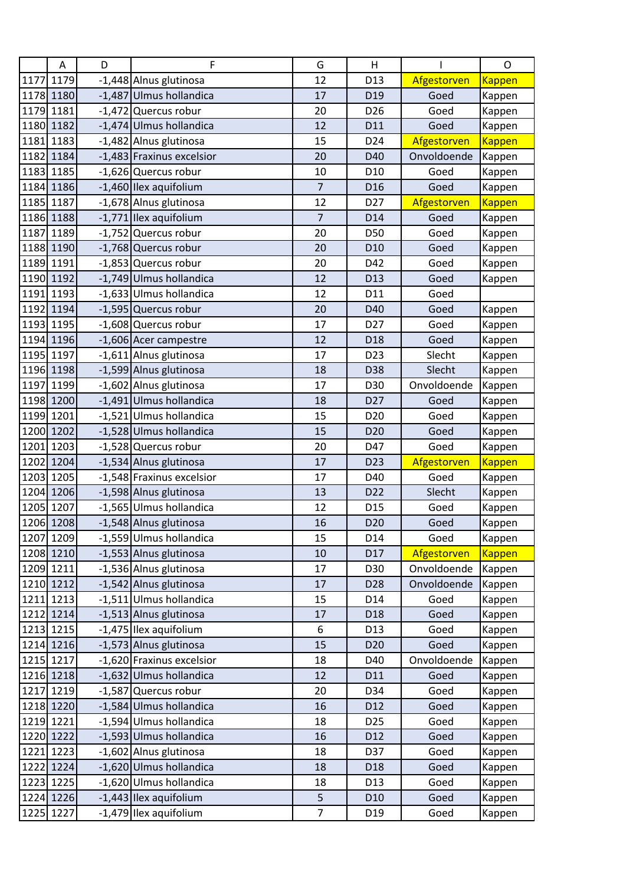|  | A | D | F | G | H | I | O |
|---|---|---|---|---|---|---|---|
| 1177 | 1179 | -1,448 | Alnus glutinosa | 12 | D13 | Afgestorven | Kappen |
| 1178 | 1180 | -1,487 | Ulmus hollandica | 17 | D19 | Goed | Kappen |
| 1179 | 1181 | -1,472 | Quercus robur | 20 | D26 | Goed | Kappen |
| 1180 | 1182 | -1,474 | Ulmus hollandica | 12 | D11 | Goed | Kappen |
| 1181 | 1183 | -1,482 | Alnus glutinosa | 15 | D24 | Afgestorven | Kappen |
| 1182 | 1184 | -1,483 | Fraxinus excelsior | 20 | D40 | Onvoldoende | Kappen |
| 1183 | 1185 | -1,626 | Quercus robur | 10 | D10 | Goed | Kappen |
| 1184 | 1186 | -1,460 | Ilex aquifolium | 7 | D16 | Goed | Kappen |
| 1185 | 1187 | -1,678 | Alnus glutinosa | 12 | D27 | Afgestorven | Kappen |
| 1186 | 1188 | -1,771 | Ilex aquifolium | 7 | D14 | Goed | Kappen |
| 1187 | 1189 | -1,752 | Quercus robur | 20 | D50 | Goed | Kappen |
| 1188 | 1190 | -1,768 | Quercus robur | 20 | D10 | Goed | Kappen |
| 1189 | 1191 | -1,853 | Quercus robur | 20 | D42 | Goed | Kappen |
| 1190 | 1192 | -1,749 | Ulmus hollandica | 12 | D13 | Goed | Kappen |
| 1191 | 1193 | -1,633 | Ulmus hollandica | 12 | D11 | Goed |  |
| 1192 | 1194 | -1,595 | Quercus robur | 20 | D40 | Goed | Kappen |
| 1193 | 1195 | -1,608 | Quercus robur | 17 | D27 | Goed | Kappen |
| 1194 | 1196 | -1,606 | Acer campestre | 12 | D18 | Goed | Kappen |
| 1195 | 1197 | -1,611 | Alnus glutinosa | 17 | D23 | Slecht | Kappen |
| 1196 | 1198 | -1,599 | Alnus glutinosa | 18 | D38 | Slecht | Kappen |
| 1197 | 1199 | -1,602 | Alnus glutinosa | 17 | D30 | Onvoldoende | Kappen |
| 1198 | 1200 | -1,491 | Ulmus hollandica | 18 | D27 | Goed | Kappen |
| 1199 | 1201 | -1,521 | Ulmus hollandica | 15 | D20 | Goed | Kappen |
| 1200 | 1202 | -1,528 | Ulmus hollandica | 15 | D20 | Goed | Kappen |
| 1201 | 1203 | -1,528 | Quercus robur | 20 | D47 | Goed | Kappen |
| 1202 | 1204 | -1,534 | Alnus glutinosa | 17 | D23 | Afgestorven | Kappen |
| 1203 | 1205 | -1,548 | Fraxinus excelsior | 17 | D40 | Goed | Kappen |
| 1204 | 1206 | -1,598 | Alnus glutinosa | 13 | D22 | Slecht | Kappen |
| 1205 | 1207 | -1,565 | Ulmus hollandica | 12 | D15 | Goed | Kappen |
| 1206 | 1208 | -1,548 | Alnus glutinosa | 16 | D20 | Goed | Kappen |
| 1207 | 1209 | -1,559 | Ulmus hollandica | 15 | D14 | Goed | Kappen |
| 1208 | 1210 | -1,553 | Alnus glutinosa | 10 | D17 | Afgestorven | Kappen |
| 1209 | 1211 | -1,536 | Alnus glutinosa | 17 | D30 | Onvoldoende | Kappen |
| 1210 | 1212 | -1,542 | Alnus glutinosa | 17 | D28 | Onvoldoende | Kappen |
| 1211 | 1213 | -1,511 | Ulmus hollandica | 15 | D14 | Goed | Kappen |
| 1212 | 1214 | -1,513 | Alnus glutinosa | 17 | D18 | Goed | Kappen |
| 1213 | 1215 | -1,475 | Ilex aquifolium | 6 | D13 | Goed | Kappen |
| 1214 | 1216 | -1,573 | Alnus glutinosa | 15 | D20 | Goed | Kappen |
| 1215 | 1217 | -1,620 | Fraxinus excelsior | 18 | D40 | Onvoldoende | Kappen |
| 1216 | 1218 | -1,632 | Ulmus hollandica | 12 | D11 | Goed | Kappen |
| 1217 | 1219 | -1,587 | Quercus robur | 20 | D34 | Goed | Kappen |
| 1218 | 1220 | -1,584 | Ulmus hollandica | 16 | D12 | Goed | Kappen |
| 1219 | 1221 | -1,594 | Ulmus hollandica | 18 | D25 | Goed | Kappen |
| 1220 | 1222 | -1,593 | Ulmus hollandica | 16 | D12 | Goed | Kappen |
| 1221 | 1223 | -1,602 | Alnus glutinosa | 18 | D37 | Goed | Kappen |
| 1222 | 1224 | -1,620 | Ulmus hollandica | 18 | D18 | Goed | Kappen |
| 1223 | 1225 | -1,620 | Ulmus hollandica | 18 | D13 | Goed | Kappen |
| 1224 | 1226 | -1,443 | Ilex aquifolium | 5 | D10 | Goed | Kappen |
| 1225 | 1227 | -1,479 | Ilex aquifolium | 7 | D19 | Goed | Kappen |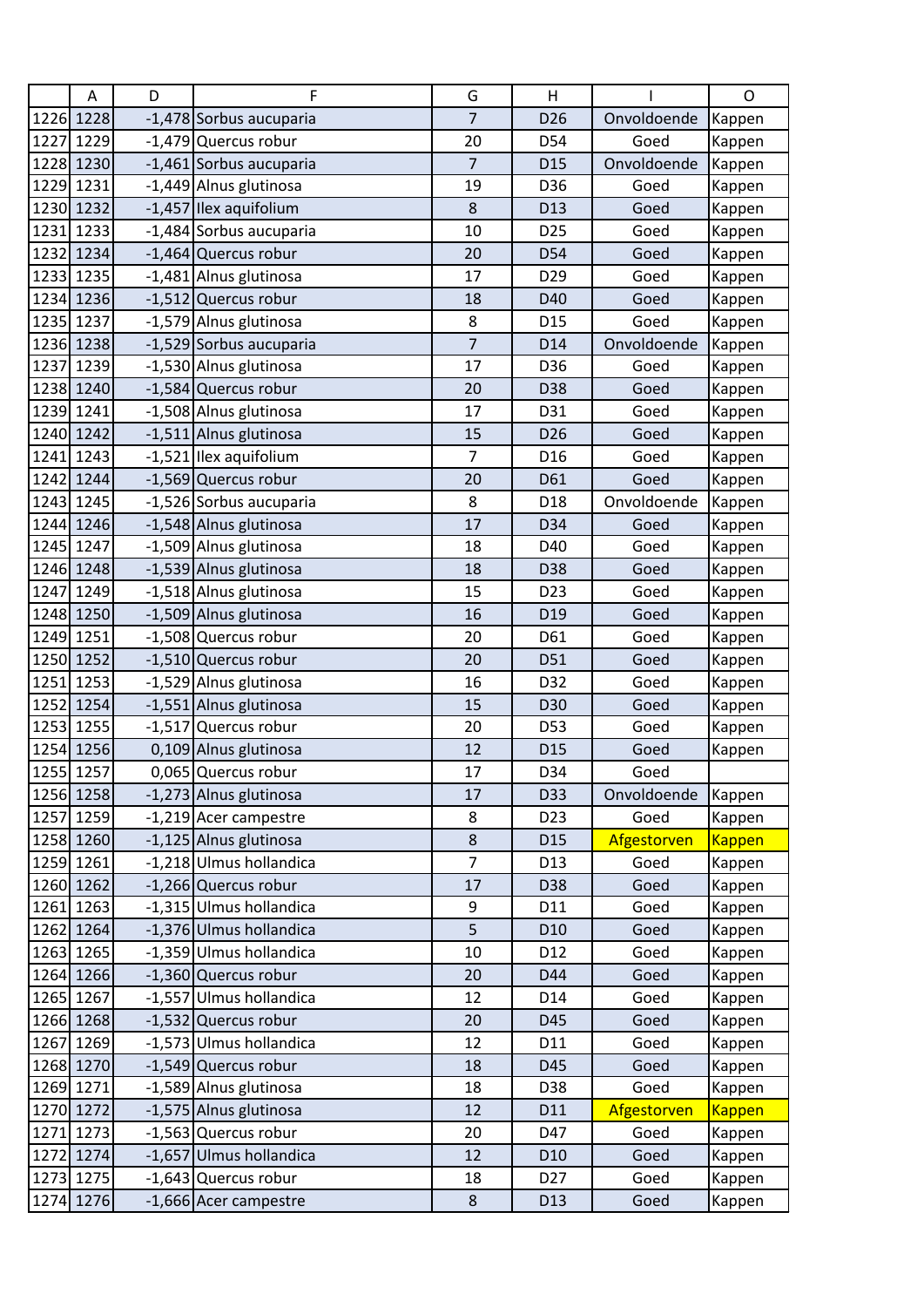|  | A | D | F | G | H | I | O |
|---|---|---|---|---|---|---|---|
| 1226 | 1228 | -1,478 | Sorbus aucuparia | 7 | D26 | Onvoldoende | Kappen |
| 1227 | 1229 | -1,479 | Quercus robur | 20 | D54 | Goed | Kappen |
| 1228 | 1230 | -1,461 | Sorbus aucuparia | 7 | D15 | Onvoldoende | Kappen |
| 1229 | 1231 | -1,449 | Alnus glutinosa | 19 | D36 | Goed | Kappen |
| 1230 | 1232 | -1,457 | Ilex aquifolium | 8 | D13 | Goed | Kappen |
| 1231 | 1233 | -1,484 | Sorbus aucuparia | 10 | D25 | Goed | Kappen |
| 1232 | 1234 | -1,464 | Quercus robur | 20 | D54 | Goed | Kappen |
| 1233 | 1235 | -1,481 | Alnus glutinosa | 17 | D29 | Goed | Kappen |
| 1234 | 1236 | -1,512 | Quercus robur | 18 | D40 | Goed | Kappen |
| 1235 | 1237 | -1,579 | Alnus glutinosa | 8 | D15 | Goed | Kappen |
| 1236 | 1238 | -1,529 | Sorbus aucuparia | 7 | D14 | Onvoldoende | Kappen |
| 1237 | 1239 | -1,530 | Alnus glutinosa | 17 | D36 | Goed | Kappen |
| 1238 | 1240 | -1,584 | Quercus robur | 20 | D38 | Goed | Kappen |
| 1239 | 1241 | -1,508 | Alnus glutinosa | 17 | D31 | Goed | Kappen |
| 1240 | 1242 | -1,511 | Alnus glutinosa | 15 | D26 | Goed | Kappen |
| 1241 | 1243 | -1,521 | Ilex aquifolium | 7 | D16 | Goed | Kappen |
| 1242 | 1244 | -1,569 | Quercus robur | 20 | D61 | Goed | Kappen |
| 1243 | 1245 | -1,526 | Sorbus aucuparia | 8 | D18 | Onvoldoende | Kappen |
| 1244 | 1246 | -1,548 | Alnus glutinosa | 17 | D34 | Goed | Kappen |
| 1245 | 1247 | -1,509 | Alnus glutinosa | 18 | D40 | Goed | Kappen |
| 1246 | 1248 | -1,539 | Alnus glutinosa | 18 | D38 | Goed | Kappen |
| 1247 | 1249 | -1,518 | Alnus glutinosa | 15 | D23 | Goed | Kappen |
| 1248 | 1250 | -1,509 | Alnus glutinosa | 16 | D19 | Goed | Kappen |
| 1249 | 1251 | -1,508 | Quercus robur | 20 | D61 | Goed | Kappen |
| 1250 | 1252 | -1,510 | Quercus robur | 20 | D51 | Goed | Kappen |
| 1251 | 1253 | -1,529 | Alnus glutinosa | 16 | D32 | Goed | Kappen |
| 1252 | 1254 | -1,551 | Alnus glutinosa | 15 | D30 | Goed | Kappen |
| 1253 | 1255 | -1,517 | Quercus robur | 20 | D53 | Goed | Kappen |
| 1254 | 1256 | 0,109 | Alnus glutinosa | 12 | D15 | Goed | Kappen |
| 1255 | 1257 | 0,065 | Quercus robur | 17 | D34 | Goed |  |
| 1256 | 1258 | -1,273 | Alnus glutinosa | 17 | D33 | Onvoldoende | Kappen |
| 1257 | 1259 | -1,219 | Acer campestre | 8 | D23 | Goed | Kappen |
| 1258 | 1260 | -1,125 | Alnus glutinosa | 8 | D15 | Afgestorven | Kappen |
| 1259 | 1261 | -1,218 | Ulmus hollandica | 7 | D13 | Goed | Kappen |
| 1260 | 1262 | -1,266 | Quercus robur | 17 | D38 | Goed | Kappen |
| 1261 | 1263 | -1,315 | Ulmus hollandica | 9 | D11 | Goed | Kappen |
| 1262 | 1264 | -1,376 | Ulmus hollandica | 5 | D10 | Goed | Kappen |
| 1263 | 1265 | -1,359 | Ulmus hollandica | 10 | D12 | Goed | Kappen |
| 1264 | 1266 | -1,360 | Quercus robur | 20 | D44 | Goed | Kappen |
| 1265 | 1267 | -1,557 | Ulmus hollandica | 12 | D14 | Goed | Kappen |
| 1266 | 1268 | -1,532 | Quercus robur | 20 | D45 | Goed | Kappen |
| 1267 | 1269 | -1,573 | Ulmus hollandica | 12 | D11 | Goed | Kappen |
| 1268 | 1270 | -1,549 | Quercus robur | 18 | D45 | Goed | Kappen |
| 1269 | 1271 | -1,589 | Alnus glutinosa | 18 | D38 | Goed | Kappen |
| 1270 | 1272 | -1,575 | Alnus glutinosa | 12 | D11 | Afgestorven | Kappen |
| 1271 | 1273 | -1,563 | Quercus robur | 20 | D47 | Goed | Kappen |
| 1272 | 1274 | -1,657 | Ulmus hollandica | 12 | D10 | Goed | Kappen |
| 1273 | 1275 | -1,643 | Quercus robur | 18 | D27 | Goed | Kappen |
| 1274 | 1276 | -1,666 | Acer campestre | 8 | D13 | Goed | Kappen |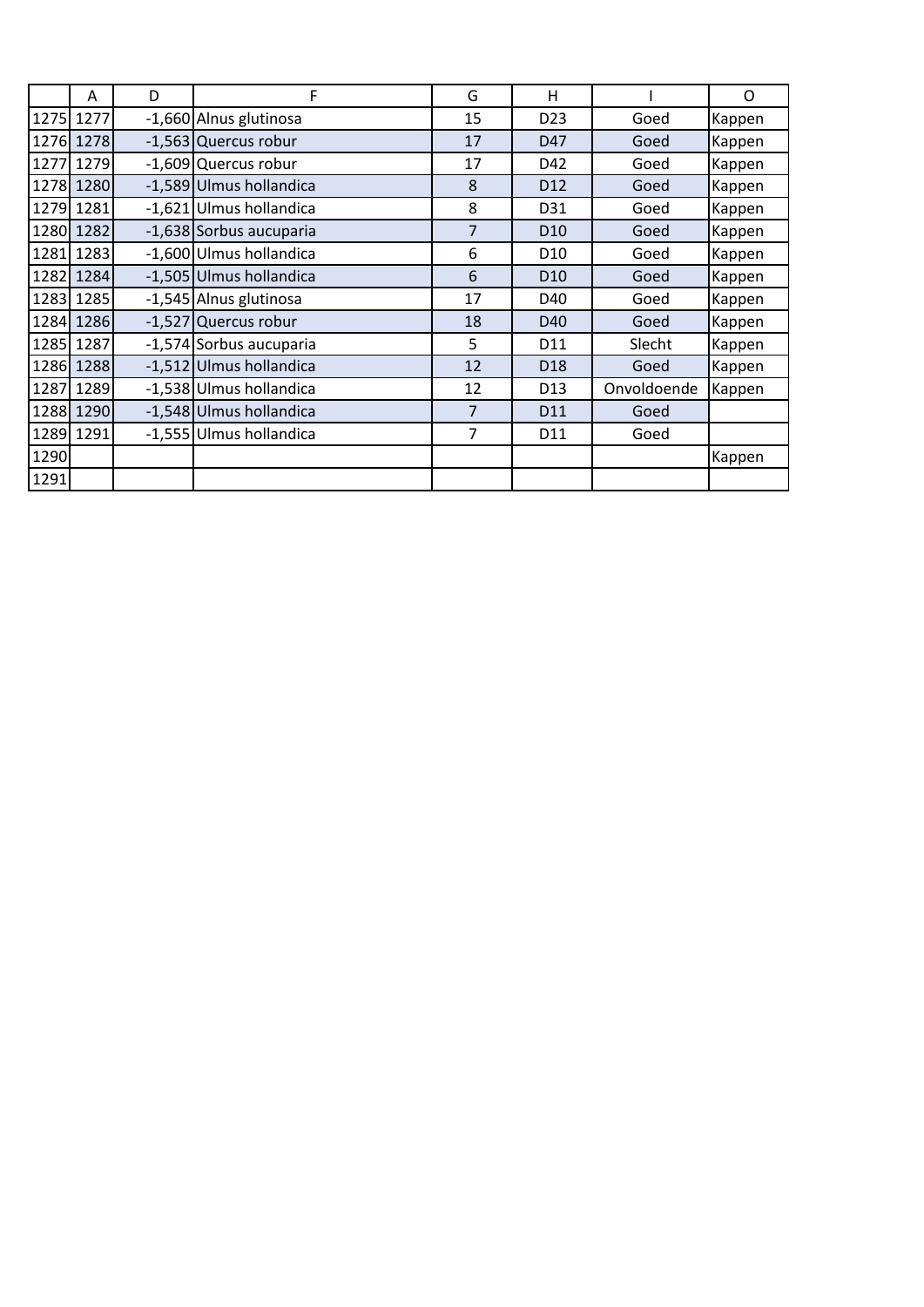| | A | D | F | G | H | I | O |
|---|---|---|---|---|---|---|---|
| 1275 | 1277 | -1,660 | Alnus glutinosa | 15 | D23 | Goed | Kappen |
| 1276 | 1278 | -1,563 | Quercus robur | 17 | D47 | Goed | Kappen |
| 1277 | 1279 | -1,609 | Quercus robur | 17 | D42 | Goed | Kappen |
| 1278 | 1280 | -1,589 | Ulmus hollandica | 8 | D12 | Goed | Kappen |
| 1279 | 1281 | -1,621 | Ulmus hollandica | 8 | D31 | Goed | Kappen |
| 1280 | 1282 | -1,638 | Sorbus aucuparia | 7 | D10 | Goed | Kappen |
| 1281 | 1283 | -1,600 | Ulmus hollandica | 6 | D10 | Goed | Kappen |
| 1282 | 1284 | -1,505 | Ulmus hollandica | 6 | D10 | Goed | Kappen |
| 1283 | 1285 | -1,545 | Alnus glutinosa | 17 | D40 | Goed | Kappen |
| 1284 | 1286 | -1,527 | Quercus robur | 18 | D40 | Goed | Kappen |
| 1285 | 1287 | -1,574 | Sorbus aucuparia | 5 | D11 | Slecht | Kappen |
| 1286 | 1288 | -1,512 | Ulmus hollandica | 12 | D18 | Goed | Kappen |
| 1287 | 1289 | -1,538 | Ulmus hollandica | 12 | D13 | Onvoldoende | Kappen |
| 1288 | 1290 | -1,548 | Ulmus hollandica | 7 | D11 | Goed | |
| 1289 | 1291 | -1,555 | Ulmus hollandica | 7 | D11 | Goed | |
| 1290 | | | | | | | Kappen |
| 1291 | | | | | | | |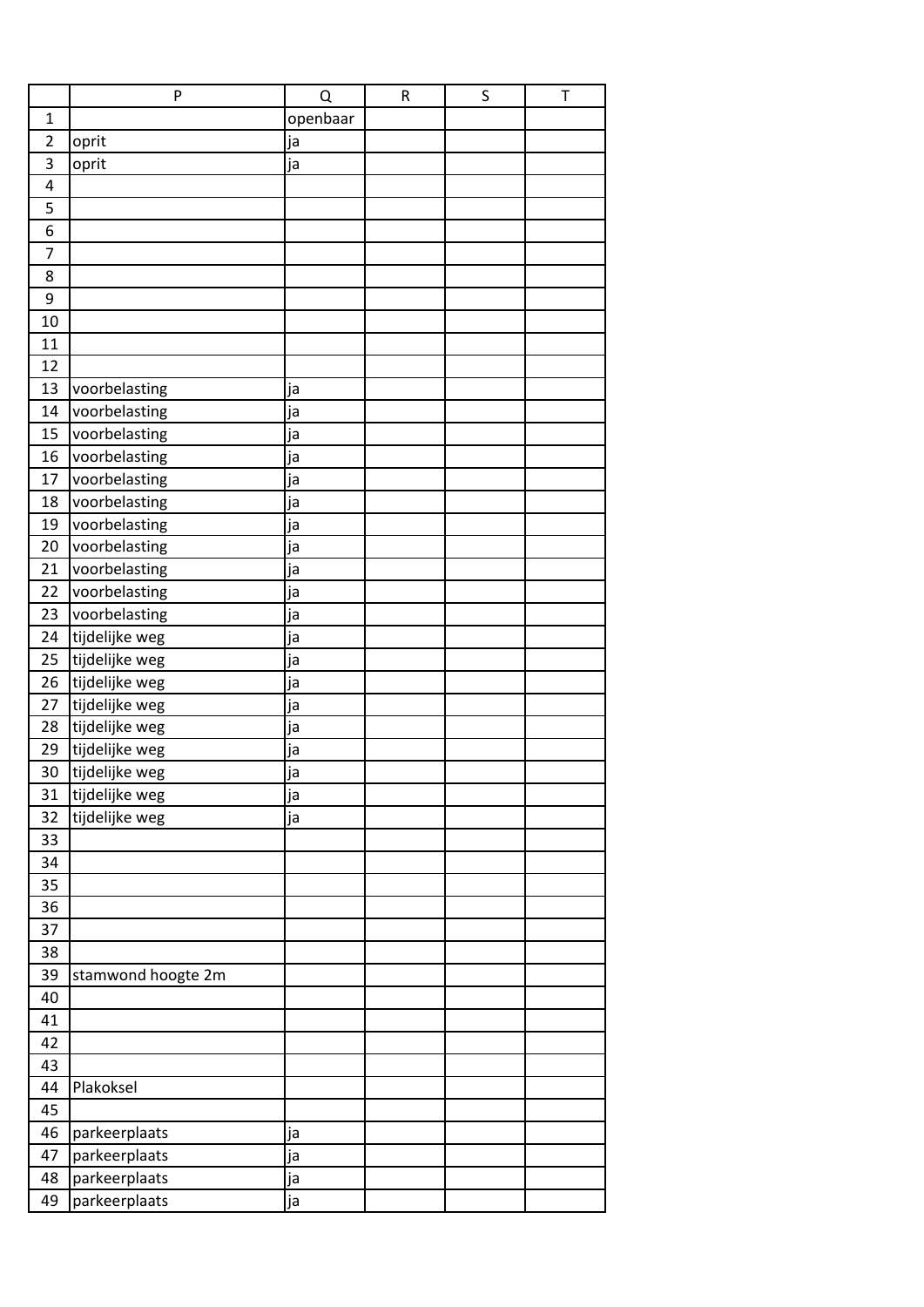| | P | Q | R | S | T |
|---|---|---|---|---|---|
| 1 | | openbaar | | | |
| 2 | oprit | ja | | | |
| 3 | oprit | ja | | | |
| 4 | | | | | |
| 5 | | | | | |
| 6 | | | | | |
| 7 | | | | | |
| 8 | | | | | |
| 9 | | | | | |
| 10 | | | | | |
| 11 | | | | | |
| 12 | | | | | |
| 13 | voorbelasting | ja | | | |
| 14 | voorbelasting | ja | | | |
| 15 | voorbelasting | ja | | | |
| 16 | voorbelasting | ja | | | |
| 17 | voorbelasting | ja | | | |
| 18 | voorbelasting | ja | | | |
| 19 | voorbelasting | ja | | | |
| 20 | voorbelasting | ja | | | |
| 21 | voorbelasting | ja | | | |
| 22 | voorbelasting | ja | | | |
| 23 | voorbelasting | ja | | | |
| 24 | tijdelijke weg | ja | | | |
| 25 | tijdelijke weg | ja | | | |
| 26 | tijdelijke weg | ja | | | |
| 27 | tijdelijke weg | ja | | | |
| 28 | tijdelijke weg | ja | | | |
| 29 | tijdelijke weg | ja | | | |
| 30 | tijdelijke weg | ja | | | |
| 31 | tijdelijke weg | ja | | | |
| 32 | tijdelijke weg | ja | | | |
| 33 | | | | | |
| 34 | | | | | |
| 35 | | | | | |
| 36 | | | | | |
| 37 | | | | | |
| 38 | | | | | |
| 39 | stamwond hoogte 2m | | | | |
| 40 | | | | | |
| 41 | | | | | |
| 42 | | | | | |
| 43 | | | | | |
| 44 | Plakoksel | | | | |
| 45 | | | | | |
| 46 | parkeerplaats | ja | | | |
| 47 | parkeerplaats | ja | | | |
| 48 | parkeerplaats | ja | | | |
| 49 | parkeerplaats | ja | | | |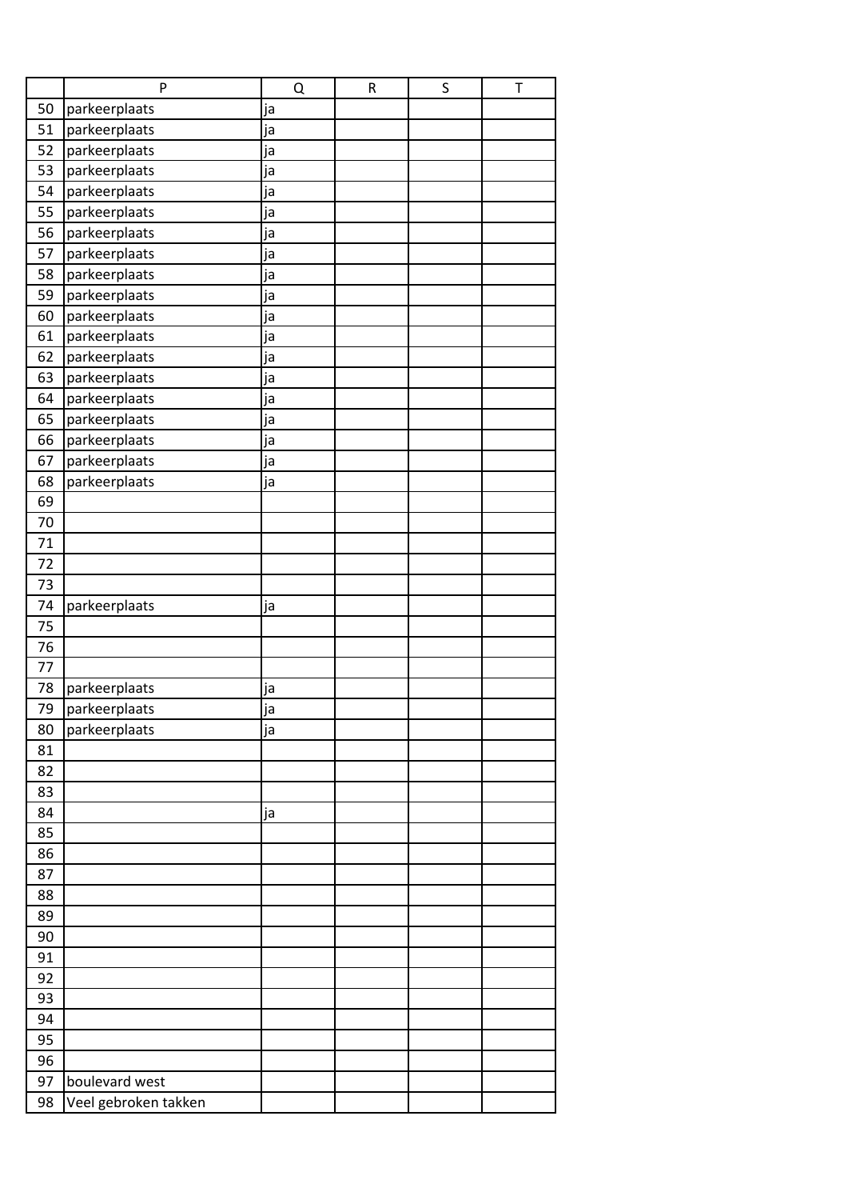| | P | Q | R | S | T |
|---|---|---|---|---|---|
| 50 | parkeerplaats | ja | | | |
| 51 | parkeerplaats | ja | | | |
| 52 | parkeerplaats | ja | | | |
| 53 | parkeerplaats | ja | | | |
| 54 | parkeerplaats | ja | | | |
| 55 | parkeerplaats | ja | | | |
| 56 | parkeerplaats | ja | | | |
| 57 | parkeerplaats | ja | | | |
| 58 | parkeerplaats | ja | | | |
| 59 | parkeerplaats | ja | | | |
| 60 | parkeerplaats | ja | | | |
| 61 | parkeerplaats | ja | | | |
| 62 | parkeerplaats | ja | | | |
| 63 | parkeerplaats | ja | | | |
| 64 | parkeerplaats | ja | | | |
| 65 | parkeerplaats | ja | | | |
| 66 | parkeerplaats | ja | | | |
| 67 | parkeerplaats | ja | | | |
| 68 | parkeerplaats | ja | | | |
| 69 | | | | | |
| 70 | | | | | |
| 71 | | | | | |
| 72 | | | | | |
| 73 | | | | | |
| 74 | parkeerplaats | ja | | | |
| 75 | | | | | |
| 76 | | | | | |
| 77 | | | | | |
| 78 | parkeerplaats | ja | | | |
| 79 | parkeerplaats | ja | | | |
| 80 | parkeerplaats | ja | | | |
| 81 | | | | | |
| 82 | | | | | |
| 83 | | | | | |
| 84 | | ja | | | |
| 85 | | | | | |
| 86 | | | | | |
| 87 | | | | | |
| 88 | | | | | |
| 89 | | | | | |
| 90 | | | | | |
| 91 | | | | | |
| 92 | | | | | |
| 93 | | | | | |
| 94 | | | | | |
| 95 | | | | | |
| 96 | | | | | |
| 97 | boulevard west | | | | |
| 98 | Veel gebroken takken | | | | |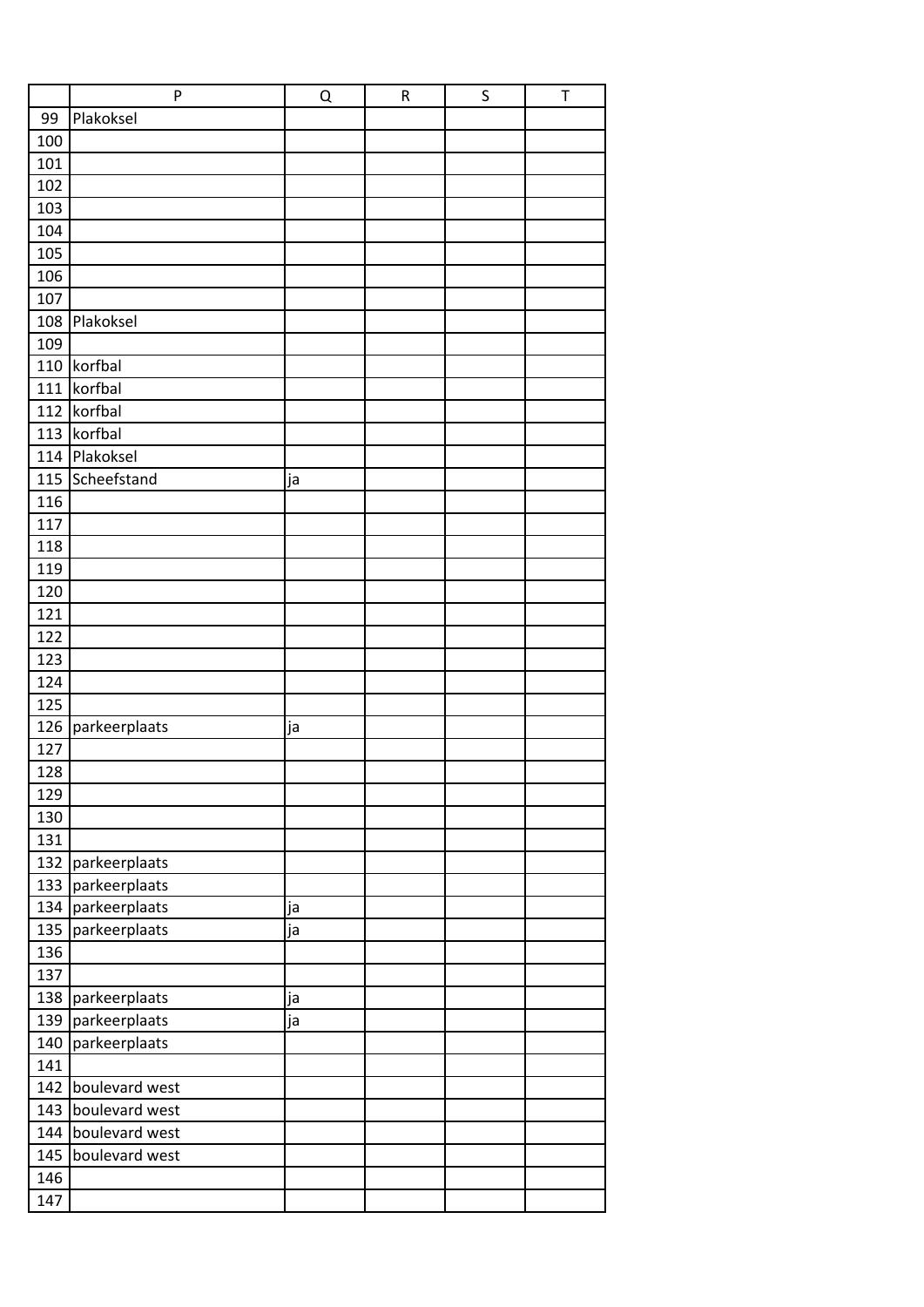| | P | Q | R | S | T |
|---|---|---|---|---|---|
| 99 | Plakoksel | | | | |
| 100 | | | | | |
| 101 | | | | | |
| 102 | | | | | |
| 103 | | | | | |
| 104 | | | | | |
| 105 | | | | | |
| 106 | | | | | |
| 107 | | | | | |
| 108 | Plakoksel | | | | |
| 109 | | | | | |
| 110 | korfbal | | | | |
| 111 | korfbal | | | | |
| 112 | korfbal | | | | |
| 113 | korfbal | | | | |
| 114 | Plakoksel | | | | |
| 115 | Scheefstand | ja | | | |
| 116 | | | | | |
| 117 | | | | | |
| 118 | | | | | |
| 119 | | | | | |
| 120 | | | | | |
| 121 | | | | | |
| 122 | | | | | |
| 123 | | | | | |
| 124 | | | | | |
| 125 | | | | | |
| 126 | parkeerplaats | ja | | | |
| 127 | | | | | |
| 128 | | | | | |
| 129 | | | | | |
| 130 | | | | | |
| 131 | | | | | |
| 132 | parkeerplaats | | | | |
| 133 | parkeerplaats | | | | |
| 134 | parkeerplaats | ja | | | |
| 135 | parkeerplaats | ja | | | |
| 136 | | | | | |
| 137 | | | | | |
| 138 | parkeerplaats | ja | | | |
| 139 | parkeerplaats | ja | | | |
| 140 | parkeerplaats | | | | |
| 141 | | | | | |
| 142 | boulevard west | | | | |
| 143 | boulevard west | | | | |
| 144 | boulevard west | | | | |
| 145 | boulevard west | | | | |
| 146 | | | | | |
| 147 | | | | | |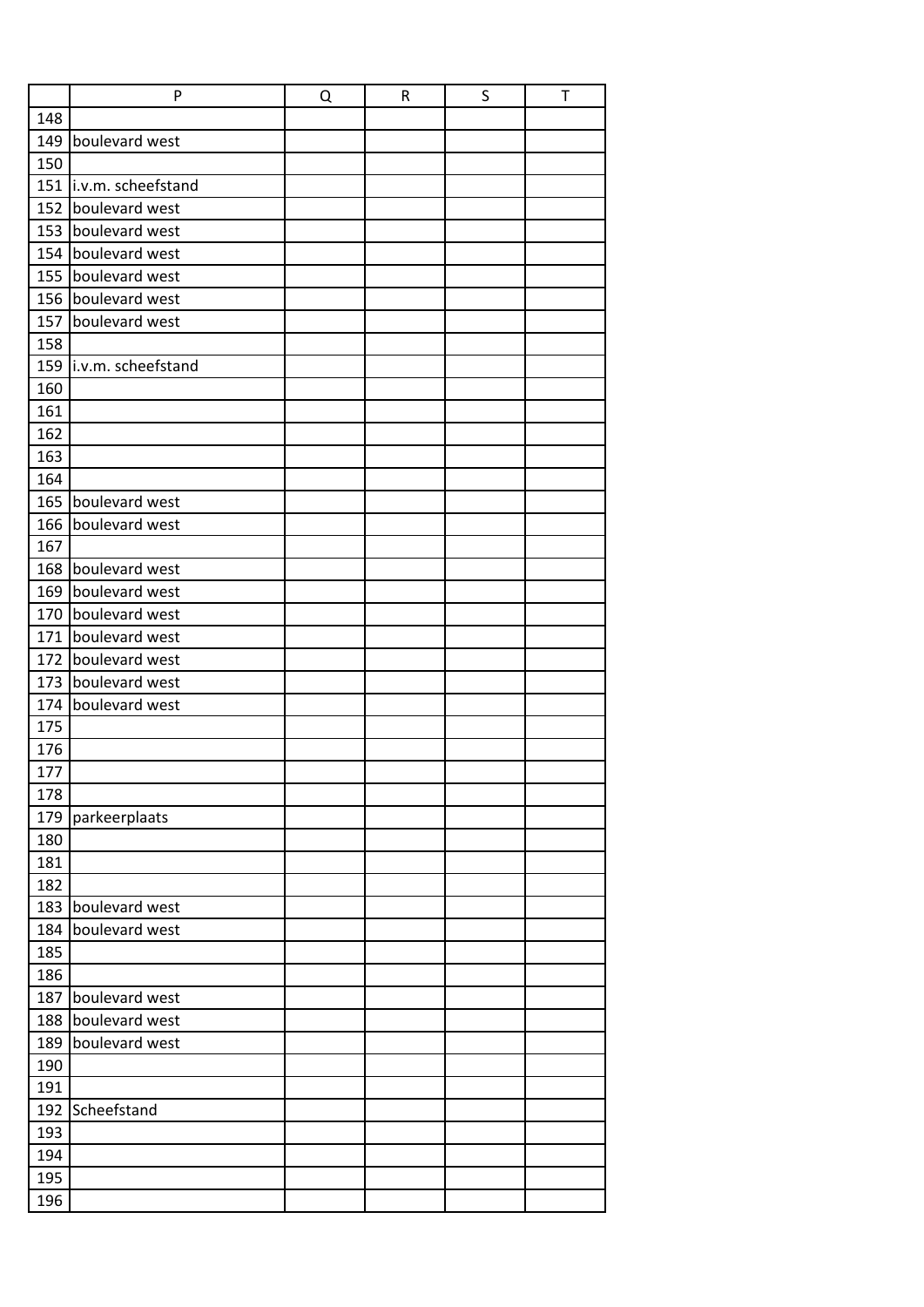| | P | Q | R | S | T |
|---|---|---|---|---|---|
| 148 | | | | | |
| 149 | boulevard west | | | | |
| 150 | | | | | |
| 151 | i.v.m. scheefstand | | | | |
| 152 | boulevard west | | | | |
| 153 | boulevard west | | | | |
| 154 | boulevard west | | | | |
| 155 | boulevard west | | | | |
| 156 | boulevard west | | | | |
| 157 | boulevard west | | | | |
| 158 | | | | | |
| 159 | i.v.m. scheefstand | | | | |
| 160 | | | | | |
| 161 | | | | | |
| 162 | | | | | |
| 163 | | | | | |
| 164 | | | | | |
| 165 | boulevard west | | | | |
| 166 | boulevard west | | | | |
| 167 | | | | | |
| 168 | boulevard west | | | | |
| 169 | boulevard west | | | | |
| 170 | boulevard west | | | | |
| 171 | boulevard west | | | | |
| 172 | boulevard west | | | | |
| 173 | boulevard west | | | | |
| 174 | boulevard west | | | | |
| 175 | | | | | |
| 176 | | | | | |
| 177 | | | | | |
| 178 | | | | | |
| 179 | parkeerplaats | | | | |
| 180 | | | | | |
| 181 | | | | | |
| 182 | | | | | |
| 183 | boulevard west | | | | |
| 184 | boulevard west | | | | |
| 185 | | | | | |
| 186 | | | | | |
| 187 | boulevard west | | | | |
| 188 | boulevard west | | | | |
| 189 | boulevard west | | | | |
| 190 | | | | | |
| 191 | | | | | |
| 192 | Scheefstand | | | | |
| 193 | | | | | |
| 194 | | | | | |
| 195 | | | | | |
| 196 | | | | | |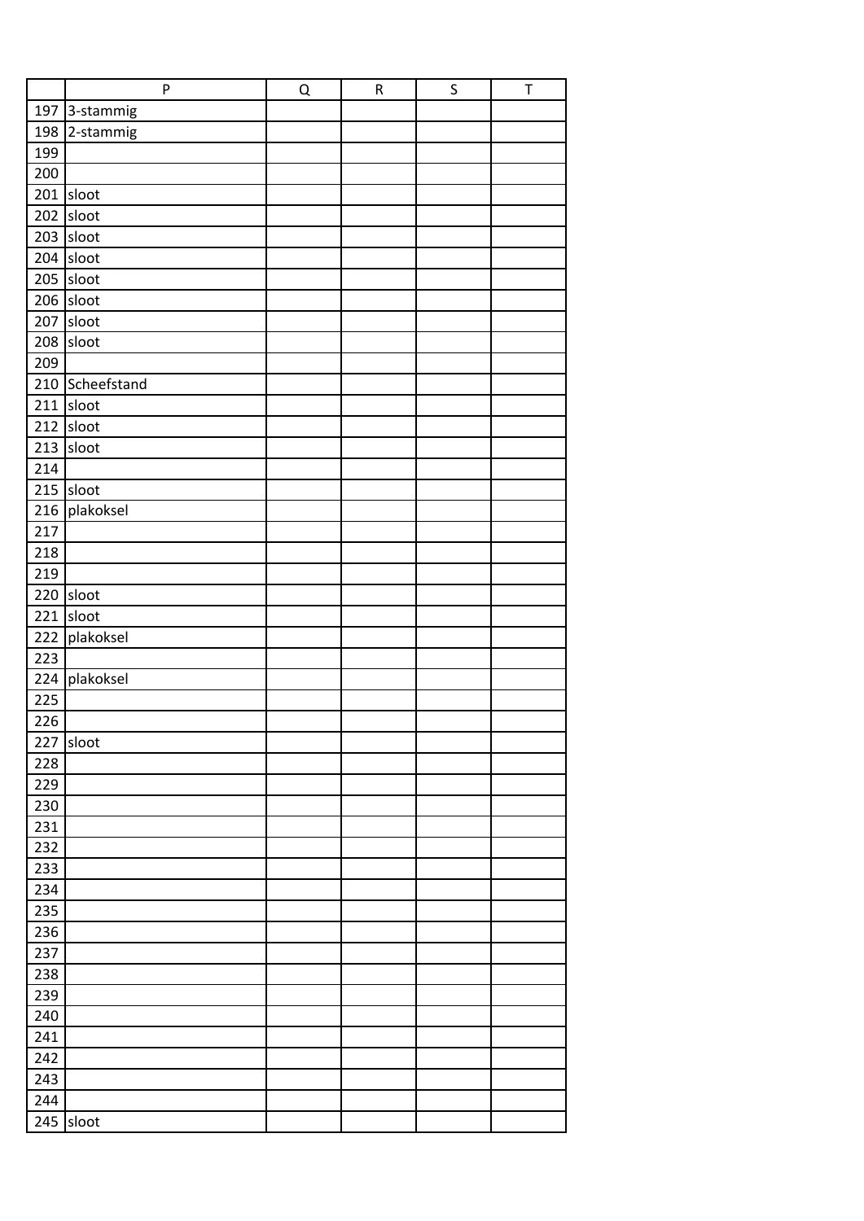| | P | Q | R | S | T |
|---|---|---|---|---|---|
| 197 | 3-stammig | | | | |
| 198 | 2-stammig | | | | |
| 199 | | | | | |
| 200 | | | | | |
| 201 | sloot | | | | |
| 202 | sloot | | | | |
| 203 | sloot | | | | |
| 204 | sloot | | | | |
| 205 | sloot | | | | |
| 206 | sloot | | | | |
| 207 | sloot | | | | |
| 208 | sloot | | | | |
| 209 | | | | | |
| 210 | Scheefstand | | | | |
| 211 | sloot | | | | |
| 212 | sloot | | | | |
| 213 | sloot | | | | |
| 214 | | | | | |
| 215 | sloot | | | | |
| 216 | plakoksel | | | | |
| 217 | | | | | |
| 218 | | | | | |
| 219 | | | | | |
| 220 | sloot | | | | |
| 221 | sloot | | | | |
| 222 | plakoksel | | | | |
| 223 | | | | | |
| 224 | plakoksel | | | | |
| 225 | | | | | |
| 226 | | | | | |
| 227 | sloot | | | | |
| 228 | | | | | |
| 229 | | | | | |
| 230 | | | | | |
| 231 | | | | | |
| 232 | | | | | |
| 233 | | | | | |
| 234 | | | | | |
| 235 | | | | | |
| 236 | | | | | |
| 237 | | | | | |
| 238 | | | | | |
| 239 | | | | | |
| 240 | | | | | |
| 241 | | | | | |
| 242 | | | | | |
| 243 | | | | | |
| 244 | | | | | |
| 245 | sloot | | | | |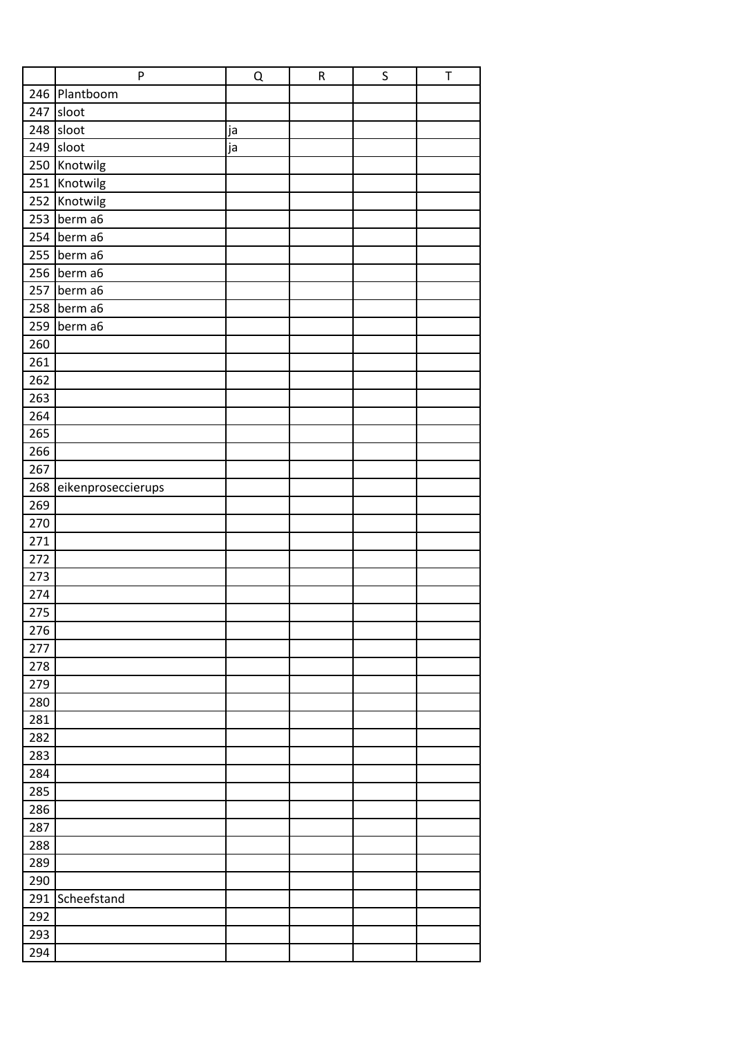| | P | Q | R | S | T |
|---|---|---|---|---|---|
| 246 | Plantboom | | | | |
| 247 | sloot | | | | |
| 248 | sloot | ja | | | |
| 249 | sloot | ja | | | |
| 250 | Knotwilg | | | | |
| 251 | Knotwilg | | | | |
| 252 | Knotwilg | | | | |
| 253 | berm a6 | | | | |
| 254 | berm a6 | | | | |
| 255 | berm a6 | | | | |
| 256 | berm a6 | | | | |
| 257 | berm a6 | | | | |
| 258 | berm a6 | | | | |
| 259 | berm a6 | | | | |
| 260 | | | | | |
| 261 | | | | | |
| 262 | | | | | |
| 263 | | | | | |
| 264 | | | | | |
| 265 | | | | | |
| 266 | | | | | |
| 267 | | | | | |
| 268 | eikenproseccierups | | | | |
| 269 | | | | | |
| 270 | | | | | |
| 271 | | | | | |
| 272 | | | | | |
| 273 | | | | | |
| 274 | | | | | |
| 275 | | | | | |
| 276 | | | | | |
| 277 | | | | | |
| 278 | | | | | |
| 279 | | | | | |
| 280 | | | | | |
| 281 | | | | | |
| 282 | | | | | |
| 283 | | | | | |
| 284 | | | | | |
| 285 | | | | | |
| 286 | | | | | |
| 287 | | | | | |
| 288 | | | | | |
| 289 | | | | | |
| 290 | | | | | |
| 291 | Scheefstand | | | | |
| 292 | | | | | |
| 293 | | | | | |
| 294 | | | | | |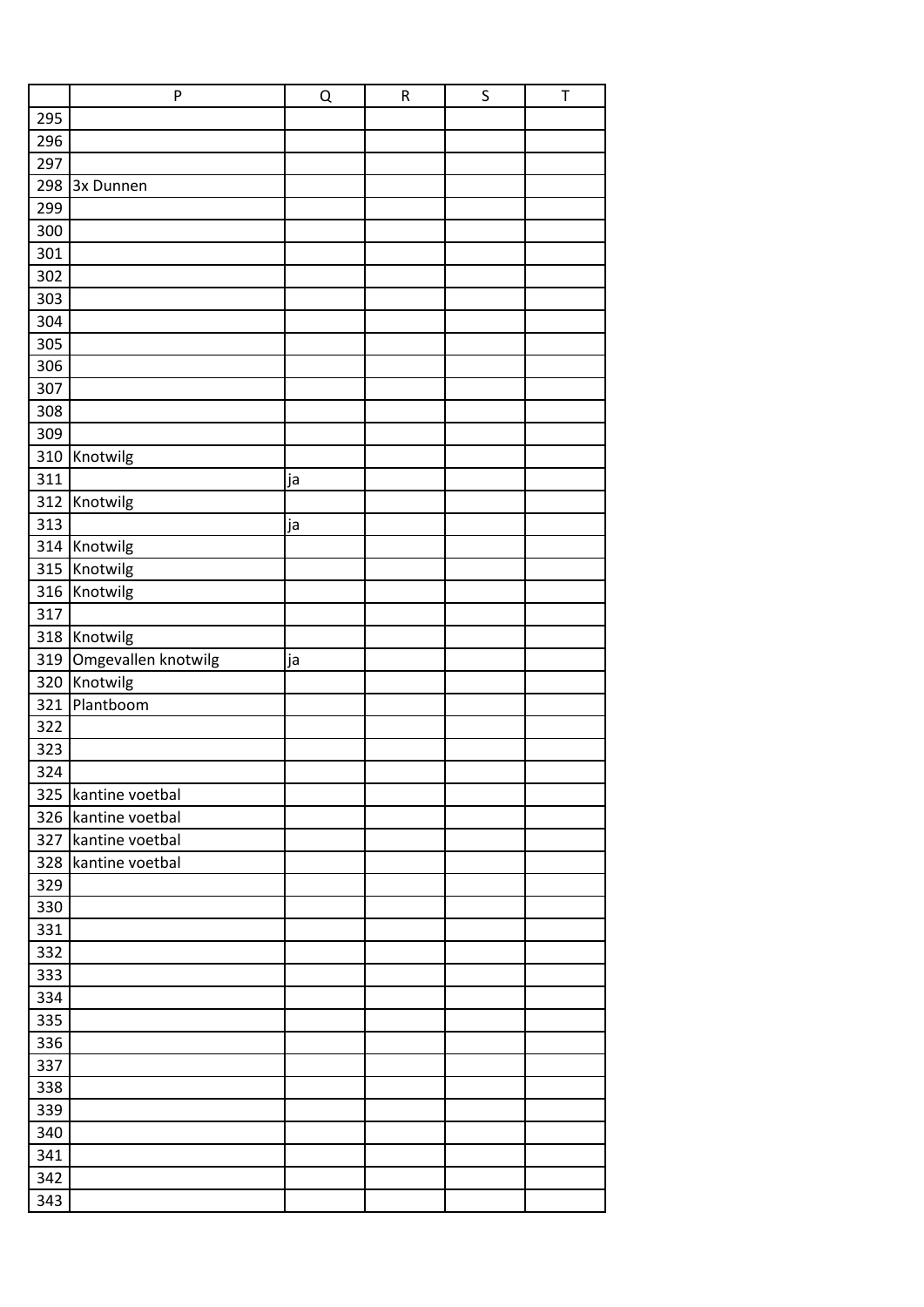| | P | Q | R | S | T |
|---|---|---|---|---|---|
| 295 | | | | | |
| 296 | | | | | |
| 297 | | | | | |
| 298 | 3x Dunnen | | | | |
| 299 | | | | | |
| 300 | | | | | |
| 301 | | | | | |
| 302 | | | | | |
| 303 | | | | | |
| 304 | | | | | |
| 305 | | | | | |
| 306 | | | | | |
| 307 | | | | | |
| 308 | | | | | |
| 309 | | | | | |
| 310 | Knotwilg | | | | |
| 311 | | ja | | | |
| 312 | Knotwilg | | | | |
| 313 | | ja | | | |
| 314 | Knotwilg | | | | |
| 315 | Knotwilg | | | | |
| 316 | Knotwilg | | | | |
| 317 | | | | | |
| 318 | Knotwilg | | | | |
| 319 | Omgevallen knotwilg | ja | | | |
| 320 | Knotwilg | | | | |
| 321 | Plantboom | | | | |
| 322 | | | | | |
| 323 | | | | | |
| 324 | | | | | |
| 325 | kantine voetbal | | | | |
| 326 | kantine voetbal | | | | |
| 327 | kantine voetbal | | | | |
| 328 | kantine voetbal | | | | |
| 329 | | | | | |
| 330 | | | | | |
| 331 | | | | | |
| 332 | | | | | |
| 333 | | | | | |
| 334 | | | | | |
| 335 | | | | | |
| 336 | | | | | |
| 337 | | | | | |
| 338 | | | | | |
| 339 | | | | | |
| 340 | | | | | |
| 341 | | | | | |
| 342 | | | | | |
| 343 | | | | | |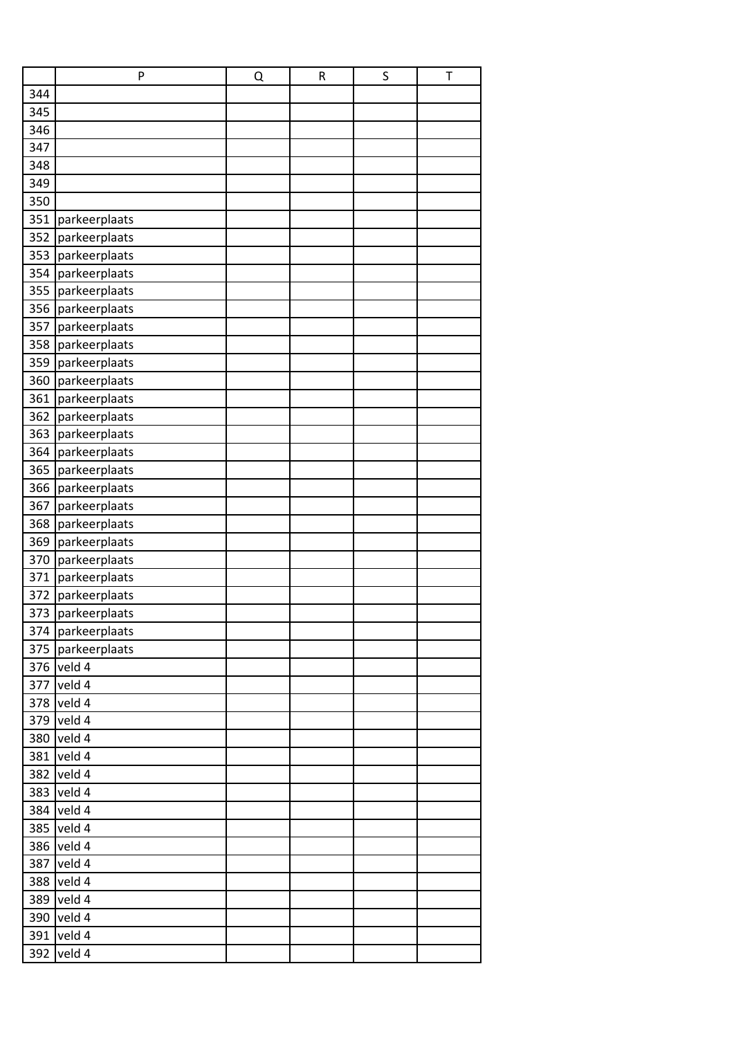| | P | Q | R | S | T |
|---|---|---|---|---|---|
| 344 | | | | | |
| 345 | | | | | |
| 346 | | | | | |
| 347 | | | | | |
| 348 | | | | | |
| 349 | | | | | |
| 350 | | | | | |
| 351 | parkeerplaats | | | | |
| 352 | parkeerplaats | | | | |
| 353 | parkeerplaats | | | | |
| 354 | parkeerplaats | | | | |
| 355 | parkeerplaats | | | | |
| 356 | parkeerplaats | | | | |
| 357 | parkeerplaats | | | | |
| 358 | parkeerplaats | | | | |
| 359 | parkeerplaats | | | | |
| 360 | parkeerplaats | | | | |
| 361 | parkeerplaats | | | | |
| 362 | parkeerplaats | | | | |
| 363 | parkeerplaats | | | | |
| 364 | parkeerplaats | | | | |
| 365 | parkeerplaats | | | | |
| 366 | parkeerplaats | | | | |
| 367 | parkeerplaats | | | | |
| 368 | parkeerplaats | | | | |
| 369 | parkeerplaats | | | | |
| 370 | parkeerplaats | | | | |
| 371 | parkeerplaats | | | | |
| 372 | parkeerplaats | | | | |
| 373 | parkeerplaats | | | | |
| 374 | parkeerplaats | | | | |
| 375 | parkeerplaats | | | | |
| 376 | veld 4 | | | | |
| 377 | veld 4 | | | | |
| 378 | veld 4 | | | | |
| 379 | veld 4 | | | | |
| 380 | veld 4 | | | | |
| 381 | veld 4 | | | | |
| 382 | veld 4 | | | | |
| 383 | veld 4 | | | | |
| 384 | veld 4 | | | | |
| 385 | veld 4 | | | | |
| 386 | veld 4 | | | | |
| 387 | veld 4 | | | | |
| 388 | veld 4 | | | | |
| 389 | veld 4 | | | | |
| 390 | veld 4 | | | | |
| 391 | veld 4 | | | | |
| 392 | veld 4 | | | | |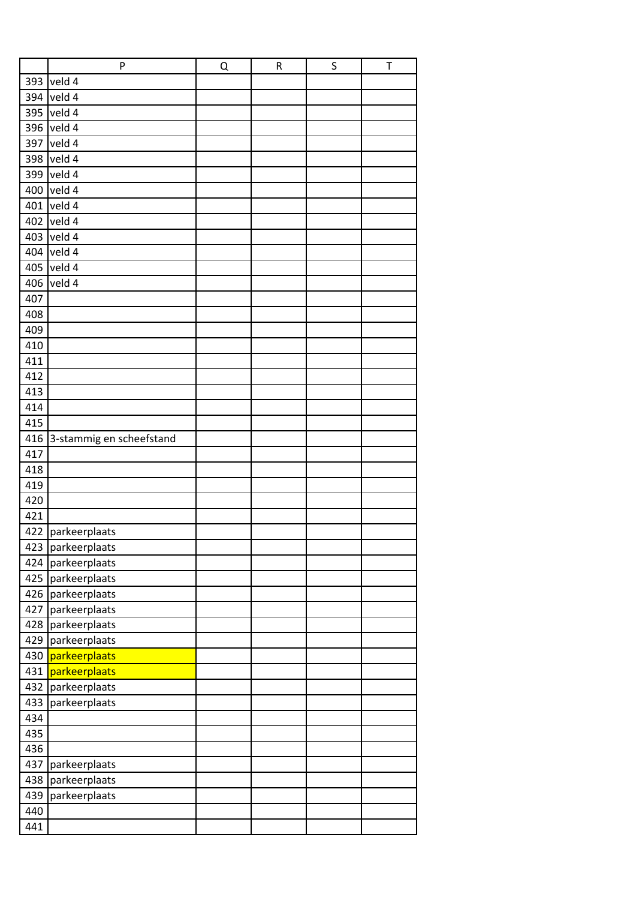|  | P | Q | R | S | T |
|---|---|---|---|---|---|
| 393 | veld 4 |  |  |  |  |
| 394 | veld 4 |  |  |  |  |
| 395 | veld 4 |  |  |  |  |
| 396 | veld 4 |  |  |  |  |
| 397 | veld 4 |  |  |  |  |
| 398 | veld 4 |  |  |  |  |
| 399 | veld 4 |  |  |  |  |
| 400 | veld 4 |  |  |  |  |
| 401 | veld 4 |  |  |  |  |
| 402 | veld 4 |  |  |  |  |
| 403 | veld 4 |  |  |  |  |
| 404 | veld 4 |  |  |  |  |
| 405 | veld 4 |  |  |  |  |
| 406 | veld 4 |  |  |  |  |
| 407 |  |  |  |  |  |
| 408 |  |  |  |  |  |
| 409 |  |  |  |  |  |
| 410 |  |  |  |  |  |
| 411 |  |  |  |  |  |
| 412 |  |  |  |  |  |
| 413 |  |  |  |  |  |
| 414 |  |  |  |  |  |
| 415 |  |  |  |  |  |
| 416 | 3-stammig en scheefstand |  |  |  |  |
| 417 |  |  |  |  |  |
| 418 |  |  |  |  |  |
| 419 |  |  |  |  |  |
| 420 |  |  |  |  |  |
| 421 |  |  |  |  |  |
| 422 | parkeerplaats |  |  |  |  |
| 423 | parkeerplaats |  |  |  |  |
| 424 | parkeerplaats |  |  |  |  |
| 425 | parkeerplaats |  |  |  |  |
| 426 | parkeerplaats |  |  |  |  |
| 427 | parkeerplaats |  |  |  |  |
| 428 | parkeerplaats |  |  |  |  |
| 429 | parkeerplaats |  |  |  |  |
| 430 | parkeerplaats |  |  |  |  |
| 431 | parkeerplaats |  |  |  |  |
| 432 | parkeerplaats |  |  |  |  |
| 433 | parkeerplaats |  |  |  |  |
| 434 |  |  |  |  |  |
| 435 |  |  |  |  |  |
| 436 |  |  |  |  |  |
| 437 | parkeerplaats |  |  |  |  |
| 438 | parkeerplaats |  |  |  |  |
| 439 | parkeerplaats |  |  |  |  |
| 440 |  |  |  |  |  |
| 441 |  |  |  |  |  |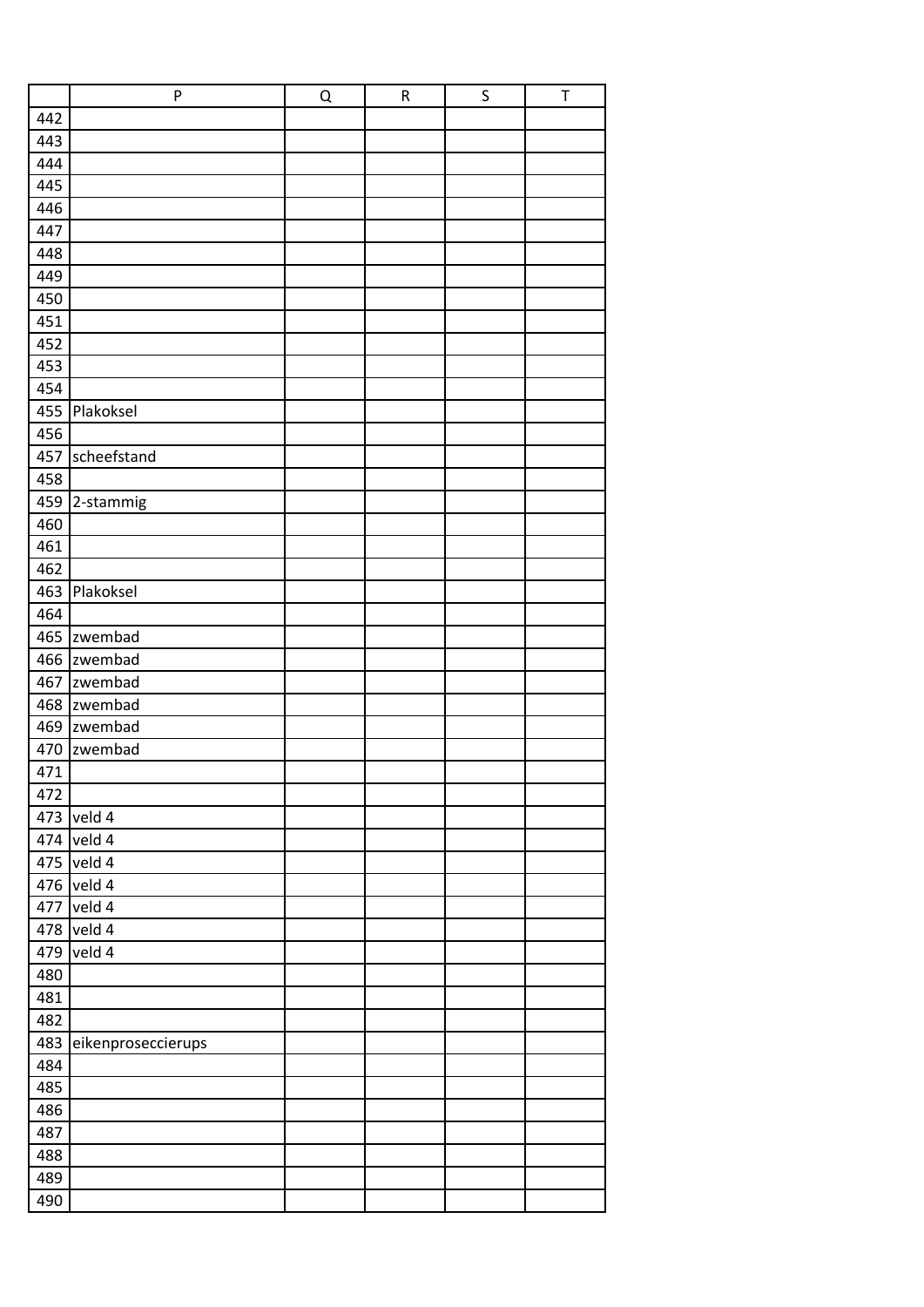| | P | Q | R | S | T |
|---|---|---|---|---|---|
| 442 | | | | | |
| 443 | | | | | |
| 444 | | | | | |
| 445 | | | | | |
| 446 | | | | | |
| 447 | | | | | |
| 448 | | | | | |
| 449 | | | | | |
| 450 | | | | | |
| 451 | | | | | |
| 452 | | | | | |
| 453 | | | | | |
| 454 | | | | | |
| 455 | Plakoksel | | | | |
| 456 | | | | | |
| 457 | scheefstand | | | | |
| 458 | | | | | |
| 459 | 2-stammig | | | | |
| 460 | | | | | |
| 461 | | | | | |
| 462 | | | | | |
| 463 | Plakoksel | | | | |
| 464 | | | | | |
| 465 | zwembad | | | | |
| 466 | zwembad | | | | |
| 467 | zwembad | | | | |
| 468 | zwembad | | | | |
| 469 | zwembad | | | | |
| 470 | zwembad | | | | |
| 471 | | | | | |
| 472 | | | | | |
| 473 | veld 4 | | | | |
| 474 | veld 4 | | | | |
| 475 | veld 4 | | | | |
| 476 | veld 4 | | | | |
| 477 | veld 4 | | | | |
| 478 | veld 4 | | | | |
| 479 | veld 4 | | | | |
| 480 | | | | | |
| 481 | | | | | |
| 482 | | | | | |
| 483 | eikenproseccierups | | | | |
| 484 | | | | | |
| 485 | | | | | |
| 486 | | | | | |
| 487 | | | | | |
| 488 | | | | | |
| 489 | | | | | |
| 490 | | | | | |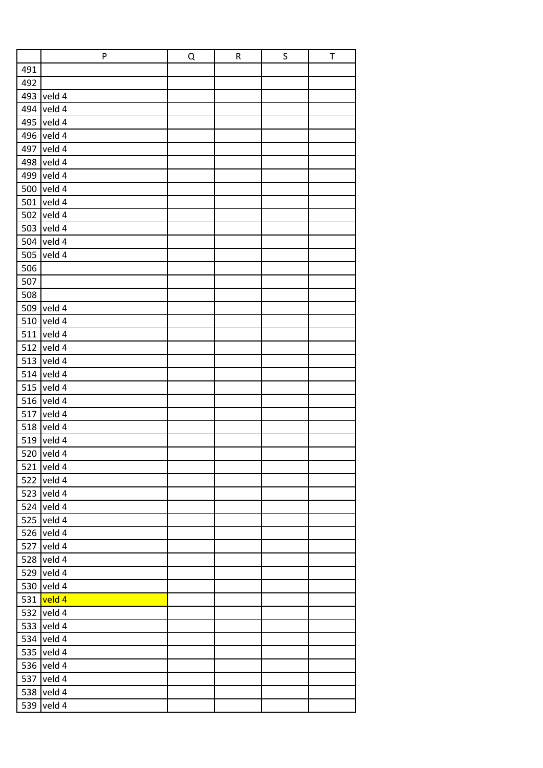| | P | Q | R | S | T |
|---|---|---|---|---|---|
| 491 | | | | | |
| 492 | | | | | |
| 493 | veld 4 | | | | |
| 494 | veld 4 | | | | |
| 495 | veld 4 | | | | |
| 496 | veld 4 | | | | |
| 497 | veld 4 | | | | |
| 498 | veld 4 | | | | |
| 499 | veld 4 | | | | |
| 500 | veld 4 | | | | |
| 501 | veld 4 | | | | |
| 502 | veld 4 | | | | |
| 503 | veld 4 | | | | |
| 504 | veld 4 | | | | |
| 505 | veld 4 | | | | |
| 506 | | | | | |
| 507 | | | | | |
| 508 | | | | | |
| 509 | veld 4 | | | | |
| 510 | veld 4 | | | | |
| 511 | veld 4 | | | | |
| 512 | veld 4 | | | | |
| 513 | veld 4 | | | | |
| 514 | veld 4 | | | | |
| 515 | veld 4 | | | | |
| 516 | veld 4 | | | | |
| 517 | veld 4 | | | | |
| 518 | veld 4 | | | | |
| 519 | veld 4 | | | | |
| 520 | veld 4 | | | | |
| 521 | veld 4 | | | | |
| 522 | veld 4 | | | | |
| 523 | veld 4 | | | | |
| 524 | veld 4 | | | | |
| 525 | veld 4 | | | | |
| 526 | veld 4 | | | | |
| 527 | veld 4 | | | | |
| 528 | veld 4 | | | | |
| 529 | veld 4 | | | | |
| 530 | veld 4 | | | | |
| 531 | veld 4 | | | | |
| 532 | veld 4 | | | | |
| 533 | veld 4 | | | | |
| 534 | veld 4 | | | | |
| 535 | veld 4 | | | | |
| 536 | veld 4 | | | | |
| 537 | veld 4 | | | | |
| 538 | veld 4 | | | | |
| 539 | veld 4 | | | | |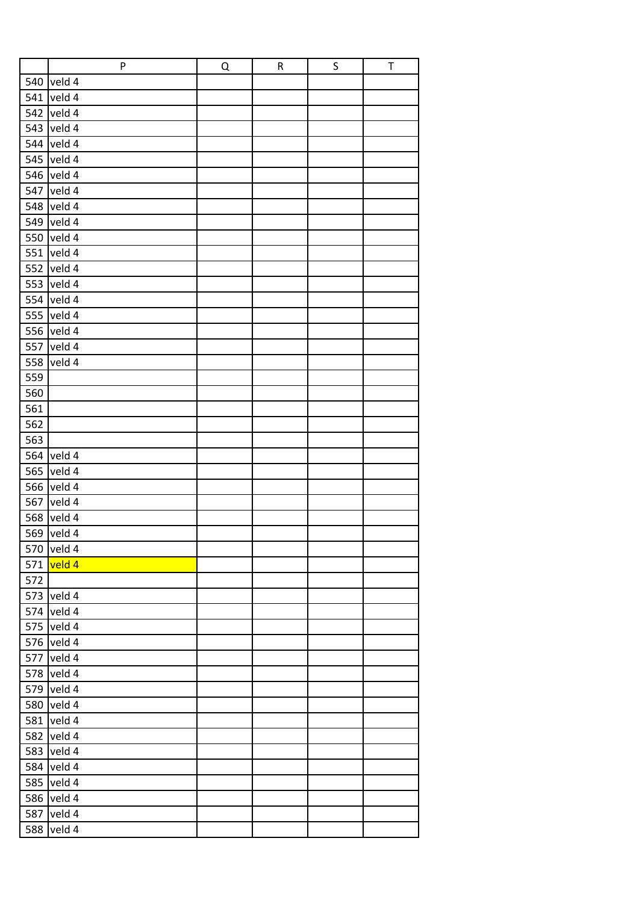| | P | Q | R | S | T |
|---|---|---|---|---|---|
| 540 | veld 4 | | | | |
| 541 | veld 4 | | | | |
| 542 | veld 4 | | | | |
| 543 | veld 4 | | | | |
| 544 | veld 4 | | | | |
| 545 | veld 4 | | | | |
| 546 | veld 4 | | | | |
| 547 | veld 4 | | | | |
| 548 | veld 4 | | | | |
| 549 | veld 4 | | | | |
| 550 | veld 4 | | | | |
| 551 | veld 4 | | | | |
| 552 | veld 4 | | | | |
| 553 | veld 4 | | | | |
| 554 | veld 4 | | | | |
| 555 | veld 4 | | | | |
| 556 | veld 4 | | | | |
| 557 | veld 4 | | | | |
| 558 | veld 4 | | | | |
| 559 | | | | | |
| 560 | | | | | |
| 561 | | | | | |
| 562 | | | | | |
| 563 | | | | | |
| 564 | veld 4 | | | | |
| 565 | veld 4 | | | | |
| 566 | veld 4 | | | | |
| 567 | veld 4 | | | | |
| 568 | veld 4 | | | | |
| 569 | veld 4 | | | | |
| 570 | veld 4 | | | | |
| 571 | veld 4 | | | | |
| 572 | | | | | |
| 573 | veld 4 | | | | |
| 574 | veld 4 | | | | |
| 575 | veld 4 | | | | |
| 576 | veld 4 | | | | |
| 577 | veld 4 | | | | |
| 578 | veld 4 | | | | |
| 579 | veld 4 | | | | |
| 580 | veld 4 | | | | |
| 581 | veld 4 | | | | |
| 582 | veld 4 | | | | |
| 583 | veld 4 | | | | |
| 584 | veld 4 | | | | |
| 585 | veld 4 | | | | |
| 586 | veld 4 | | | | |
| 587 | veld 4 | | | | |
| 588 | veld 4 | | | | |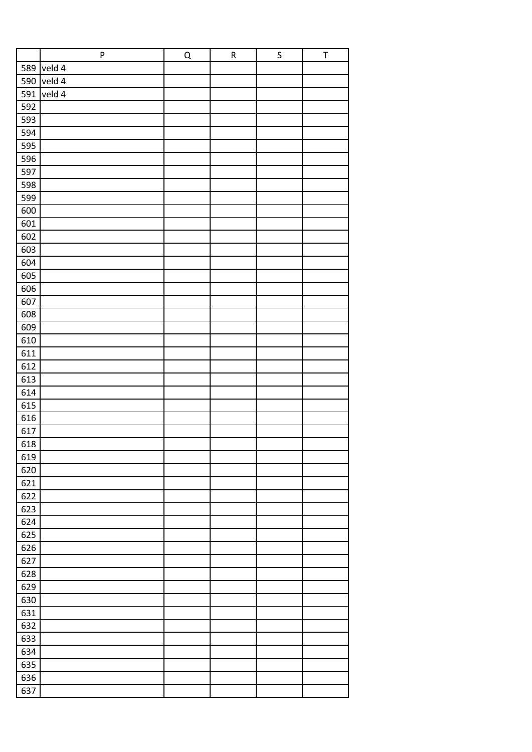| | P | Q | R | S | T |
|---|---|---|---|---|---|
| 589 | veld 4 | | | | |
| 590 | veld 4 | | | | |
| 591 | veld 4 | | | | |
| 592 | | | | | |
| 593 | | | | | |
| 594 | | | | | |
| 595 | | | | | |
| 596 | | | | | |
| 597 | | | | | |
| 598 | | | | | |
| 599 | | | | | |
| 600 | | | | | |
| 601 | | | | | |
| 602 | | | | | |
| 603 | | | | | |
| 604 | | | | | |
| 605 | | | | | |
| 606 | | | | | |
| 607 | | | | | |
| 608 | | | | | |
| 609 | | | | | |
| 610 | | | | | |
| 611 | | | | | |
| 612 | | | | | |
| 613 | | | | | |
| 614 | | | | | |
| 615 | | | | | |
| 616 | | | | | |
| 617 | | | | | |
| 618 | | | | | |
| 619 | | | | | |
| 620 | | | | | |
| 621 | | | | | |
| 622 | | | | | |
| 623 | | | | | |
| 624 | | | | | |
| 625 | | | | | |
| 626 | | | | | |
| 627 | | | | | |
| 628 | | | | | |
| 629 | | | | | |
| 630 | | | | | |
| 631 | | | | | |
| 632 | | | | | |
| 633 | | | | | |
| 634 | | | | | |
| 635 | | | | | |
| 636 | | | | | |
| 637 | | | | | |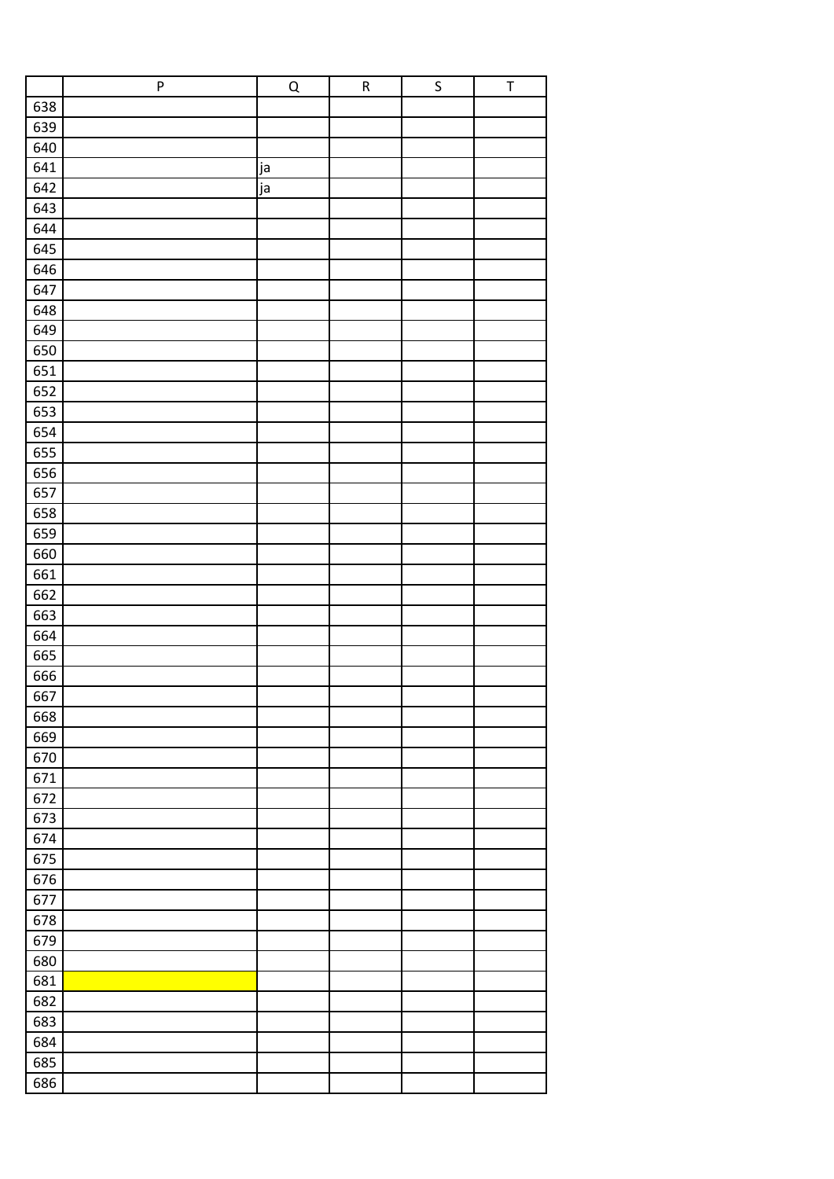| | P | Q | R | S | T |
|---|---|---|---|---|---|
| 638 | | | | | |
| 639 | | | | | |
| 640 | | | | | |
| 641 | | ja | | | |
| 642 | | ja | | | |
| 643 | | | | | |
| 644 | | | | | |
| 645 | | | | | |
| 646 | | | | | |
| 647 | | | | | |
| 648 | | | | | |
| 649 | | | | | |
| 650 | | | | | |
| 651 | | | | | |
| 652 | | | | | |
| 653 | | | | | |
| 654 | | | | | |
| 655 | | | | | |
| 656 | | | | | |
| 657 | | | | | |
| 658 | | | | | |
| 659 | | | | | |
| 660 | | | | | |
| 661 | | | | | |
| 662 | | | | | |
| 663 | | | | | |
| 664 | | | | | |
| 665 | | | | | |
| 666 | | | | | |
| 667 | | | | | |
| 668 | | | | | |
| 669 | | | | | |
| 670 | | | | | |
| 671 | | | | | |
| 672 | | | | | |
| 673 | | | | | |
| 674 | | | | | |
| 675 | | | | | |
| 676 | | | | | |
| 677 | | | | | |
| 678 | | | | | |
| 679 | | | | | |
| 680 | | | | | |
| 681 | | | | | |
| 682 | | | | | |
| 683 | | | | | |
| 684 | | | | | |
| 685 | | | | | |
| 686 | | | | | |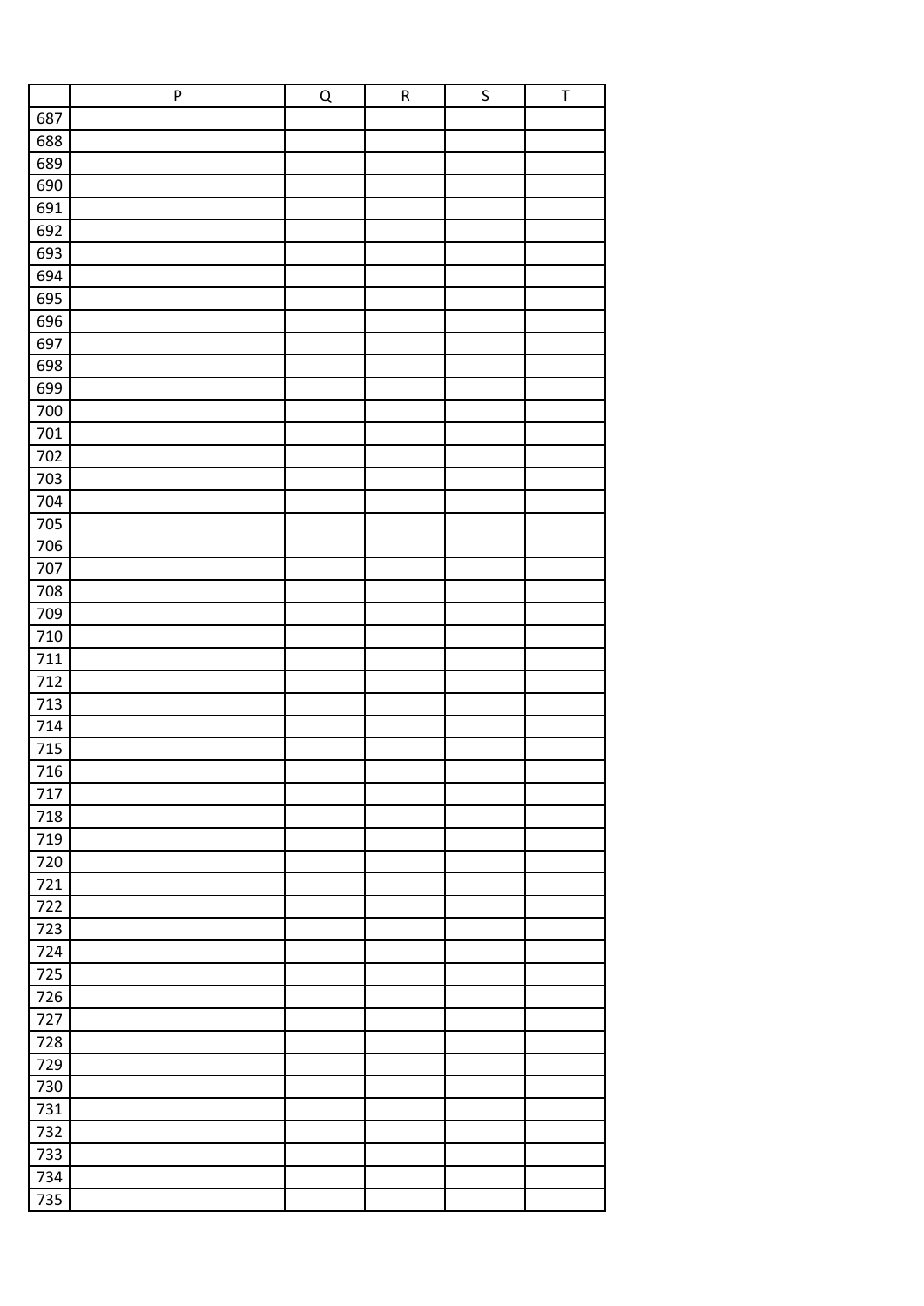| | P | Q | R | S | T |
|---|---|---|---|---|---|
| 687 | | | | | |
| 688 | | | | | |
| 689 | | | | | |
| 690 | | | | | |
| 691 | | | | | |
| 692 | | | | | |
| 693 | | | | | |
| 694 | | | | | |
| 695 | | | | | |
| 696 | | | | | |
| 697 | | | | | |
| 698 | | | | | |
| 699 | | | | | |
| 700 | | | | | |
| 701 | | | | | |
| 702 | | | | | |
| 703 | | | | | |
| 704 | | | | | |
| 705 | | | | | |
| 706 | | | | | |
| 707 | | | | | |
| 708 | | | | | |
| 709 | | | | | |
| 710 | | | | | |
| 711 | | | | | |
| 712 | | | | | |
| 713 | | | | | |
| 714 | | | | | |
| 715 | | | | | |
| 716 | | | | | |
| 717 | | | | | |
| 718 | | | | | |
| 719 | | | | | |
| 720 | | | | | |
| 721 | | | | | |
| 722 | | | | | |
| 723 | | | | | |
| 724 | | | | | |
| 725 | | | | | |
| 726 | | | | | |
| 727 | | | | | |
| 728 | | | | | |
| 729 | | | | | |
| 730 | | | | | |
| 731 | | | | | |
| 732 | | | | | |
| 733 | | | | | |
| 734 | | | | | |
| 735 | | | | | |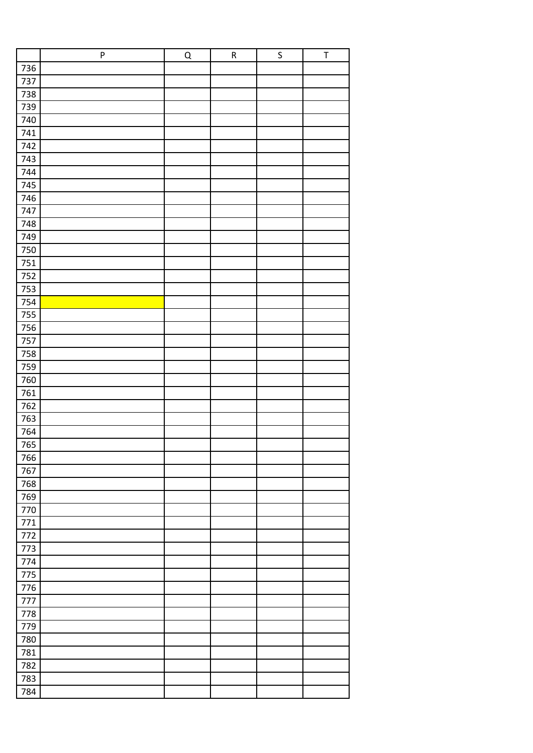|  | P | Q | R | S | T |
|---|---|---|---|---|---|
| 736 |  |  |  |  |  |
| 737 |  |  |  |  |  |
| 738 |  |  |  |  |  |
| 739 |  |  |  |  |  |
| 740 |  |  |  |  |  |
| 741 |  |  |  |  |  |
| 742 |  |  |  |  |  |
| 743 |  |  |  |  |  |
| 744 |  |  |  |  |  |
| 745 |  |  |  |  |  |
| 746 |  |  |  |  |  |
| 747 |  |  |  |  |  |
| 748 |  |  |  |  |  |
| 749 |  |  |  |  |  |
| 750 |  |  |  |  |  |
| 751 |  |  |  |  |  |
| 752 |  |  |  |  |  |
| 753 |  |  |  |  |  |
| 754 |  |  |  |  |  |
| 755 |  |  |  |  |  |
| 756 |  |  |  |  |  |
| 757 |  |  |  |  |  |
| 758 |  |  |  |  |  |
| 759 |  |  |  |  |  |
| 760 |  |  |  |  |  |
| 761 |  |  |  |  |  |
| 762 |  |  |  |  |  |
| 763 |  |  |  |  |  |
| 764 |  |  |  |  |  |
| 765 |  |  |  |  |  |
| 766 |  |  |  |  |  |
| 767 |  |  |  |  |  |
| 768 |  |  |  |  |  |
| 769 |  |  |  |  |  |
| 770 |  |  |  |  |  |
| 771 |  |  |  |  |  |
| 772 |  |  |  |  |  |
| 773 |  |  |  |  |  |
| 774 |  |  |  |  |  |
| 775 |  |  |  |  |  |
| 776 |  |  |  |  |  |
| 777 |  |  |  |  |  |
| 778 |  |  |  |  |  |
| 779 |  |  |  |  |  |
| 780 |  |  |  |  |  |
| 781 |  |  |  |  |  |
| 782 |  |  |  |  |  |
| 783 |  |  |  |  |  |
| 784 |  |  |  |  |  |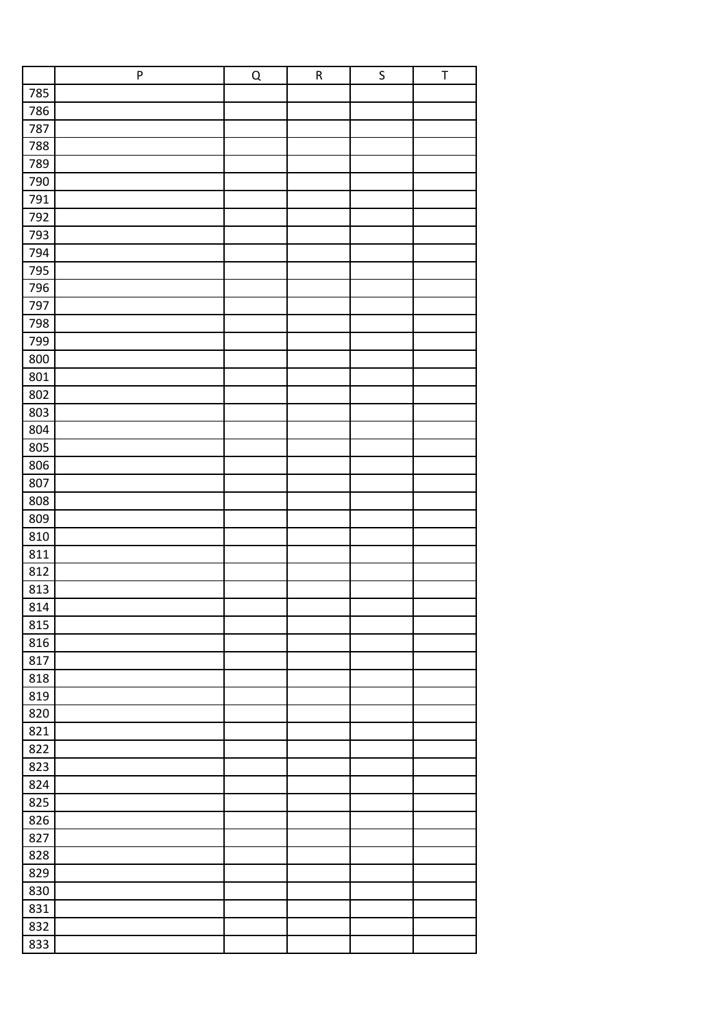| | P | Q | R | S | T |
|---|---|---|---|---|---|
| 785 | | | | | |
| 786 | | | | | |
| 787 | | | | | |
| 788 | | | | | |
| 789 | | | | | |
| 790 | | | | | |
| 791 | | | | | |
| 792 | | | | | |
| 793 | | | | | |
| 794 | | | | | |
| 795 | | | | | |
| 796 | | | | | |
| 797 | | | | | |
| 798 | | | | | |
| 799 | | | | | |
| 800 | | | | | |
| 801 | | | | | |
| 802 | | | | | |
| 803 | | | | | |
| 804 | | | | | |
| 805 | | | | | |
| 806 | | | | | |
| 807 | | | | | |
| 808 | | | | | |
| 809 | | | | | |
| 810 | | | | | |
| 811 | | | | | |
| 812 | | | | | |
| 813 | | | | | |
| 814 | | | | | |
| 815 | | | | | |
| 816 | | | | | |
| 817 | | | | | |
| 818 | | | | | |
| 819 | | | | | |
| 820 | | | | | |
| 821 | | | | | |
| 822 | | | | | |
| 823 | | | | | |
| 824 | | | | | |
| 825 | | | | | |
| 826 | | | | | |
| 827 | | | | | |
| 828 | | | | | |
| 829 | | | | | |
| 830 | | | | | |
| 831 | | | | | |
| 832 | | | | | |
| 833 | | | | | |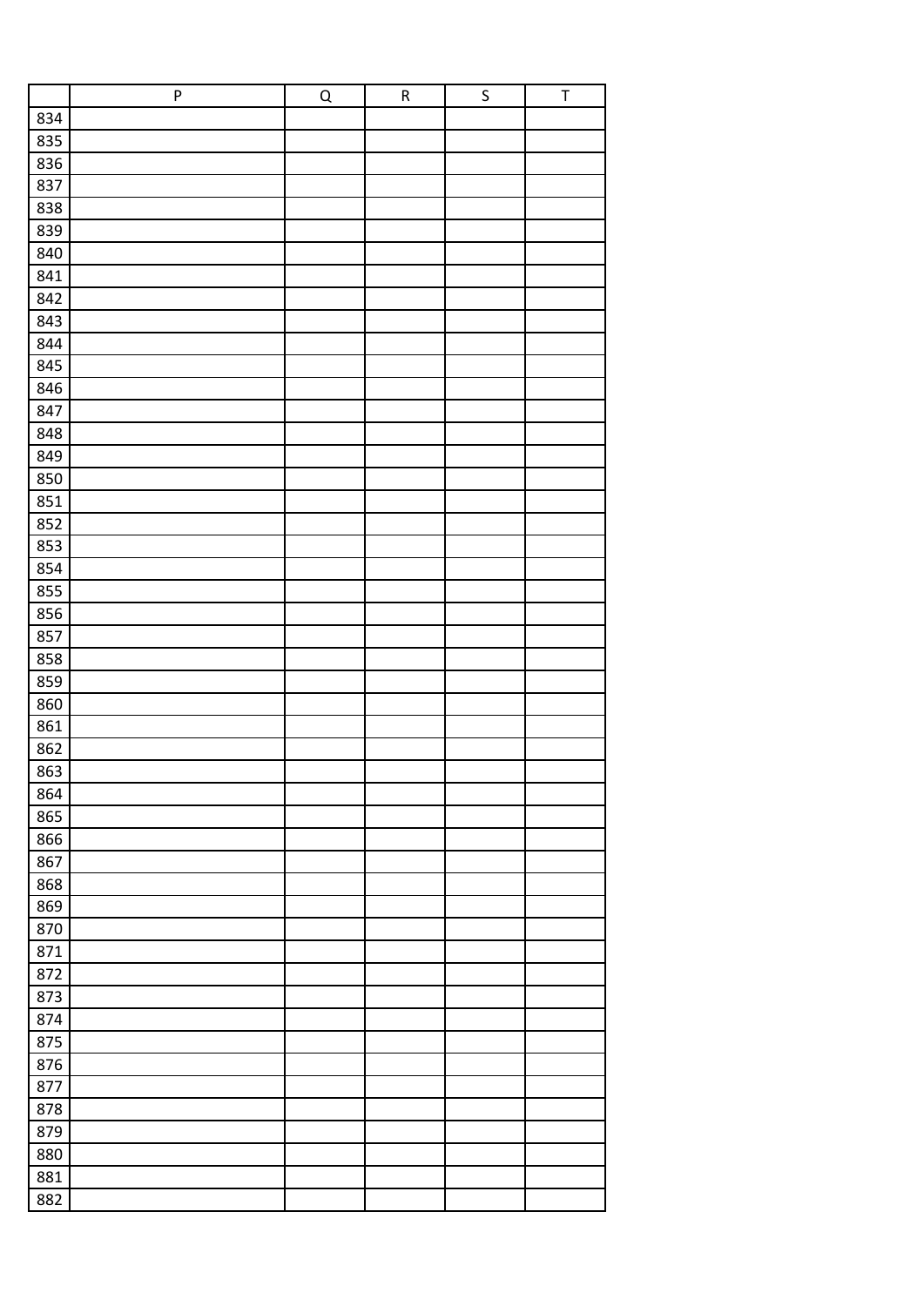| | P | Q | R | S | T |
|---|---|---|---|---|---|
| 834 | | | | | |
| 835 | | | | | |
| 836 | | | | | |
| 837 | | | | | |
| 838 | | | | | |
| 839 | | | | | |
| 840 | | | | | |
| 841 | | | | | |
| 842 | | | | | |
| 843 | | | | | |
| 844 | | | | | |
| 845 | | | | | |
| 846 | | | | | |
| 847 | | | | | |
| 848 | | | | | |
| 849 | | | | | |
| 850 | | | | | |
| 851 | | | | | |
| 852 | | | | | |
| 853 | | | | | |
| 854 | | | | | |
| 855 | | | | | |
| 856 | | | | | |
| 857 | | | | | |
| 858 | | | | | |
| 859 | | | | | |
| 860 | | | | | |
| 861 | | | | | |
| 862 | | | | | |
| 863 | | | | | |
| 864 | | | | | |
| 865 | | | | | |
| 866 | | | | | |
| 867 | | | | | |
| 868 | | | | | |
| 869 | | | | | |
| 870 | | | | | |
| 871 | | | | | |
| 872 | | | | | |
| 873 | | | | | |
| 874 | | | | | |
| 875 | | | | | |
| 876 | | | | | |
| 877 | | | | | |
| 878 | | | | | |
| 879 | | | | | |
| 880 | | | | | |
| 881 | | | | | |
| 882 | | | | | |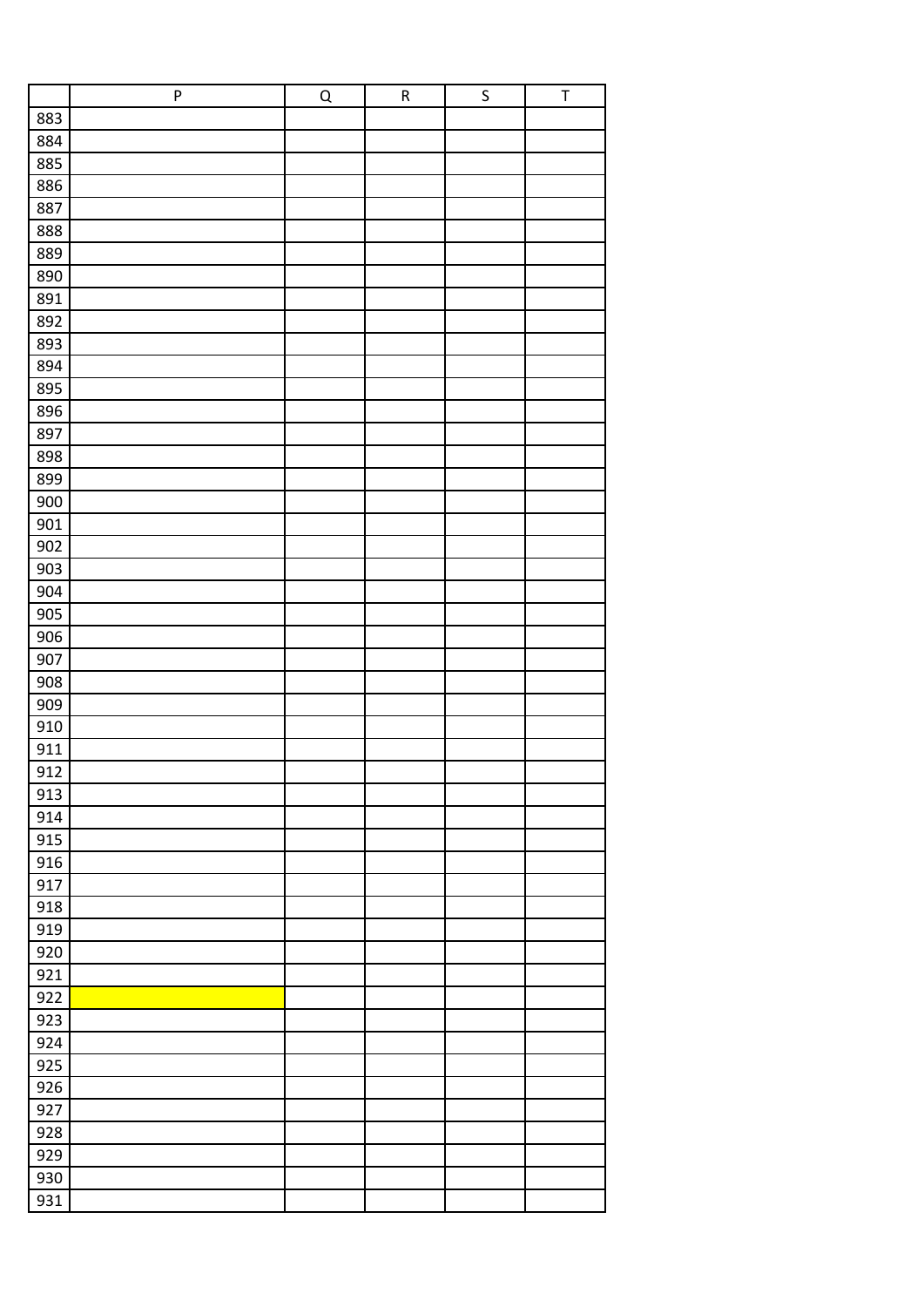| | P | Q | R | S | T |
|---|---|---|---|---|---|
| 883 | | | | | |
| 884 | | | | | |
| 885 | | | | | |
| 886 | | | | | |
| 887 | | | | | |
| 888 | | | | | |
| 889 | | | | | |
| 890 | | | | | |
| 891 | | | | | |
| 892 | | | | | |
| 893 | | | | | |
| 894 | | | | | |
| 895 | | | | | |
| 896 | | | | | |
| 897 | | | | | |
| 898 | | | | | |
| 899 | | | | | |
| 900 | | | | | |
| 901 | | | | | |
| 902 | | | | | |
| 903 | | | | | |
| 904 | | | | | |
| 905 | | | | | |
| 906 | | | | | |
| 907 | | | | | |
| 908 | | | | | |
| 909 | | | | | |
| 910 | | | | | |
| 911 | | | | | |
| 912 | | | | | |
| 913 | | | | | |
| 914 | | | | | |
| 915 | | | | | |
| 916 | | | | | |
| 917 | | | | | |
| 918 | | | | | |
| 919 | | | | | |
| 920 | | | | | |
| 921 | | | | | |
| 922 | | | | | |
| 923 | | | | | |
| 924 | | | | | |
| 925 | | | | | |
| 926 | | | | | |
| 927 | | | | | |
| 928 | | | | | |
| 929 | | | | | |
| 930 | | | | | |
| 931 | | | | | |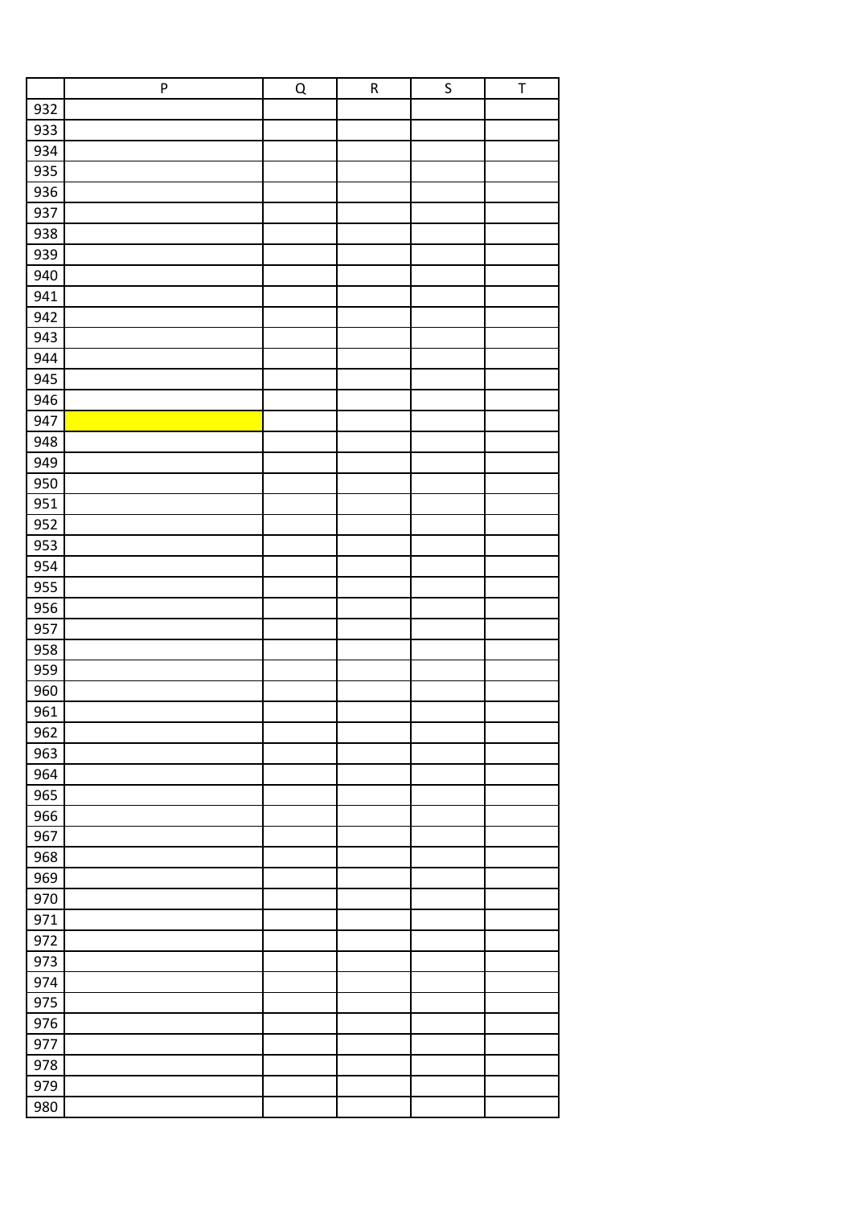| | P | Q | R | S | T |
|---|---|---|---|---|---|
| 932 | | | | | |
| 933 | | | | | |
| 934 | | | | | |
| 935 | | | | | |
| 936 | | | | | |
| 937 | | | | | |
| 938 | | | | | |
| 939 | | | | | |
| 940 | | | | | |
| 941 | | | | | |
| 942 | | | | | |
| 943 | | | | | |
| 944 | | | | | |
| 945 | | | | | |
| 946 | | | | | |
| 947 | | | | | |
| 948 | | | | | |
| 949 | | | | | |
| 950 | | | | | |
| 951 | | | | | |
| 952 | | | | | |
| 953 | | | | | |
| 954 | | | | | |
| 955 | | | | | |
| 956 | | | | | |
| 957 | | | | | |
| 958 | | | | | |
| 959 | | | | | |
| 960 | | | | | |
| 961 | | | | | |
| 962 | | | | | |
| 963 | | | | | |
| 964 | | | | | |
| 965 | | | | | |
| 966 | | | | | |
| 967 | | | | | |
| 968 | | | | | |
| 969 | | | | | |
| 970 | | | | | |
| 971 | | | | | |
| 972 | | | | | |
| 973 | | | | | |
| 974 | | | | | |
| 975 | | | | | |
| 976 | | | | | |
| 977 | | | | | |
| 978 | | | | | |
| 979 | | | | | |
| 980 | | | | | |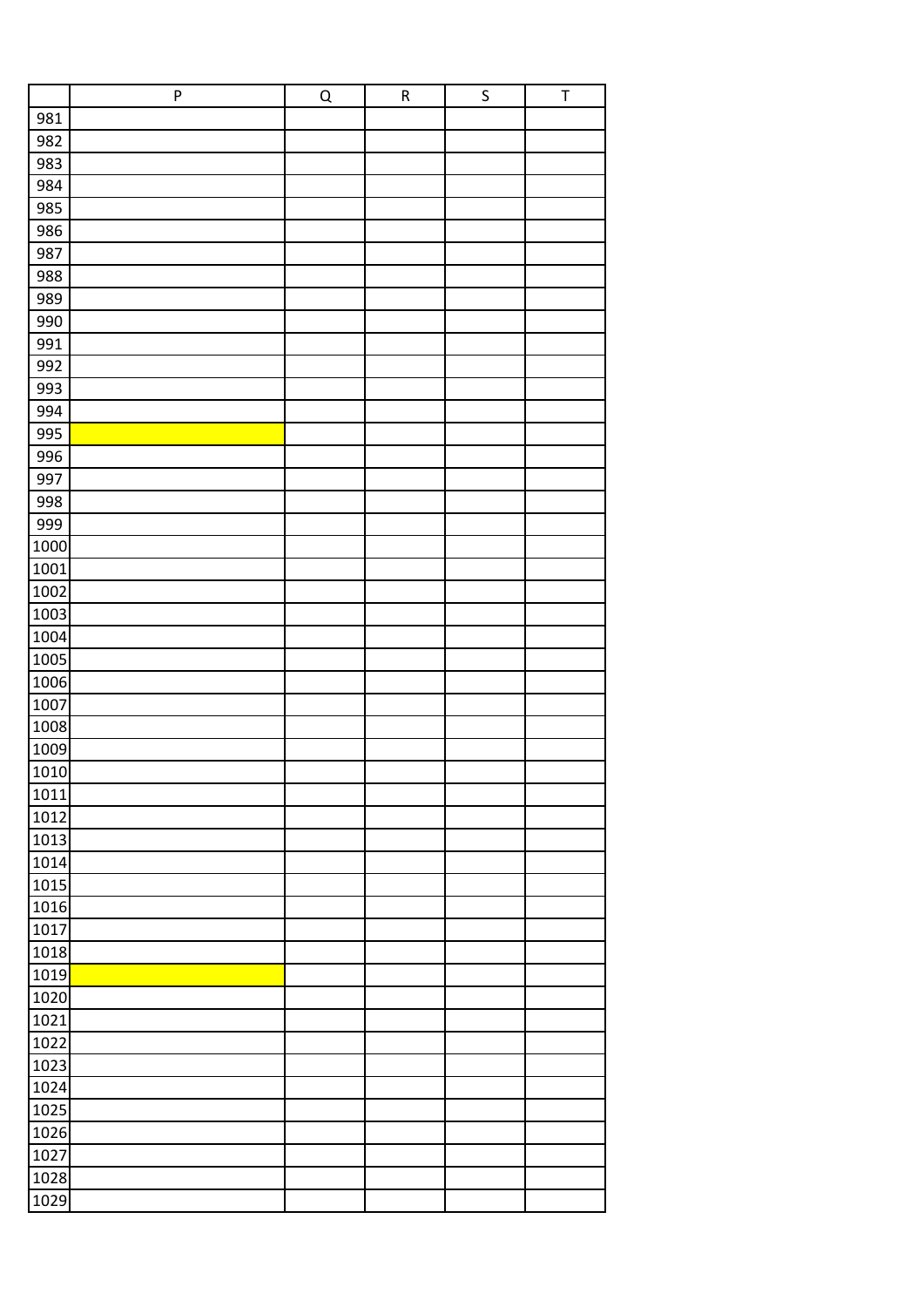| | P | Q | R | S | T |
|---|---|---|---|---|---|
| 981 | | | | | |
| 982 | | | | | |
| 983 | | | | | |
| 984 | | | | | |
| 985 | | | | | |
| 986 | | | | | |
| 987 | | | | | |
| 988 | | | | | |
| 989 | | | | | |
| 990 | | | | | |
| 991 | | | | | |
| 992 | | | | | |
| 993 | | | | | |
| 994 | | | | | |
| 995 | | | | | |
| 996 | | | | | |
| 997 | | | | | |
| 998 | | | | | |
| 999 | | | | | |
| 1000 | | | | | |
| 1001 | | | | | |
| 1002 | | | | | |
| 1003 | | | | | |
| 1004 | | | | | |
| 1005 | | | | | |
| 1006 | | | | | |
| 1007 | | | | | |
| 1008 | | | | | |
| 1009 | | | | | |
| 1010 | | | | | |
| 1011 | | | | | |
| 1012 | | | | | |
| 1013 | | | | | |
| 1014 | | | | | |
| 1015 | | | | | |
| 1016 | | | | | |
| 1017 | | | | | |
| 1018 | | | | | |
| 1019 | | | | | |
| 1020 | | | | | |
| 1021 | | | | | |
| 1022 | | | | | |
| 1023 | | | | | |
| 1024 | | | | | |
| 1025 | | | | | |
| 1026 | | | | | |
| 1027 | | | | | |
| 1028 | | | | | |
| 1029 | | | | | |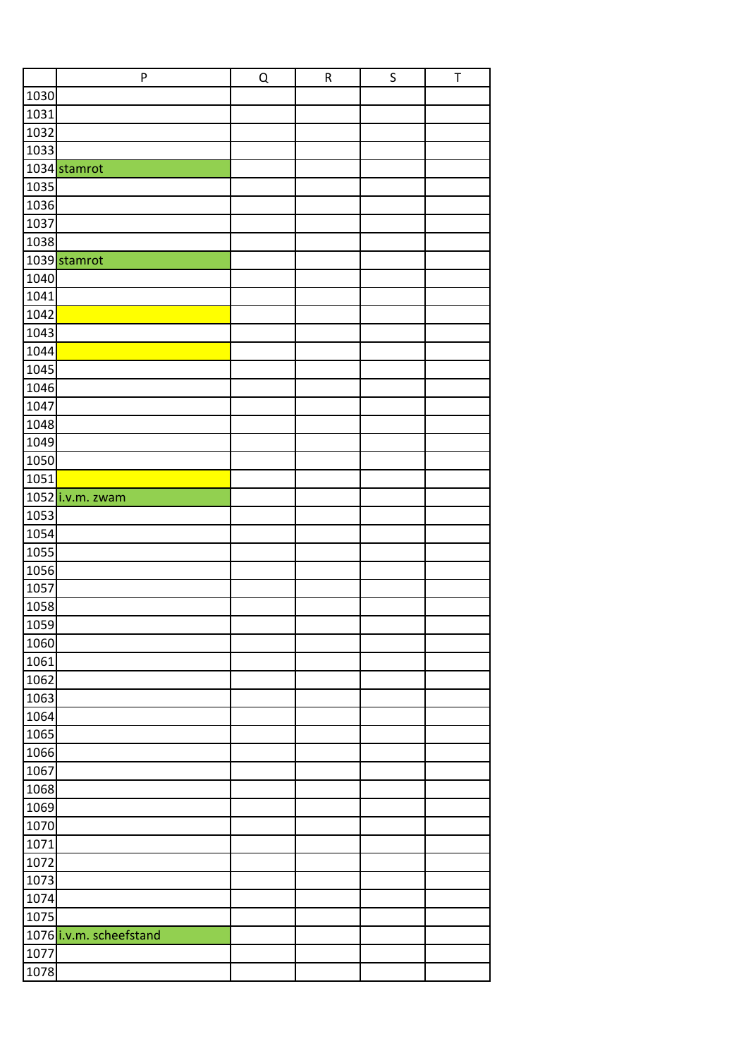| | P | Q | R | S | T |
|---|---|---|---|---|---|
| 1030 | | | | | |
| 1031 | | | | | |
| 1032 | | | | | |
| 1033 | | | | | |
| 1034 | stamrot | | | | |
| 1035 | | | | | |
| 1036 | | | | | |
| 1037 | | | | | |
| 1038 | | | | | |
| 1039 | stamrot | | | | |
| 1040 | | | | | |
| 1041 | | | | | |
| 1042 | | | | | |
| 1043 | | | | | |
| 1044 | | | | | |
| 1045 | | | | | |
| 1046 | | | | | |
| 1047 | | | | | |
| 1048 | | | | | |
| 1049 | | | | | |
| 1050 | | | | | |
| 1051 | | | | | |
| 1052 | i.v.m. zwam | | | | |
| 1053 | | | | | |
| 1054 | | | | | |
| 1055 | | | | | |
| 1056 | | | | | |
| 1057 | | | | | |
| 1058 | | | | | |
| 1059 | | | | | |
| 1060 | | | | | |
| 1061 | | | | | |
| 1062 | | | | | |
| 1063 | | | | | |
| 1064 | | | | | |
| 1065 | | | | | |
| 1066 | | | | | |
| 1067 | | | | | |
| 1068 | | | | | |
| 1069 | | | | | |
| 1070 | | | | | |
| 1071 | | | | | |
| 1072 | | | | | |
| 1073 | | | | | |
| 1074 | | | | | |
| 1075 | | | | | |
| 1076 | i.v.m. scheefstand | | | | |
| 1077 | | | | | |
| 1078 | | | | | |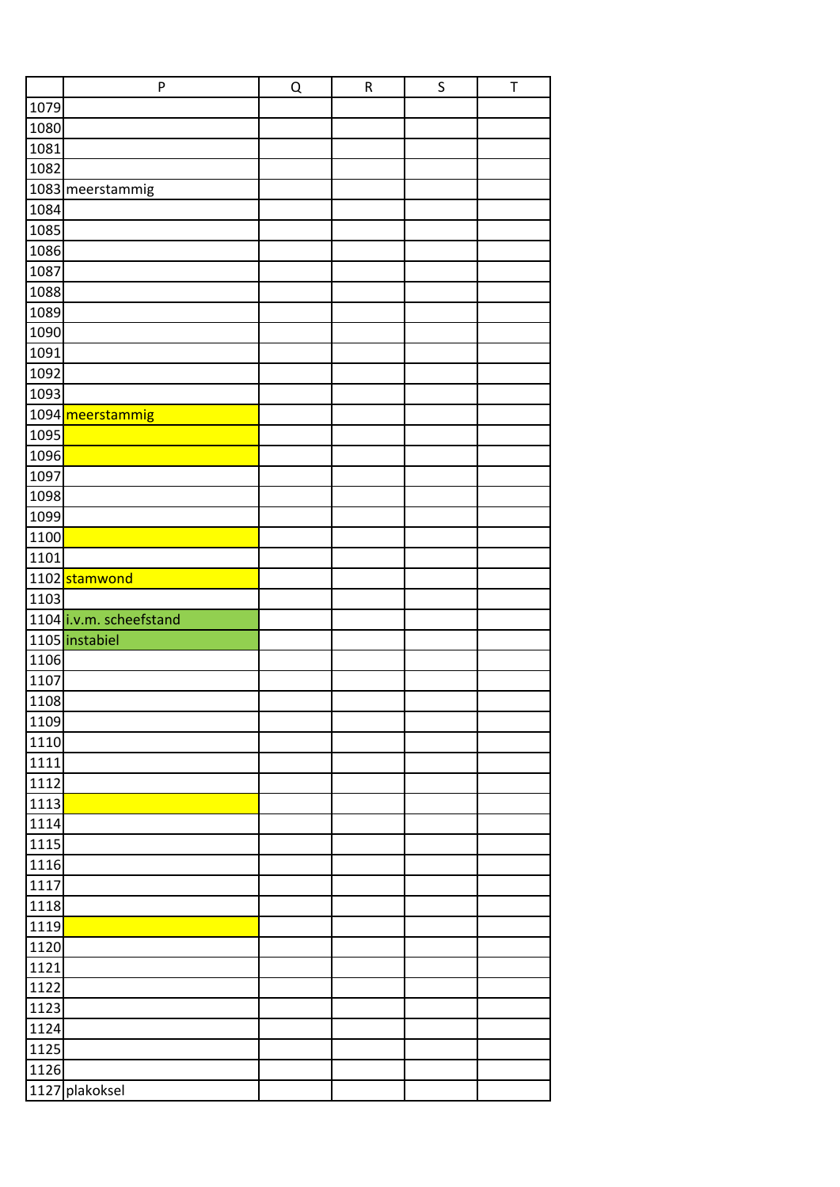| | P | Q | R | S | T |
|---|---|---|---|---|---|
| 1079 | | | | | |
| 1080 | | | | | |
| 1081 | | | | | |
| 1082 | | | | | |
| 1083 | meerstammig | | | | |
| 1084 | | | | | |
| 1085 | | | | | |
| 1086 | | | | | |
| 1087 | | | | | |
| 1088 | | | | | |
| 1089 | | | | | |
| 1090 | | | | | |
| 1091 | | | | | |
| 1092 | | | | | |
| 1093 | | | | | |
| 1094 | meerstammig | | | | |
| 1095 | | | | | |
| 1096 | | | | | |
| 1097 | | | | | |
| 1098 | | | | | |
| 1099 | | | | | |
| 1100 | | | | | |
| 1101 | | | | | |
| 1102 | stamwond | | | | |
| 1103 | | | | | |
| 1104 | i.v.m. scheefstand | | | | |
| 1105 | instabiel | | | | |
| 1106 | | | | | |
| 1107 | | | | | |
| 1108 | | | | | |
| 1109 | | | | | |
| 1110 | | | | | |
| 1111 | | | | | |
| 1112 | | | | | |
| 1113 | | | | | |
| 1114 | | | | | |
| 1115 | | | | | |
| 1116 | | | | | |
| 1117 | | | | | |
| 1118 | | | | | |
| 1119 | | | | | |
| 1120 | | | | | |
| 1121 | | | | | |
| 1122 | | | | | |
| 1123 | | | | | |
| 1124 | | | | | |
| 1125 | | | | | |
| 1126 | | | | | |
| 1127 | plakoksel | | | | |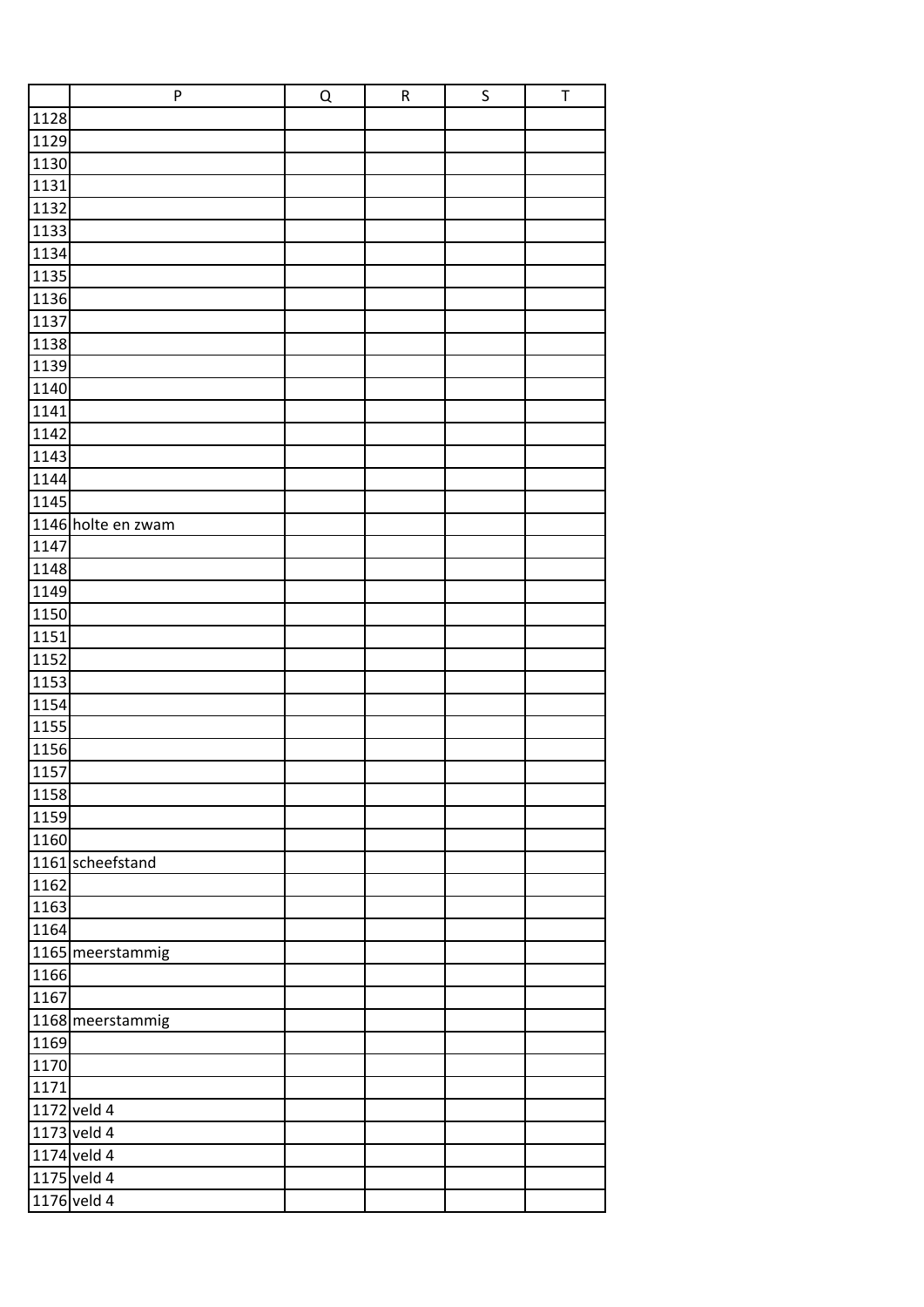| | P | Q | R | S | T |
|---|---|---|---|---|---|
| 1128 | | | | | |
| 1129 | | | | | |
| 1130 | | | | | |
| 1131 | | | | | |
| 1132 | | | | | |
| 1133 | | | | | |
| 1134 | | | | | |
| 1135 | | | | | |
| 1136 | | | | | |
| 1137 | | | | | |
| 1138 | | | | | |
| 1139 | | | | | |
| 1140 | | | | | |
| 1141 | | | | | |
| 1142 | | | | | |
| 1143 | | | | | |
| 1144 | | | | | |
| 1145 | | | | | |
| 1146 | holte en zwam | | | | |
| 1147 | | | | | |
| 1148 | | | | | |
| 1149 | | | | | |
| 1150 | | | | | |
| 1151 | | | | | |
| 1152 | | | | | |
| 1153 | | | | | |
| 1154 | | | | | |
| 1155 | | | | | |
| 1156 | | | | | |
| 1157 | | | | | |
| 1158 | | | | | |
| 1159 | | | | | |
| 1160 | | | | | |
| 1161 | scheefstand | | | | |
| 1162 | | | | | |
| 1163 | | | | | |
| 1164 | | | | | |
| 1165 | meerstammig | | | | |
| 1166 | | | | | |
| 1167 | | | | | |
| 1168 | meerstammig | | | | |
| 1169 | | | | | |
| 1170 | | | | | |
| 1171 | | | | | |
| 1172 | veld 4 | | | | |
| 1173 | veld 4 | | | | |
| 1174 | veld 4 | | | | |
| 1175 | veld 4 | | | | |
| 1176 | veld 4 | | | | |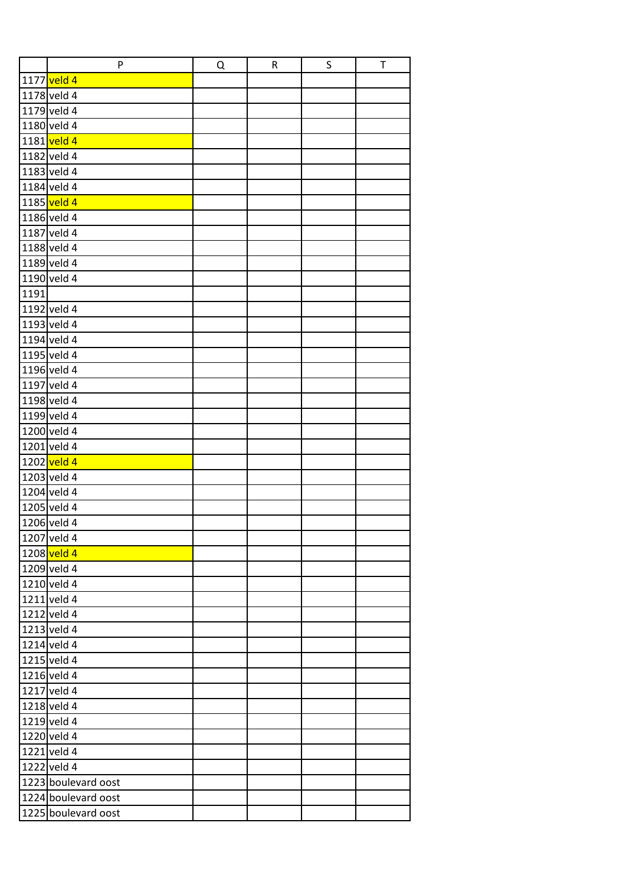| | P | Q | R | S | T |
|---|---|---|---|---|---|
| 1177 | veld 4 | | | | |
| 1178 | veld 4 | | | | |
| 1179 | veld 4 | | | | |
| 1180 | veld 4 | | | | |
| 1181 | veld 4 | | | | |
| 1182 | veld 4 | | | | |
| 1183 | veld 4 | | | | |
| 1184 | veld 4 | | | | |
| 1185 | veld 4 | | | | |
| 1186 | veld 4 | | | | |
| 1187 | veld 4 | | | | |
| 1188 | veld 4 | | | | |
| 1189 | veld 4 | | | | |
| 1190 | veld 4 | | | | |
| 1191 | | | | | |
| 1192 | veld 4 | | | | |
| 1193 | veld 4 | | | | |
| 1194 | veld 4 | | | | |
| 1195 | veld 4 | | | | |
| 1196 | veld 4 | | | | |
| 1197 | veld 4 | | | | |
| 1198 | veld 4 | | | | |
| 1199 | veld 4 | | | | |
| 1200 | veld 4 | | | | |
| 1201 | veld 4 | | | | |
| 1202 | veld 4 | | | | |
| 1203 | veld 4 | | | | |
| 1204 | veld 4 | | | | |
| 1205 | veld 4 | | | | |
| 1206 | veld 4 | | | | |
| 1207 | veld 4 | | | | |
| 1208 | veld 4 | | | | |
| 1209 | veld 4 | | | | |
| 1210 | veld 4 | | | | |
| 1211 | veld 4 | | | | |
| 1212 | veld 4 | | | | |
| 1213 | veld 4 | | | | |
| 1214 | veld 4 | | | | |
| 1215 | veld 4 | | | | |
| 1216 | veld 4 | | | | |
| 1217 | veld 4 | | | | |
| 1218 | veld 4 | | | | |
| 1219 | veld 4 | | | | |
| 1220 | veld 4 | | | | |
| 1221 | veld 4 | | | | |
| 1222 | veld 4 | | | | |
| 1223 | boulevard oost | | | | |
| 1224 | boulevard oost | | | | |
| 1225 | boulevard oost | | | | |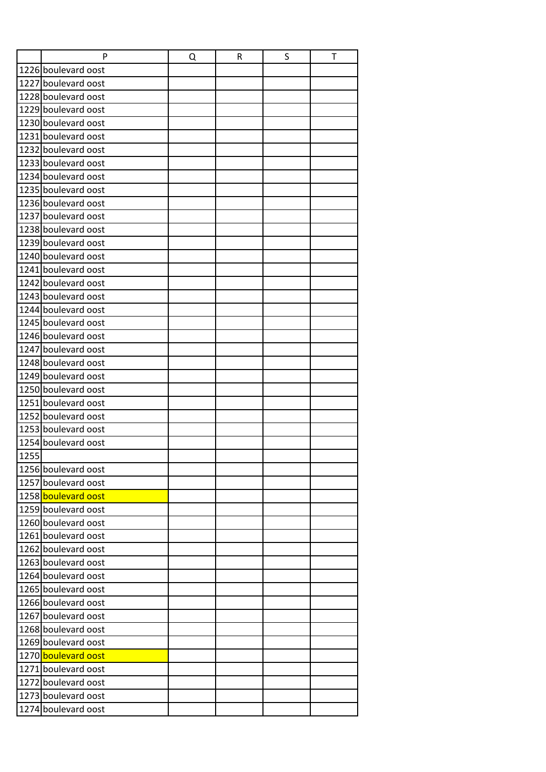| | P | Q | R | S | T |
|---|---|---|---|---|---|
| 1226 | boulevard oost | | | | |
| 1227 | boulevard oost | | | | |
| 1228 | boulevard oost | | | | |
| 1229 | boulevard oost | | | | |
| 1230 | boulevard oost | | | | |
| 1231 | boulevard oost | | | | |
| 1232 | boulevard oost | | | | |
| 1233 | boulevard oost | | | | |
| 1234 | boulevard oost | | | | |
| 1235 | boulevard oost | | | | |
| 1236 | boulevard oost | | | | |
| 1237 | boulevard oost | | | | |
| 1238 | boulevard oost | | | | |
| 1239 | boulevard oost | | | | |
| 1240 | boulevard oost | | | | |
| 1241 | boulevard oost | | | | |
| 1242 | boulevard oost | | | | |
| 1243 | boulevard oost | | | | |
| 1244 | boulevard oost | | | | |
| 1245 | boulevard oost | | | | |
| 1246 | boulevard oost | | | | |
| 1247 | boulevard oost | | | | |
| 1248 | boulevard oost | | | | |
| 1249 | boulevard oost | | | | |
| 1250 | boulevard oost | | | | |
| 1251 | boulevard oost | | | | |
| 1252 | boulevard oost | | | | |
| 1253 | boulevard oost | | | | |
| 1254 | boulevard oost | | | | |
| 1255 | | | | | |
| 1256 | boulevard oost | | | | |
| 1257 | boulevard oost | | | | |
| 1258 | boulevard oost | | | | |
| 1259 | boulevard oost | | | | |
| 1260 | boulevard oost | | | | |
| 1261 | boulevard oost | | | | |
| 1262 | boulevard oost | | | | |
| 1263 | boulevard oost | | | | |
| 1264 | boulevard oost | | | | |
| 1265 | boulevard oost | | | | |
| 1266 | boulevard oost | | | | |
| 1267 | boulevard oost | | | | |
| 1268 | boulevard oost | | | | |
| 1269 | boulevard oost | | | | |
| 1270 | boulevard oost | | | | |
| 1271 | boulevard oost | | | | |
| 1272 | boulevard oost | | | | |
| 1273 | boulevard oost | | | | |
| 1274 | boulevard oost | | | | |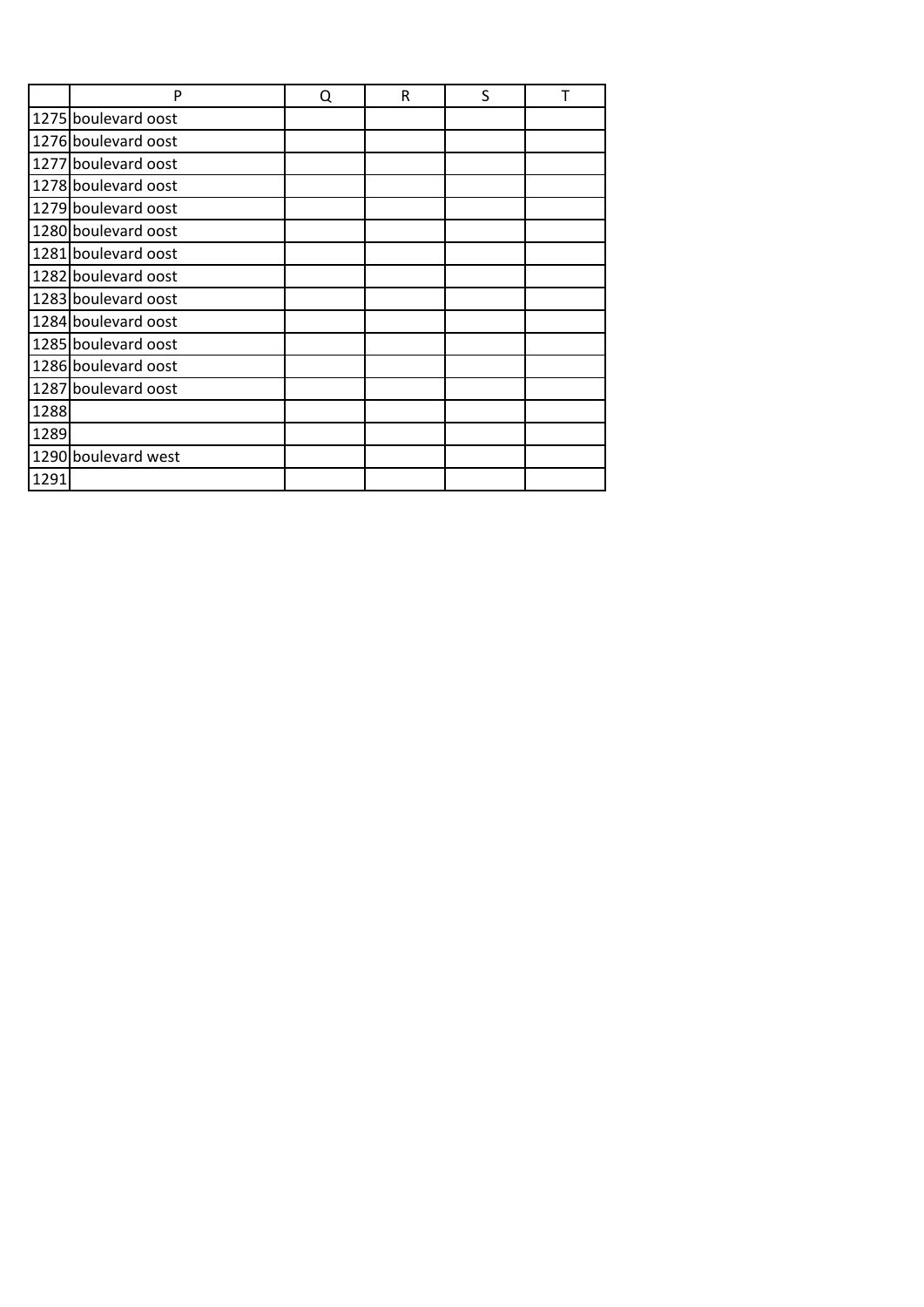| | P | Q | R | S | T |
|---|---|---|---|---|---|
| 1275 | boulevard oost | | | | |
| 1276 | boulevard oost | | | | |
| 1277 | boulevard oost | | | | |
| 1278 | boulevard oost | | | | |
| 1279 | boulevard oost | | | | |
| 1280 | boulevard oost | | | | |
| 1281 | boulevard oost | | | | |
| 1282 | boulevard oost | | | | |
| 1283 | boulevard oost | | | | |
| 1284 | boulevard oost | | | | |
| 1285 | boulevard oost | | | | |
| 1286 | boulevard oost | | | | |
| 1287 | boulevard oost | | | | |
| 1288 | | | | | |
| 1289 | | | | | |
| 1290 | boulevard west | | | | |
| 1291 | | | | | |